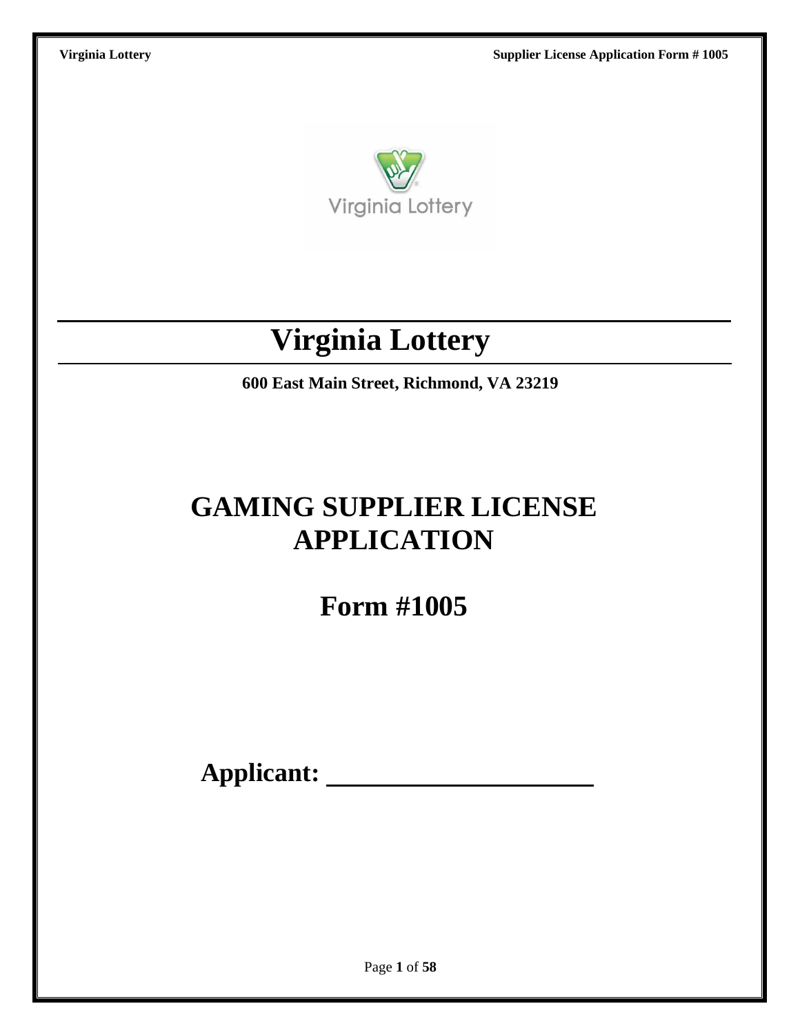# Virginia Lottery

**600 East Main Street, Richmond, VA 23219**

# GAMING SUPPLIER LICENSE APPLICATION

## Form #1005

**Applicant: ______________________**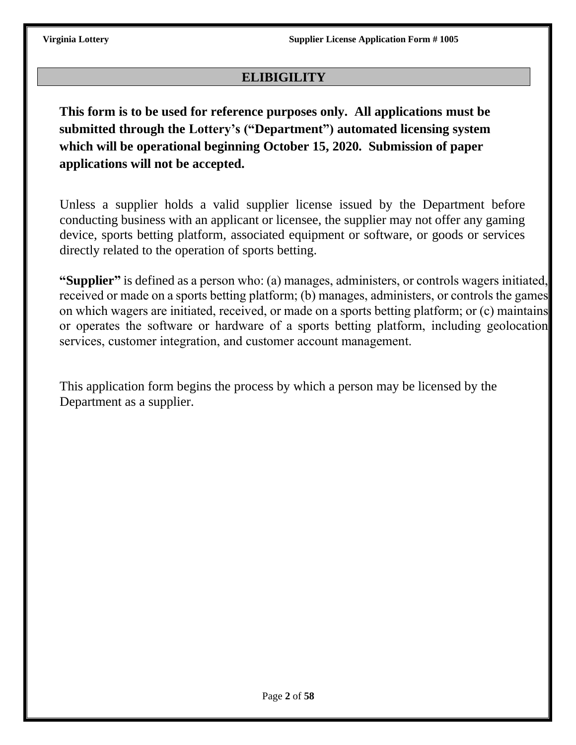## ELIBIGILITY

**This form is to be used for reference purposes only. All applications must be submitted through the Lottery's ("Department") automated licensing system which will be operational beginning October 15, 2020. Submission of paper applications will not be accepted.**

Unless a supplier holds a valid supplier license issued by the Department before conducting business with an applicant or licensee, the supplier may not offer any gaming device, sports betting platform, associated equipment or software, or goods or services directly related to the operation of sports betting.

**"Supplier"** is defined as a person who: (a) manages, administers, or controls wagers initiated, received or made on a sports betting platform; (b) manages, administers, or controls the games on which wagers are initiated, received, or made on a sports betting platform; or (c) maintains or operates the software or hardware of a sports betting platform, including geolocation services, customer integration, and customer account management.

This application form begins the process by which a person may be licensed by the Department as a supplier.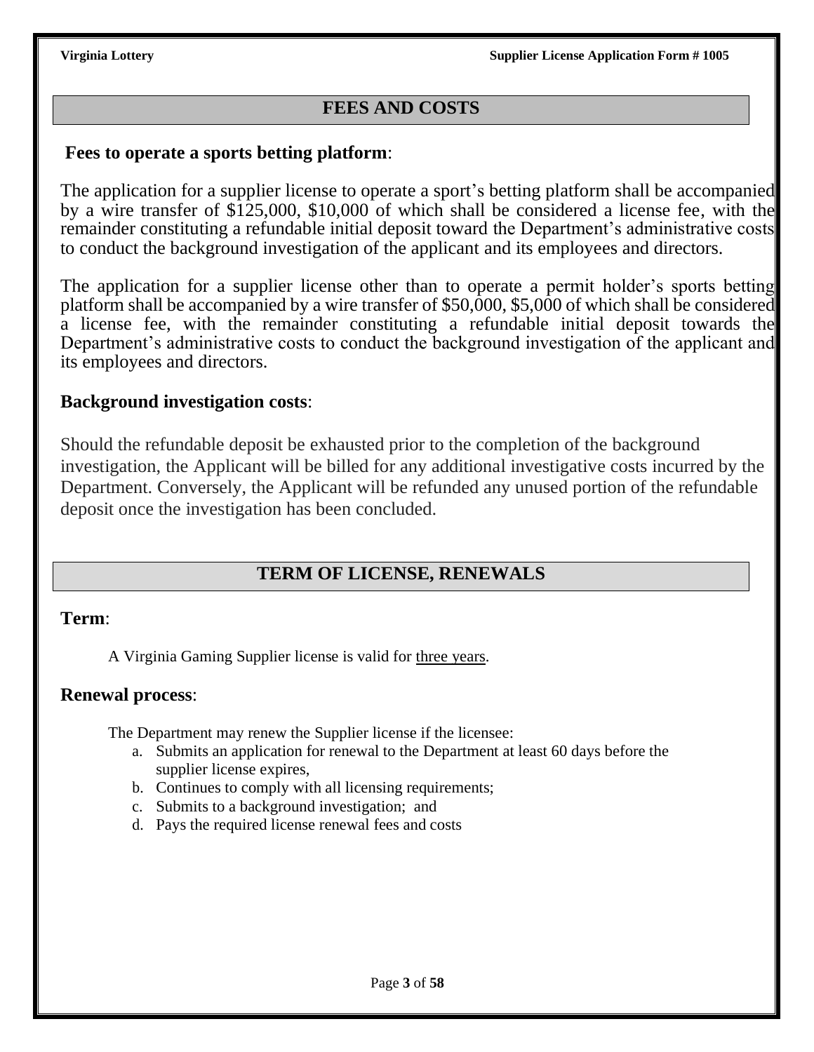## FEES AND COSTS

**Fees to operate a sports betting platform**:

The application for a supplier license to operate a sport's betting platform shall be accompanied by a wire transfer of $125,000, $10,000 of which shall be considered a license fee, with the remainder constituting a refundable initial deposit toward the Department's administrative costs to conduct the background investigation of the applicant and its employees and directors.

The application for a supplier license other than to operate a permit holder's sports betting platform shall be accompanied by a wire transfer of $50,000, $5,000 of which shall be considered a license fee, with the remainder constituting a refundable initial deposit towards the Department's administrative costs to conduct the background investigation of the applicant and its employees and directors.

**Background investigation costs**:

Should the refundable deposit be exhausted prior to the completion of the background investigation, the Applicant will be billed for any additional investigative costs incurred by the Department. Conversely, the Applicant will be refunded any unused portion of the refundable deposit once the investigation has been concluded.

## TERM OF LICENSE, RENEWALS

**Term**:

A Virginia Gaming Supplier license is valid for <u>three years</u>.

**Renewal process**:

The Department may renew the Supplier license if the licensee:

a. Submits an application for renewal to the Department at least 60 days before the supplier license expires,
b. Continues to comply with all licensing requirements;
c. Submits to a background investigation; and
d. Pays the required license renewal fees and costs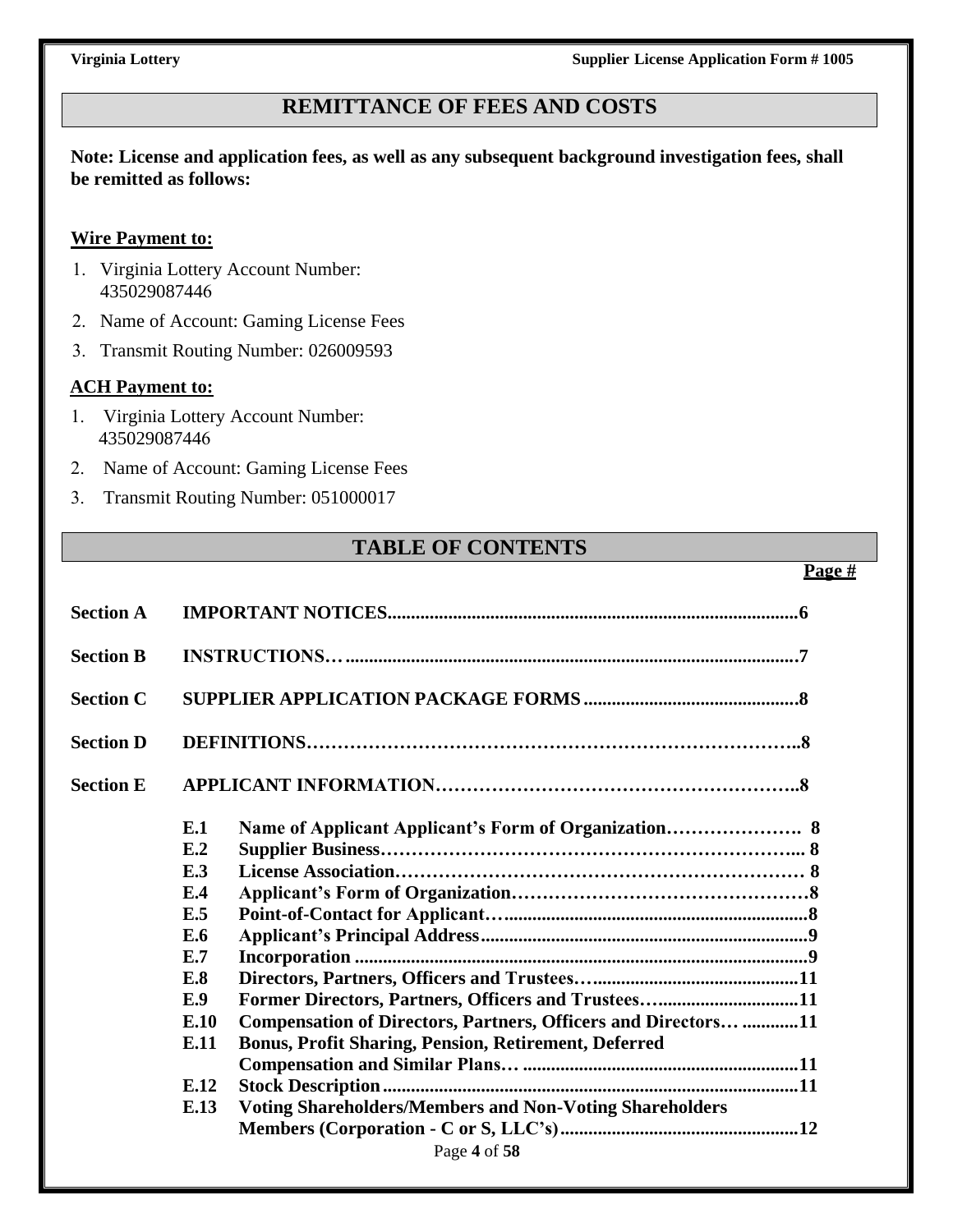## REMITTANCE OF FEES AND COSTS

**Note: License and application fees, as well as any subsequent background investigation fees, shall be remitted as follows:**

**Wire Payment to:**

1. Virginia Lottery Account Number: 435029087446
2. Name of Account: Gaming License Fees
3. Transmit Routing Number: 026009593

**ACH Payment to:**

1. Virginia Lottery Account Number: 435029087446
2. Name of Account: Gaming License Fees
3. Transmit Routing Number: 051000017

## TABLE OF CONTENTS

| | | | Page # |
|---|---|---|---|
| **Section A** | **IMPORTANT NOTICES** | | **6** |
| **Section B** | **INSTRUCTIONS…** | | **7** |
| **Section C** | **SUPPLIER APPLICATION PACKAGE FORMS** | | **8** |
| **Section D** | **DEFINITIONS** | | **8** |
| **Section E** | **APPLICANT INFORMATION** | | **8** |
| | **E.1** | **Name of Applicant Applicant's Form of Organization** | **8** |
| | **E.2** | **Supplier Business** | **8** |
| | **E.3** | **License Association** | **8** |
| | **E.4** | **Applicant's Form of Organization** | **8** |
| | **E.5** | **Point-of-Contact for Applicant** | **8** |
| | **E.6** | **Applicant's Principal Address** | **9** |
| | **E.7** | **Incorporation** | **9** |
| | **E.8** | **Directors, Partners, Officers and Trustees** | **11** |
| | **E.9** | **Former Directors, Partners, Officers and Trustees** | **11** |
| | **E.10** | **Compensation of Directors, Partners, Officers and Directors…** | **11** |
| | **E.11** | **Bonus, Profit Sharing, Pension, Retirement, Deferred Compensation and Similar Plans…** | **11** |
| | **E.12** | **Stock Description** | **11** |
| | **E.13** | **Voting Shareholders/Members and Non-Voting Shareholders Members (Corporation - C or S, LLC's)** | **12** |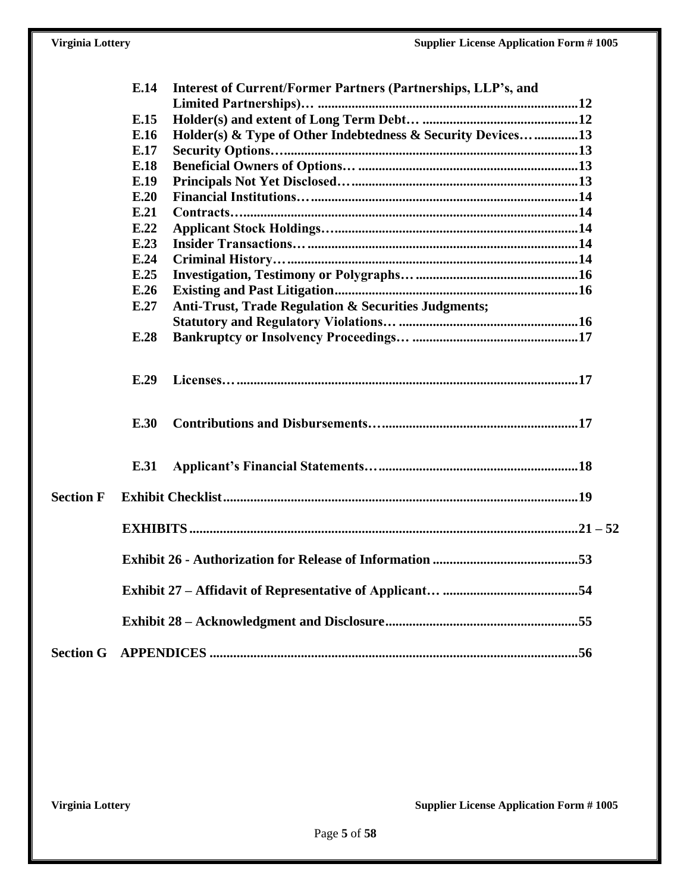| | | |
|---|---|---|
| **E.14** | **Interest of Current/Former Partners (Partnerships, LLP's, and Limited Partnerships)…** | **12** |
| **E.15** | **Holder(s) and extent of Long Term Debt…** | **12** |
| **E.16** | **Holder(s) & Type of Other Indebtedness & Security Devices…** | **13** |
| **E.17** | **Security Options…** | **13** |
| **E.18** | **Beneficial Owners of Options…** | **13** |
| **E.19** | **Principals Not Yet Disclosed…** | **13** |
| **E.20** | **Financial Institutions…** | **14** |
| **E.21** | **Contracts…** | **14** |
| **E.22** | **Applicant Stock Holdings…** | **14** |
| **E.23** | **Insider Transactions…** | **14** |
| **E.24** | **Criminal History…** | **14** |
| **E.25** | **Investigation, Testimony or Polygraphs…** | **16** |
| **E.26** | **Existing and Past Litigation** | **16** |
| **E.27** | **Anti-Trust, Trade Regulation & Securities Judgments; Statutory and Regulatory Violations…** | **16** |
| **E.28** | **Bankruptcy or Insolvency Proceedings…** | **17** |
| **E.29** | **Licenses…** | **17** |
| **E.30** | **Contributions and Disbursements…** | **17** |
| **E.31** | **Applicant's Financial Statements…** | **18** |

| | | |
|---|---|---|
| **Section F** | **Exhibit Checklist** | **19** |
| | **EXHIBITS** | **21 – 52** |
| | **Exhibit 26 - Authorization for Release of Information** | **53** |
| | **Exhibit 27 – Affidavit of Representative of Applicant…** | **54** |
| | **Exhibit 28 – Acknowledgment and Disclosure** | **55** |
| **Section G** | **APPENDICES** | **56** |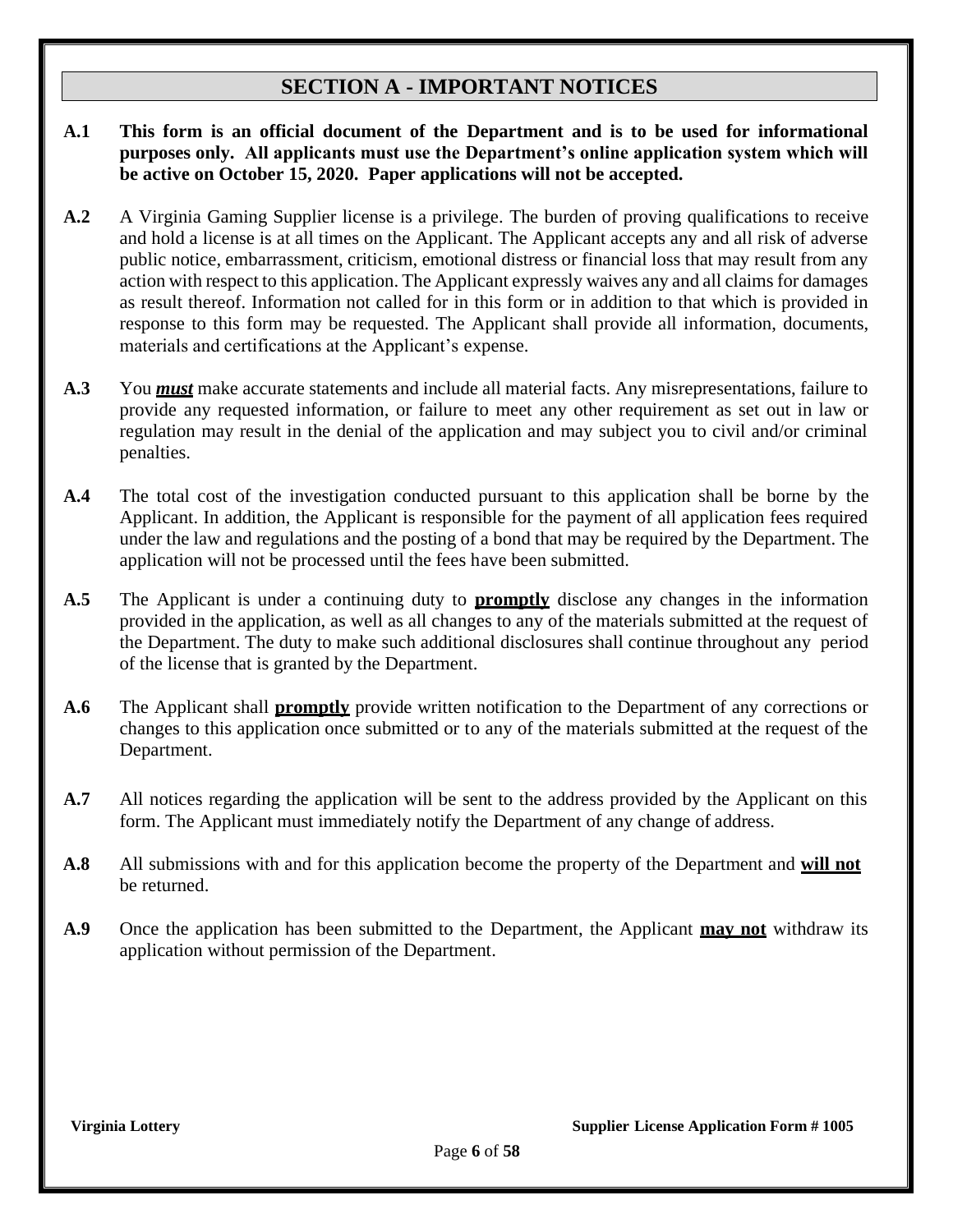## SECTION A - IMPORTANT NOTICES

**A.1** **This form is an official document of the Department and is to be used for informational purposes only. All applicants must use the Department's online application system which will be active on October 15, 2020. Paper applications will not be accepted.**

**A.2** A Virginia Gaming Supplier license is a privilege. The burden of proving qualifications to receive and hold a license is at all times on the Applicant. The Applicant accepts any and all risk of adverse public notice, embarrassment, criticism, emotional distress or financial loss that may result from any action with respect to this application. The Applicant expressly waives any and all claims for damages as result thereof. Information not called for in this form or in addition to that which is provided in response to this form may be requested. The Applicant shall provide all information, documents, materials and certifications at the Applicant's expense.

**A.3** You ***must*** make accurate statements and include all material facts. Any misrepresentations, failure to provide any requested information, or failure to meet any other requirement as set out in law or regulation may result in the denial of the application and may subject you to civil and/or criminal penalties.

**A.4** The total cost of the investigation conducted pursuant to this application shall be borne by the Applicant. In addition, the Applicant is responsible for the payment of all application fees required under the law and regulations and the posting of a bond that may be required by the Department. The application will not be processed until the fees have been submitted.

**A.5** The Applicant is under a continuing duty to **promptly** disclose any changes in the information provided in the application, as well as all changes to any of the materials submitted at the request of the Department. The duty to make such additional disclosures shall continue throughout any period of the license that is granted by the Department.

**A.6** The Applicant shall **promptly** provide written notification to the Department of any corrections or changes to this application once submitted or to any of the materials submitted at the request of the Department.

**A.7** All notices regarding the application will be sent to the address provided by the Applicant on this form. The Applicant must immediately notify the Department of any change of address.

**A.8** All submissions with and for this application become the property of the Department and **will not** be returned.

**A.9** Once the application has been submitted to the Department, the Applicant **may not** withdraw its application without permission of the Department.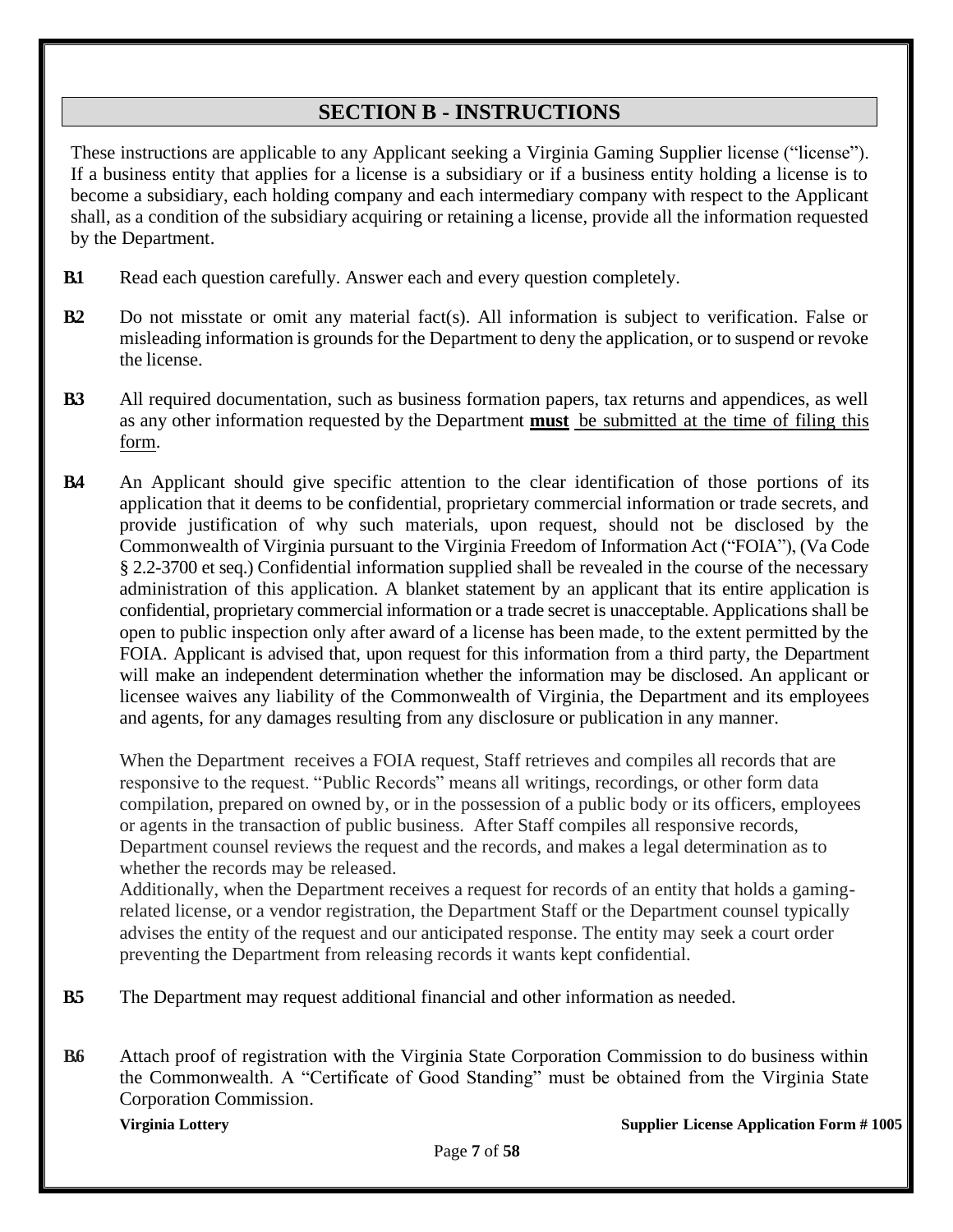## SECTION B - INSTRUCTIONS

These instructions are applicable to any Applicant seeking a Virginia Gaming Supplier license ("license"). If a business entity that applies for a license is a subsidiary or if a business entity holding a license is to become a subsidiary, each holding company and each intermediary company with respect to the Applicant shall, as a condition of the subsidiary acquiring or retaining a license, provide all the information requested by the Department.

**B.1** Read each question carefully. Answer each and every question completely.

**B.2** Do not misstate or omit any material fact(s). All information is subject to verification. False or misleading information is grounds for the Department to deny the application, or to suspend or revoke the license.

**B.3** All required documentation, such as business formation papers, tax returns and appendices, as well as any other information requested by the Department **must** be submitted at the time of filing this form.

**B.4** An Applicant should give specific attention to the clear identification of those portions of its application that it deems to be confidential, proprietary commercial information or trade secrets, and provide justification of why such materials, upon request, should not be disclosed by the Commonwealth of Virginia pursuant to the Virginia Freedom of Information Act ("FOIA"), (Va Code § 2.2-3700 et seq.) Confidential information supplied shall be revealed in the course of the necessary administration of this application. A blanket statement by an applicant that its entire application is confidential, proprietary commercial information or a trade secret is unacceptable. Applications shall be open to public inspection only after award of a license has been made, to the extent permitted by the FOIA. Applicant is advised that, upon request for this information from a third party, the Department will make an independent determination whether the information may be disclosed. An applicant or licensee waives any liability of the Commonwealth of Virginia, the Department and its employees and agents, for any damages resulting from any disclosure or publication in any manner.

When the Department receives a FOIA request, Staff retrieves and compiles all records that are responsive to the request. "Public Records" means all writings, recordings, or other form data compilation, prepared on owned by, or in the possession of a public body or its officers, employees or agents in the transaction of public business. After Staff compiles all responsive records, Department counsel reviews the request and the records, and makes a legal determination as to whether the records may be released.
Additionally, when the Department receives a request for records of an entity that holds a gaming-related license, or a vendor registration, the Department Staff or the Department counsel typically advises the entity of the request and our anticipated response. The entity may seek a court order preventing the Department from releasing records it wants kept confidential.

**B.5** The Department may request additional financial and other information as needed.

**B.6** Attach proof of registration with the Virginia State Corporation Commission to do business within the Commonwealth. A "Certificate of Good Standing" must be obtained from the Virginia State Corporation Commission.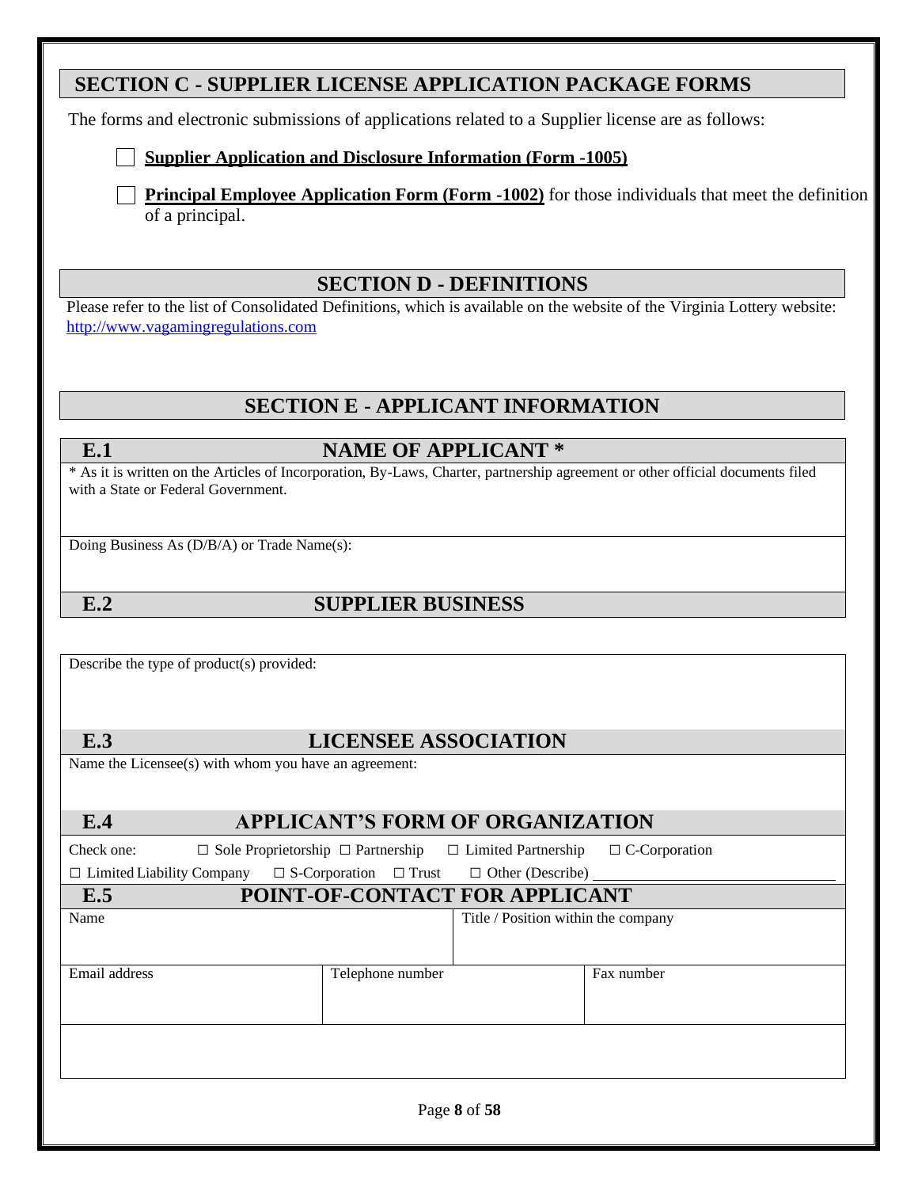## SECTION C - SUPPLIER LICENSE APPLICATION PACKAGE FORMS

The forms and electronic submissions of applications related to a Supplier license are as follows:

☐ **Supplier Application and Disclosure Information (Form -1005)**

☐ **Principal Employee Application Form (Form -1002)** for those individuals that meet the definition of a principal.

## SECTION D - DEFINITIONS

Please refer to the list of Consolidated Definitions, which is available on the website of the Virginia Lottery website: http://www.vagamingregulations.com

## SECTION E - APPLICANT INFORMATION

### E.1 NAME OF APPLICANT *

* As it is written on the Articles of Incorporation, By-Laws, Charter, partnership agreement or other official documents filed with a State or Federal Government.

Doing Business As (D/B/A) or Trade Name(s):

### E.2 SUPPLIER BUSINESS

Describe the type of product(s) provided:

### E.3 LICENSEE ASSOCIATION

Name the Licensee(s) with whom you have an agreement:

### E.4 APPLICANT'S FORM OF ORGANIZATION

Check one: ☐ Sole Proprietorship ☐ Partnership ☐ Limited Partnership ☐ C-Corporation
☐ Limited Liability Company ☐ S-Corporation ☐ Trust ☐ Other (Describe) ____________

### E.5 POINT-OF-CONTACT FOR APPLICANT

| Name | | Title / Position within the company |
|---|---|---|
| | | |
| **Email address** | **Telephone number** | **Fax number** |
| | | |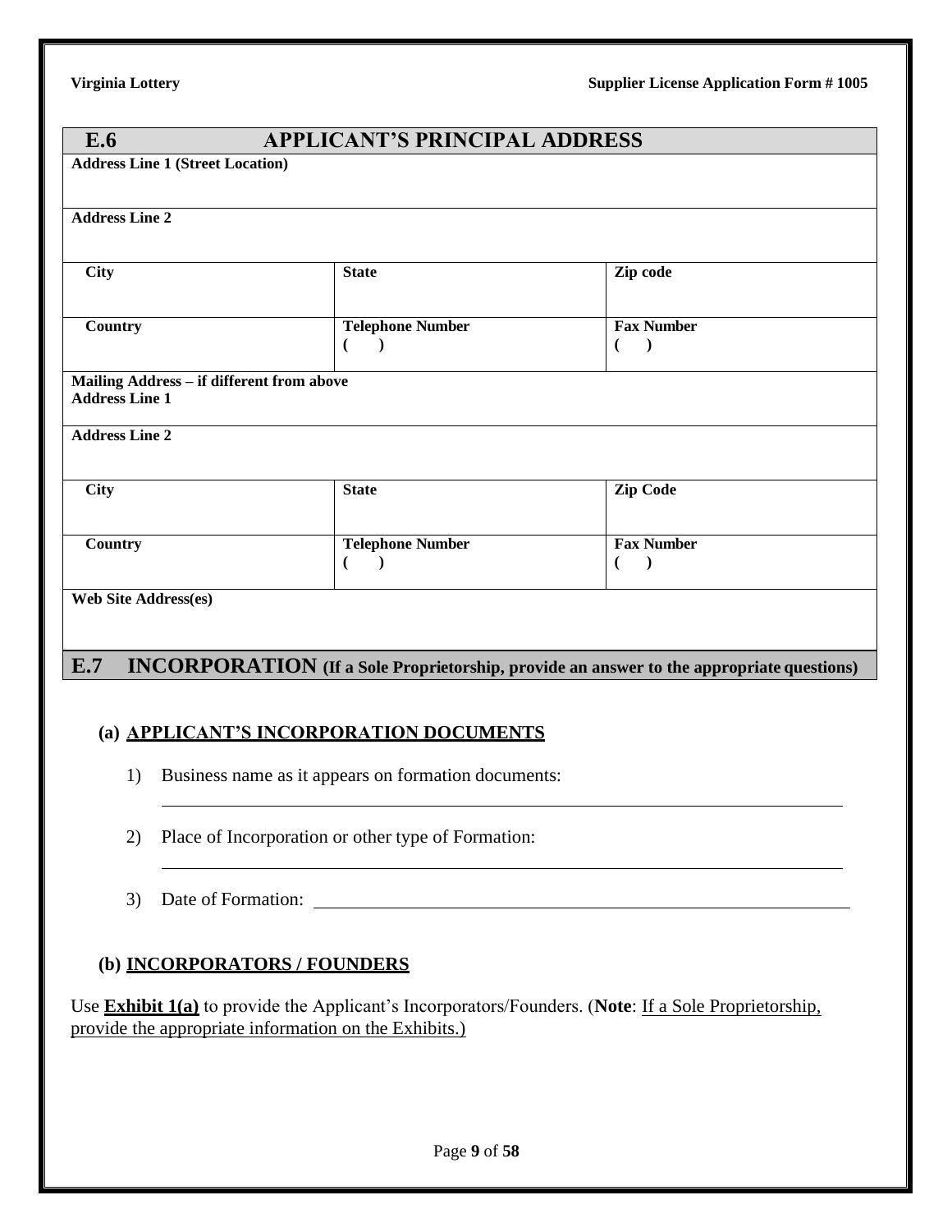## E.6 APPLICANT'S PRINCIPAL ADDRESS

| Address Line 1 (Street Location) | | |
|---|---|---|
| **Address Line 2** | | |
| **City** | **State** | **Zip code** |
| **Country** | **Telephone Number** ( ) | **Fax Number** ( ) |
| **Mailing Address – if different from above** **Address Line 1** | | |
| **Address Line 2** | | |
| **City** | **State** | **Zip Code** |
| **Country** | **Telephone Number** ( ) | **Fax Number** ( ) |
| **Web Site Address(es)** | | |

## E.7 INCORPORATION (If a Sole Proprietorship, provide an answer to the appropriate questions)

### (a) APPLICANT'S INCORPORATION DOCUMENTS

1) Business name as it appears on formation documents: ______________________________

2) Place of Incorporation or other type of Formation: ______________________________

3) Date of Formation: ______________________________

### (b) INCORPORATORS / FOUNDERS

Use **Exhibit 1(a)** to provide the Applicant's Incorporators/Founders. (**Note**: If a Sole Proprietorship, provide the appropriate information on the Exhibits.)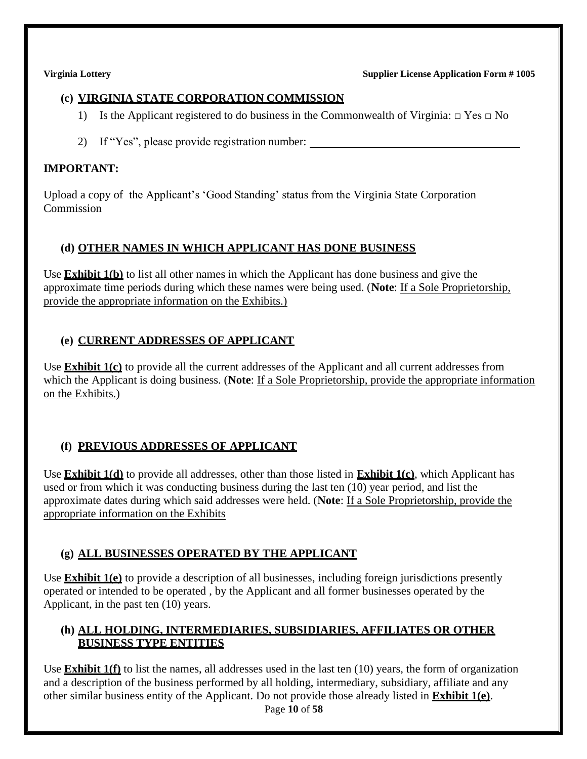### (c) VIRGINIA STATE CORPORATION COMMISSION

1) Is the Applicant registered to do business in the Commonwealth of Virginia: □ Yes □ No

2) If "Yes", please provide registration number: ____________________________________

**IMPORTANT:**

Upload a copy of the Applicant's 'Good Standing' status from the Virginia State Corporation Commission

### (d) OTHER NAMES IN WHICH APPLICANT HAS DONE BUSINESS

Use **Exhibit 1(b)** to list all other names in which the Applicant has done business and give the approximate time periods during which these names were being used. (**Note**: If a Sole Proprietorship, provide the appropriate information on the Exhibits.)

### (e) CURRENT ADDRESSES OF APPLICANT

Use **Exhibit 1(c)** to provide all the current addresses of the Applicant and all current addresses from which the Applicant is doing business. (**Note**: If a Sole Proprietorship, provide the appropriate information on the Exhibits.)

### (f) PREVIOUS ADDRESSES OF APPLICANT

Use **Exhibit 1(d)** to provide all addresses, other than those listed in **Exhibit 1(c)**, which Applicant has used or from which it was conducting business during the last ten (10) year period, and list the approximate dates during which said addresses were held. (**Note**: If a Sole Proprietorship, provide the appropriate information on the Exhibits

### (g) ALL BUSINESSES OPERATED BY THE APPLICANT

Use **Exhibit 1(e)** to provide a description of all businesses, including foreign jurisdictions presently operated or intended to be operated , by the Applicant and all former businesses operated by the Applicant, in the past ten (10) years.

### (h) ALL HOLDING, INTERMEDIARIES, SUBSIDIARIES, AFFILIATES OR OTHER BUSINESS TYPE ENTITIES

Use **Exhibit 1(f)** to list the names, all addresses used in the last ten (10) years, the form of organization and a description of the business performed by all holding, intermediary, subsidiary, affiliate and any other similar business entity of the Applicant. Do not provide those already listed in **Exhibit 1(e)**.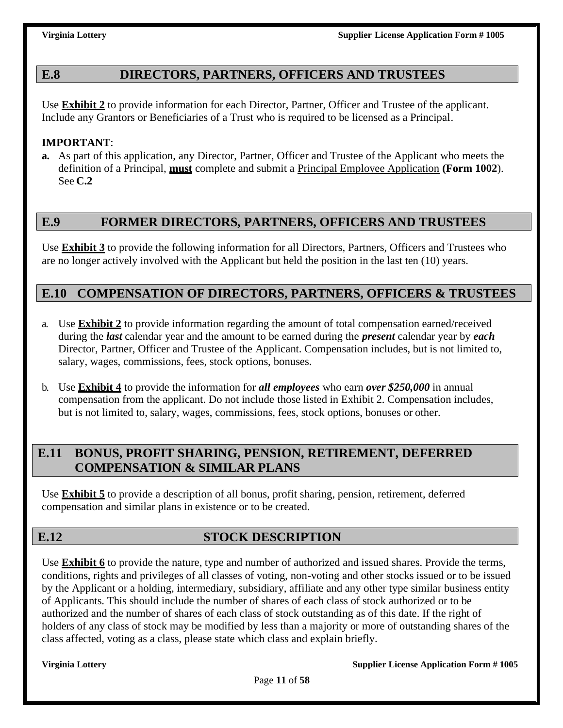## E.8 DIRECTORS, PARTNERS, OFFICERS AND TRUSTEES

Use **Exhibit 2** to provide information for each Director, Partner, Officer and Trustee of the applicant. Include any Grantors or Beneficiaries of a Trust who is required to be licensed as a Principal.

**IMPORTANT**:

**a.** As part of this application, any Director, Partner, Officer and Trustee of the Applicant who meets the definition of a Principal, **must** complete and submit a Principal Employee Application **(Form 1002**). See **C.2**

## E.9 FORMER DIRECTORS, PARTNERS, OFFICERS AND TRUSTEES

Use **Exhibit 3** to provide the following information for all Directors, Partners, Officers and Trustees who are no longer actively involved with the Applicant but held the position in the last ten (10) years.

## E.10 COMPENSATION OF DIRECTORS, PARTNERS, OFFICERS & TRUSTEES

a. Use **Exhibit 2** to provide information regarding the amount of total compensation earned/received during the ***last*** calendar year and the amount to be earned during the ***present*** calendar year by ***each*** Director, Partner, Officer and Trustee of the Applicant. Compensation includes, but is not limited to, salary, wages, commissions, fees, stock options, bonuses.

b. Use **Exhibit 4** to provide the information for ***all employees*** who earn ***over $250,000*** in annual compensation from the applicant. Do not include those listed in Exhibit 2. Compensation includes, but is not limited to, salary, wages, commissions, fees, stock options, bonuses or other.

## E.11 BONUS, PROFIT SHARING, PENSION, RETIREMENT, DEFERRED COMPENSATION & SIMILAR PLANS

Use **Exhibit 5** to provide a description of all bonus, profit sharing, pension, retirement, deferred compensation and similar plans in existence or to be created.

## E.12 STOCK DESCRIPTION

Use **Exhibit 6** to provide the nature, type and number of authorized and issued shares. Provide the terms, conditions, rights and privileges of all classes of voting, non-voting and other stocks issued or to be issued by the Applicant or a holding, intermediary, subsidiary, affiliate and any other type similar business entity of Applicants. This should include the number of shares of each class of stock authorized or to be authorized and the number of shares of each class of stock outstanding as of this date. If the right of holders of any class of stock may be modified by less than a majority or more of outstanding shares of the class affected, voting as a class, please state which class and explain briefly.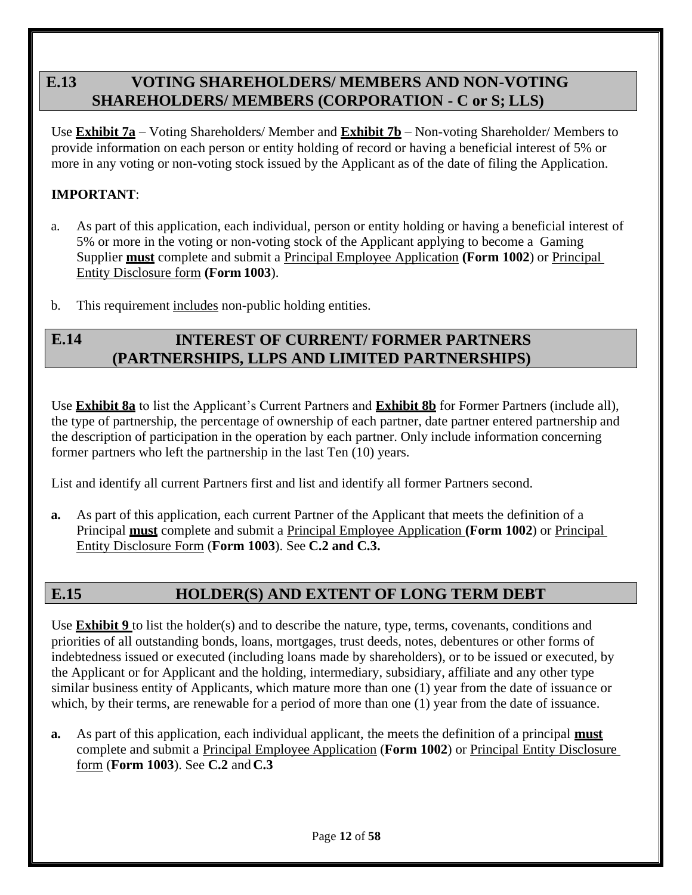## E.13 VOTING SHAREHOLDERS/ MEMBERS AND NON-VOTING SHAREHOLDERS/ MEMBERS (CORPORATION - C or S; LLS)

Use **Exhibit 7a** – Voting Shareholders/ Member and **Exhibit 7b** – Non-voting Shareholder/ Members to provide information on each person or entity holding of record or having a beneficial interest of 5% or more in any voting or non-voting stock issued by the Applicant as of the date of filing the Application.

**IMPORTANT**:

a. As part of this application, each individual, person or entity holding or having a beneficial interest of 5% or more in the voting or non-voting stock of the Applicant applying to become a Gaming Supplier **must** complete and submit a Principal Employee Application **(Form 1002**) or Principal Entity Disclosure form **(Form 1003**).

b. This requirement includes non-public holding entities.

## E.14 INTEREST OF CURRENT/ FORMER PARTNERS (PARTNERSHIPS, LLPS AND LIMITED PARTNERSHIPS)

Use **Exhibit 8a** to list the Applicant's Current Partners and **Exhibit 8b** for Former Partners (include all), the type of partnership, the percentage of ownership of each partner, date partner entered partnership and the description of participation in the operation by each partner. Only include information concerning former partners who left the partnership in the last Ten (10) years.

List and identify all current Partners first and list and identify all former Partners second.

**a.** As part of this application, each current Partner of the Applicant that meets the definition of a Principal **must** complete and submit a Principal Employee Application **(Form 1002**) or Principal Entity Disclosure Form (**Form 1003**). See **C.2 and C.3.**

## E.15 HOLDER(S) AND EXTENT OF LONG TERM DEBT

Use **Exhibit 9** to list the holder(s) and to describe the nature, type, terms, covenants, conditions and priorities of all outstanding bonds, loans, mortgages, trust deeds, notes, debentures or other forms of indebtedness issued or executed (including loans made by shareholders), or to be issued or executed, by the Applicant or for Applicant and the holding, intermediary, subsidiary, affiliate and any other type similar business entity of Applicants, which mature more than one (1) year from the date of issuance or which, by their terms, are renewable for a period of more than one (1) year from the date of issuance.

**a.** As part of this application, each individual applicant, the meets the definition of a principal **must** complete and submit a Principal Employee Application (**Form 1002**) or Principal Entity Disclosure form (**Form 1003**). See **C.2** and **C.3**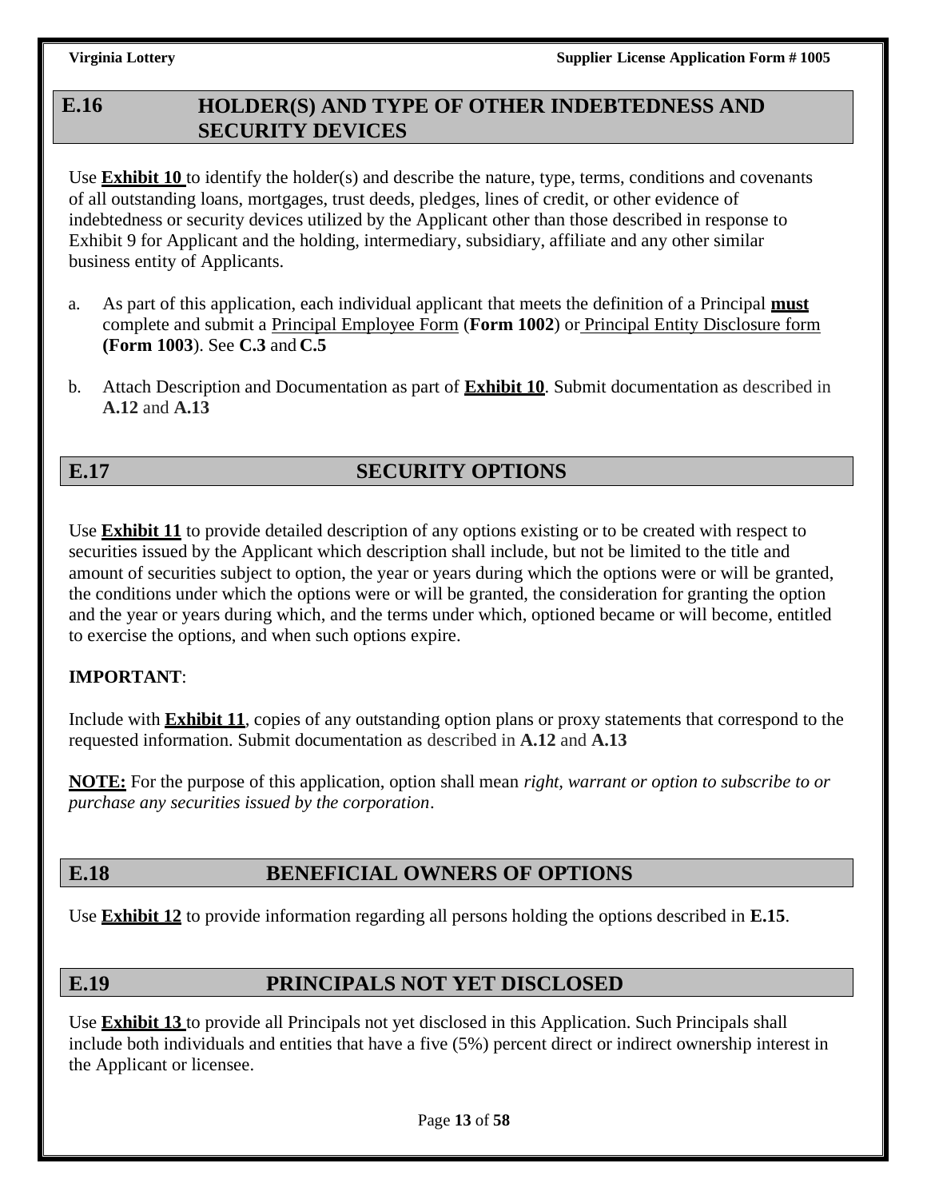## E.16 HOLDER(S) AND TYPE OF OTHER INDEBTEDNESS AND SECURITY DEVICES

Use **Exhibit 10** to identify the holder(s) and describe the nature, type, terms, conditions and covenants of all outstanding loans, mortgages, trust deeds, pledges, lines of credit, or other evidence of indebtedness or security devices utilized by the Applicant other than those described in response to Exhibit 9 for Applicant and the holding, intermediary, subsidiary, affiliate and any other similar business entity of Applicants.

a. As part of this application, each individual applicant that meets the definition of a Principal **must** complete and submit a Principal Employee Form (**Form 1002**) or Principal Entity Disclosure form **(Form 1003**). See **C.3** and **C.5**

b. Attach Description and Documentation as part of **Exhibit 10**. Submit documentation as described in **A.12** and **A.13**

## E.17 SECURITY OPTIONS

Use **Exhibit 11** to provide detailed description of any options existing or to be created with respect to securities issued by the Applicant which description shall include, but not be limited to the title and amount of securities subject to option, the year or years during which the options were or will be granted, the conditions under which the options were or will be granted, the consideration for granting the option and the year or years during which, and the terms under which, optioned became or will become, entitled to exercise the options, and when such options expire.

**IMPORTANT**:

Include with **Exhibit 11**, copies of any outstanding option plans or proxy statements that correspond to the requested information. Submit documentation as described in **A.12** and **A.13**

**NOTE:** For the purpose of this application, option shall mean *right, warrant or option to subscribe to or purchase any securities issued by the corporation*.

## E.18 BENEFICIAL OWNERS OF OPTIONS

Use **Exhibit 12** to provide information regarding all persons holding the options described in **E.15**.

## E.19 PRINCIPALS NOT YET DISCLOSED

Use **Exhibit 13** to provide all Principals not yet disclosed in this Application. Such Principals shall include both individuals and entities that have a five (5%) percent direct or indirect ownership interest in the Applicant or licensee.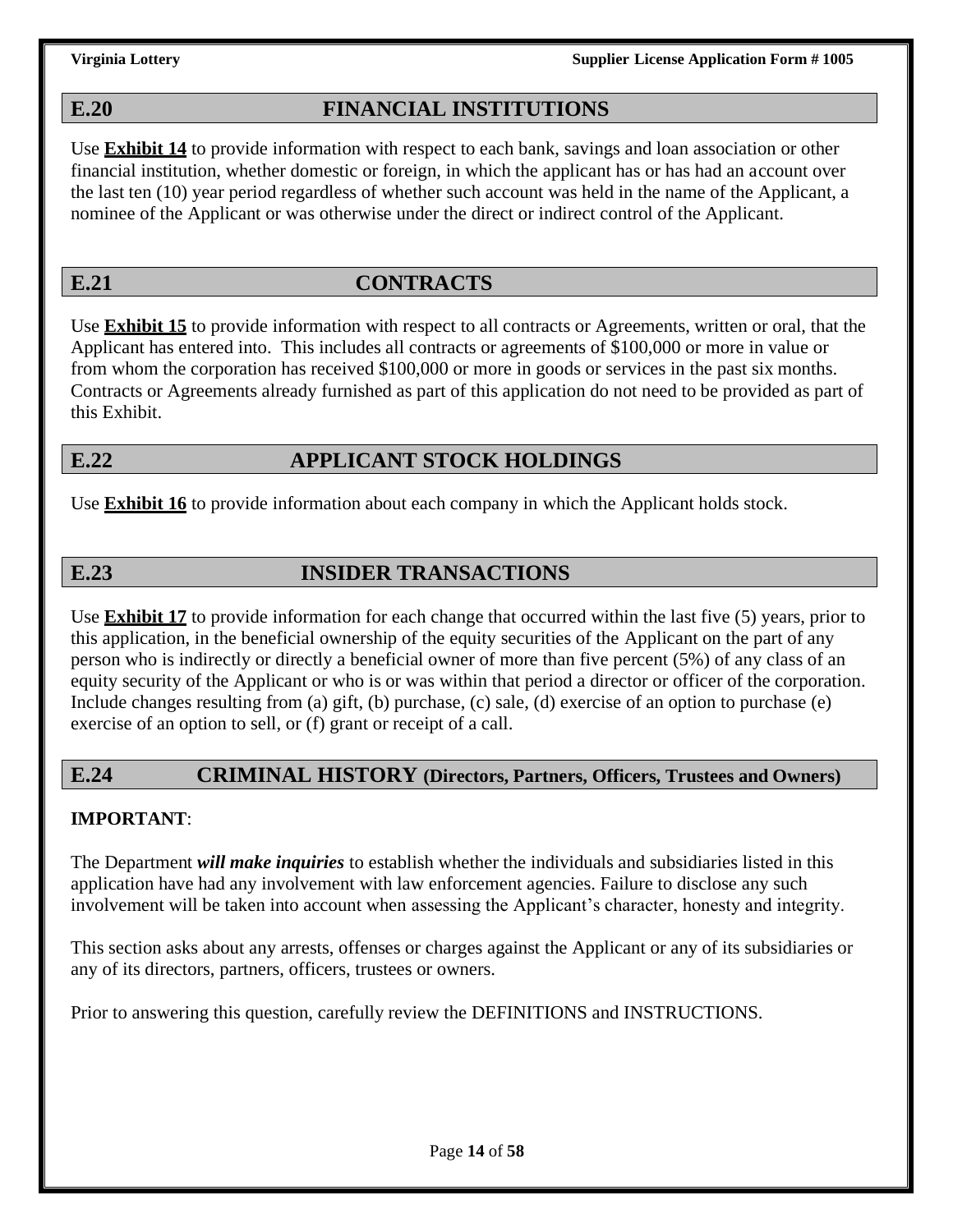## E.20 FINANCIAL INSTITUTIONS

Use **Exhibit 14** to provide information with respect to each bank, savings and loan association or other financial institution, whether domestic or foreign, in which the applicant has or has had an account over the last ten (10) year period regardless of whether such account was held in the name of the Applicant, a nominee of the Applicant or was otherwise under the direct or indirect control of the Applicant.

## E.21 CONTRACTS

Use **Exhibit 15** to provide information with respect to all contracts or Agreements, written or oral, that the Applicant has entered into. This includes all contracts or agreements of $100,000 or more in value or from whom the corporation has received $100,000 or more in goods or services in the past six months. Contracts or Agreements already furnished as part of this application do not need to be provided as part of this Exhibit.

## E.22 APPLICANT STOCK HOLDINGS

Use **Exhibit 16** to provide information about each company in which the Applicant holds stock.

## E.23 INSIDER TRANSACTIONS

Use **Exhibit 17** to provide information for each change that occurred within the last five (5) years, prior to this application, in the beneficial ownership of the equity securities of the Applicant on the part of any person who is indirectly or directly a beneficial owner of more than five percent (5%) of any class of an equity security of the Applicant or who is or was within that period a director or officer of the corporation. Include changes resulting from (a) gift, (b) purchase, (c) sale, (d) exercise of an option to purchase (e) exercise of an option to sell, or (f) grant or receipt of a call.

## E.24 CRIMINAL HISTORY (Directors, Partners, Officers, Trustees and Owners)

**IMPORTANT**:

The Department ***will make inquiries*** to establish whether the individuals and subsidiaries listed in this application have had any involvement with law enforcement agencies. Failure to disclose any such involvement will be taken into account when assessing the Applicant's character, honesty and integrity.

This section asks about any arrests, offenses or charges against the Applicant or any of its subsidiaries or any of its directors, partners, officers, trustees or owners.

Prior to answering this question, carefully review the DEFINITIONS and INSTRUCTIONS.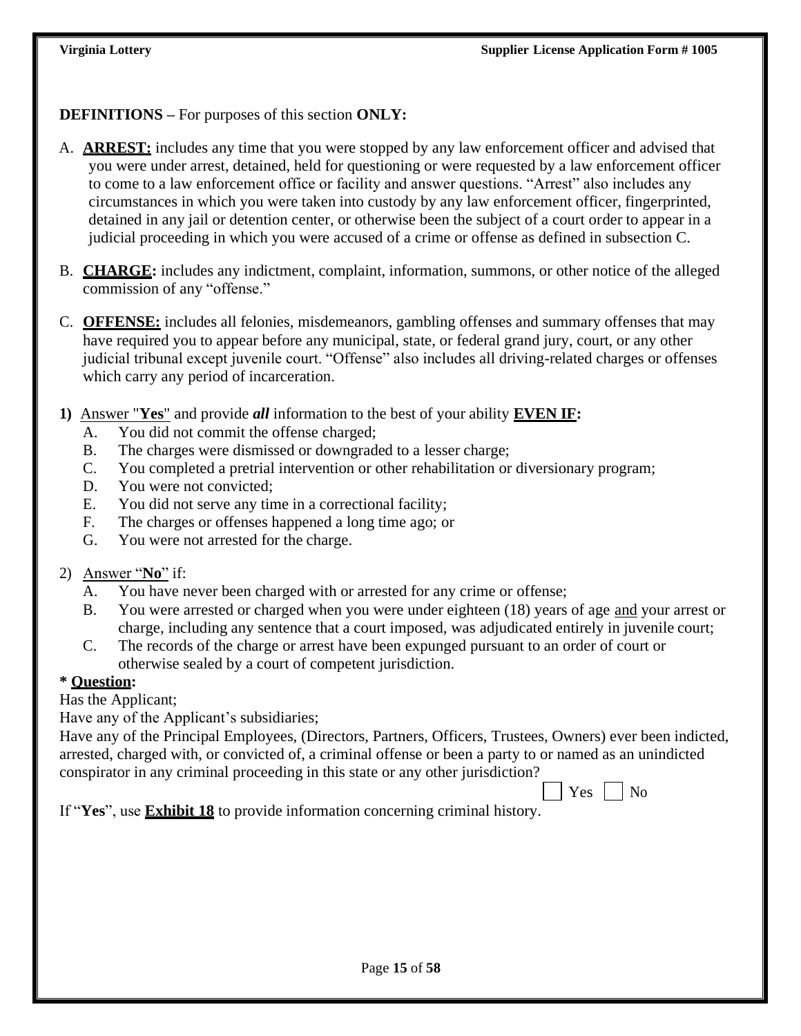**DEFINITIONS –** For purposes of this section **ONLY:**

A. **<u>ARREST:</u>** includes any time that you were stopped by any law enforcement officer and advised that you were under arrest, detained, held for questioning or were requested by a law enforcement officer to come to a law enforcement office or facility and answer questions. "Arrest" also includes any circumstances in which you were taken into custody by any law enforcement officer, fingerprinted, detained in any jail or detention center, or otherwise been the subject of a court order to appear in a judicial proceeding in which you were accused of a crime or offense as defined in subsection C.

B. **<u>CHARGE</u>:** includes any indictment, complaint, information, summons, or other notice of the alleged commission of any "offense."

C. **<u>OFFENSE:</u>** includes all felonies, misdemeanors, gambling offenses and summary offenses that may have required you to appear before any municipal, state, or federal grand jury, court, or any other judicial tribunal except juvenile court. "Offense" also includes all driving-related charges or offenses which carry any period of incarceration.

**1)** <u>Answer "**Yes**"</u> and provide ***all*** information to the best of your ability **<u>EVEN IF</u>:**

- A. You did not commit the offense charged;
- B. The charges were dismissed or downgraded to a lesser charge;
- C. You completed a pretrial intervention or other rehabilitation or diversionary program;
- D. You were not convicted;
- E. You did not serve any time in a correctional facility;
- F. The charges or offenses happened a long time ago; or
- G. You were not arrested for the charge.

2) <u>Answer "**No**"</u> if:

- A. You have never been charged with or arrested for any crime or offense;
- B. You were arrested or charged when you were under eighteen (18) years of age <u>and</u> your arrest or charge, including any sentence that a court imposed, was adjudicated entirely in juvenile court;
- C. The records of the charge or arrest have been expunged pursuant to an order of court or otherwise sealed by a court of competent jurisdiction.

**\* <u>Question</u>:**

Has the Applicant;

Have any of the Applicant's subsidiaries;

Have any of the Principal Employees, (Directors, Partners, Officers, Trustees, Owners) ever been indicted, arrested, charged with, or convicted of, a criminal offense or been a party to or named as an unindicted conspirator in any criminal proceeding in this state or any other jurisdiction?

☐ Yes ☐ No

If "**Yes**", use **<u>Exhibit 18</u>** to provide information concerning criminal history.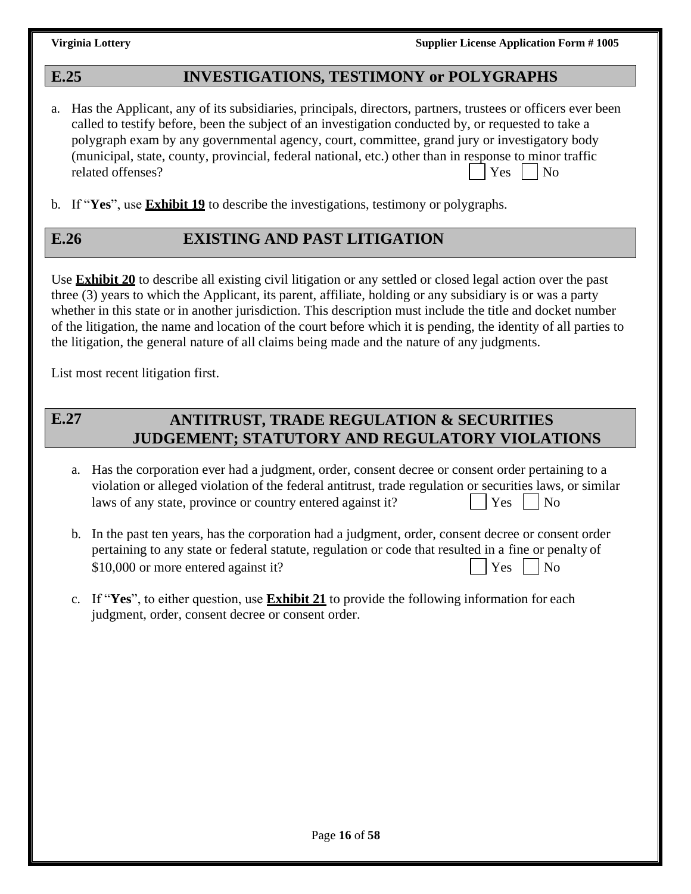## E.25 INVESTIGATIONS, TESTIMONY or POLYGRAPHS

a. Has the Applicant, any of its subsidiaries, principals, directors, partners, trustees or officers ever been called to testify before, been the subject of an investigation conducted by, or requested to take a polygraph exam by any governmental agency, court, committee, grand jury or investigatory body (municipal, state, county, provincial, federal national, etc.) other than in response to minor traffic related offenses? ☐ Yes ☐ No

b. If "**Yes**", use **Exhibit 19** to describe the investigations, testimony or polygraphs.

## E.26 EXISTING AND PAST LITIGATION

Use **Exhibit 20** to describe all existing civil litigation or any settled or closed legal action over the past three (3) years to which the Applicant, its parent, affiliate, holding or any subsidiary is or was a party whether in this state or in another jurisdiction. This description must include the title and docket number of the litigation, the name and location of the court before which it is pending, the identity of all parties to the litigation, the general nature of all claims being made and the nature of any judgments.

List most recent litigation first.

## E.27 ANTITRUST, TRADE REGULATION & SECURITIES JUDGEMENT; STATUTORY AND REGULATORY VIOLATIONS

a. Has the corporation ever had a judgment, order, consent decree or consent order pertaining to a violation or alleged violation of the federal antitrust, trade regulation or securities laws, or similar laws of any state, province or country entered against it? ☐ Yes ☐ No

b. In the past ten years, has the corporation had a judgment, order, consent decree or consent order pertaining to any state or federal statute, regulation or code that resulted in a fine or penalty of $10,000 or more entered against it? ☐ Yes ☐ No

c. If "**Yes**", to either question, use **Exhibit 21** to provide the following information for each judgment, order, consent decree or consent order.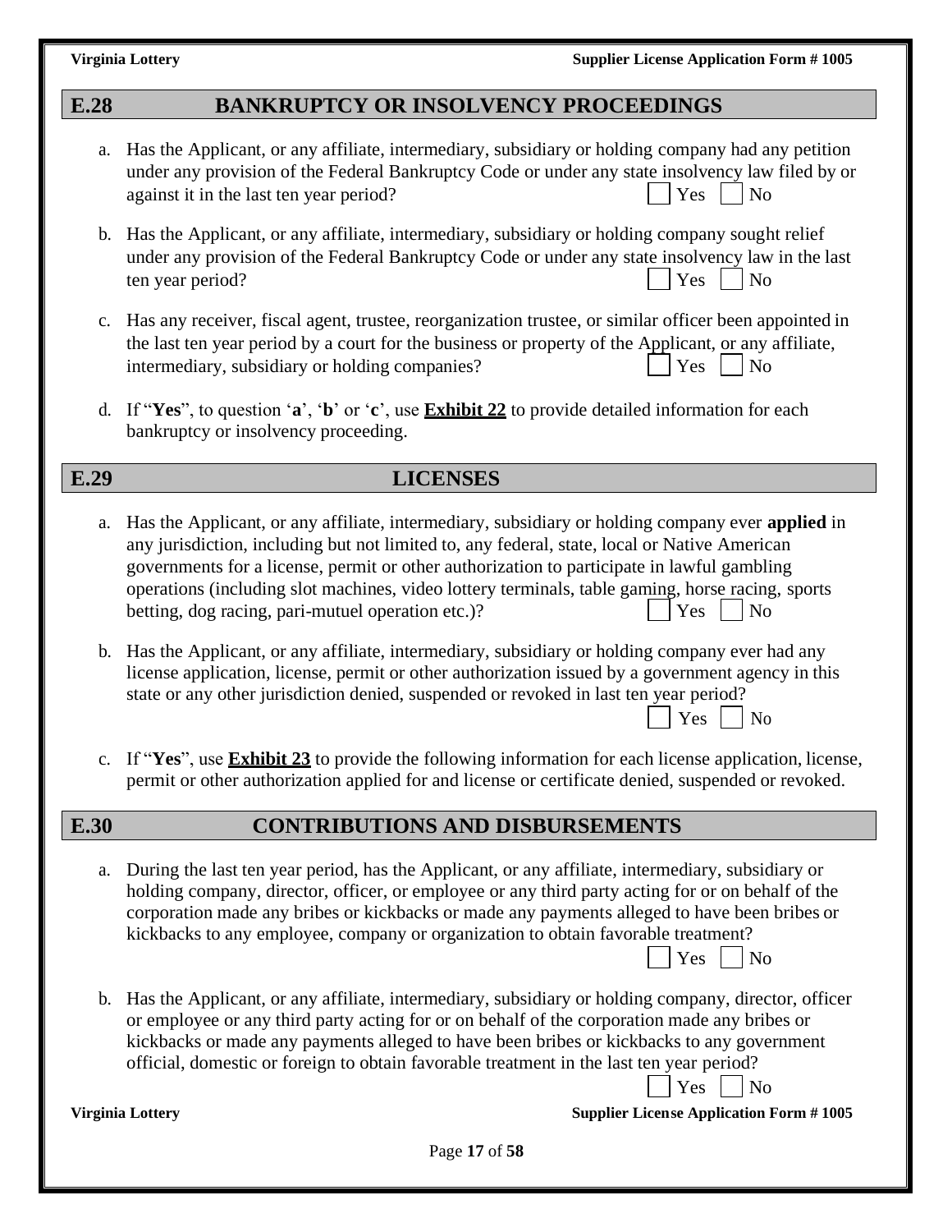## E.28 BANKRUPTCY OR INSOLVENCY PROCEEDINGS

a. Has the Applicant, or any affiliate, intermediary, subsidiary or holding company had any petition under any provision of the Federal Bankruptcy Code or under any state insolvency law filed by or against it in the last ten year period? ☐ Yes ☐ No

b. Has the Applicant, or any affiliate, intermediary, subsidiary or holding company sought relief under any provision of the Federal Bankruptcy Code or under any state insolvency law in the last ten year period? ☐ Yes ☐ No

c. Has any receiver, fiscal agent, trustee, reorganization trustee, or similar officer been appointed in the last ten year period by a court for the business or property of the Applicant, or any affiliate, intermediary, subsidiary or holding companies? ☐ Yes ☐ No

d. If "**Yes**", to question '**a**', '**b**' or '**c**', use **Exhibit 22** to provide detailed information for each bankruptcy or insolvency proceeding.

## E.29 LICENSES

a. Has the Applicant, or any affiliate, intermediary, subsidiary or holding company ever **applied** in any jurisdiction, including but not limited to, any federal, state, local or Native American governments for a license, permit or other authorization to participate in lawful gambling operations (including slot machines, video lottery terminals, table gaming, horse racing, sports betting, dog racing, pari-mutuel operation etc.)? ☐ Yes ☐ No

b. Has the Applicant, or any affiliate, intermediary, subsidiary or holding company ever had any license application, license, permit or other authorization issued by a government agency in this state or any other jurisdiction denied, suspended or revoked in last ten year period? ☐ Yes ☐ No

c. If "**Yes**", use **Exhibit 23** to provide the following information for each license application, license, permit or other authorization applied for and license or certificate denied, suspended or revoked.

## E.30 CONTRIBUTIONS AND DISBURSEMENTS

a. During the last ten year period, has the Applicant, or any affiliate, intermediary, subsidiary or holding company, director, officer, or employee or any third party acting for or on behalf of the corporation made any bribes or kickbacks or made any payments alleged to have been bribes or kickbacks to any employee, company or organization to obtain favorable treatment? ☐ Yes ☐ No

b. Has the Applicant, or any affiliate, intermediary, subsidiary or holding company, director, officer or employee or any third party acting for or on behalf of the corporation made any bribes or kickbacks or made any payments alleged to have been bribes or kickbacks to any government official, domestic or foreign to obtain favorable treatment in the last ten year period? ☐ Yes ☐ No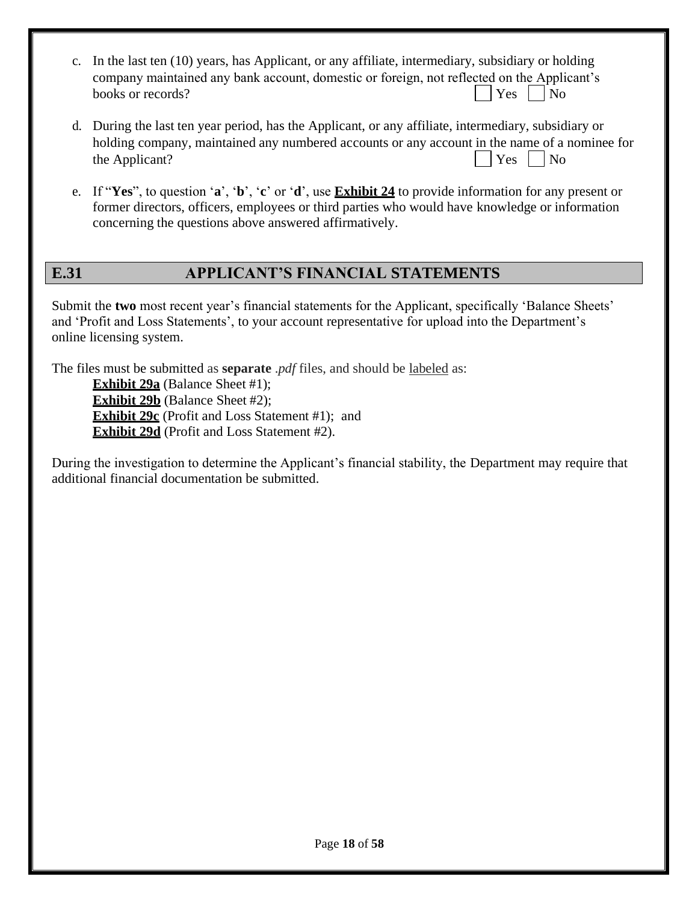c. In the last ten (10) years, has Applicant, or any affiliate, intermediary, subsidiary or holding company maintained any bank account, domestic or foreign, not reflected on the Applicant's books or records? ☐ Yes ☐ No

d. During the last ten year period, has the Applicant, or any affiliate, intermediary, subsidiary or holding company, maintained any numbered accounts or any account in the name of a nominee for the Applicant? ☐ Yes ☐ No

e. If "**Yes**", to question '**a**', '**b**', '**c**' or '**d**', use **Exhibit 24** to provide information for any present or former directors, officers, employees or third parties who would have knowledge or information concerning the questions above answered affirmatively.

## E.31 APPLICANT'S FINANCIAL STATEMENTS

Submit the **two** most recent year's financial statements for the Applicant, specifically 'Balance Sheets' and 'Profit and Loss Statements', to your account representative for upload into the Department's online licensing system.

The files must be submitted as **separate** *.pdf* files, and should be labeled as:

**Exhibit 29a** (Balance Sheet #1);
**Exhibit 29b** (Balance Sheet #2);
**Exhibit 29c** (Profit and Loss Statement #1); and
**Exhibit 29d** (Profit and Loss Statement #2).

During the investigation to determine the Applicant's financial stability, the Department may require that additional financial documentation be submitted.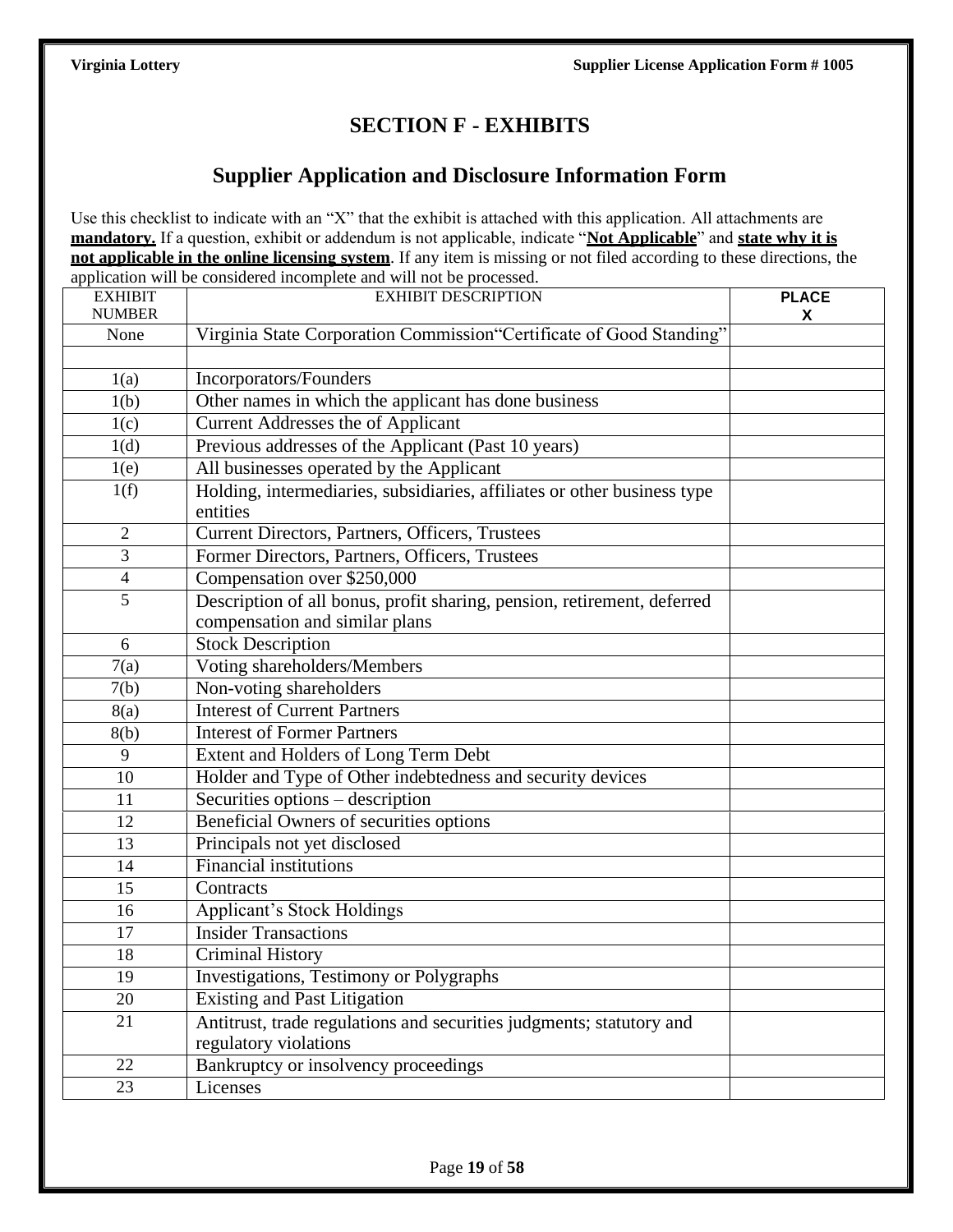## SECTION F - EXHIBITS

## Supplier Application and Disclosure Information Form

Use this checklist to indicate with an "X" that the exhibit is attached with this application. All attachments are **mandatory.** If a question, exhibit or addendum is not applicable, indicate "**Not Applicable**" and **state why it is not applicable in the online licensing system**. If any item is missing or not filed according to these directions, the application will be considered incomplete and will not be processed.

| EXHIBIT NUMBER | EXHIBIT DESCRIPTION | PLACE X |
|---|---|---|
| None | Virginia State Corporation Commission"Certificate of Good Standing" | |
| | | |
| 1(a) | Incorporators/Founders | |
| 1(b) | Other names in which the applicant has done business | |
| 1(c) | Current Addresses the of Applicant | |
| 1(d) | Previous addresses of the Applicant (Past 10 years) | |
| 1(e) | All businesses operated by the Applicant | |
| 1(f) | Holding, intermediaries, subsidiaries, affiliates or other business type entities | |
| 2 | Current Directors, Partners, Officers, Trustees | |
| 3 | Former Directors, Partners, Officers, Trustees | |
| 4 | Compensation over $250,000 | |
| 5 | Description of all bonus, profit sharing, pension, retirement, deferred compensation and similar plans | |
| 6 | Stock Description | |
| 7(a) | Voting shareholders/Members | |
| 7(b) | Non-voting shareholders | |
| 8(a) | Interest of Current Partners | |
| 8(b) | Interest of Former Partners | |
| 9 | Extent and Holders of Long Term Debt | |
| 10 | Holder and Type of Other indebtedness and security devices | |
| 11 | Securities options – description | |
| 12 | Beneficial Owners of securities options | |
| 13 | Principals not yet disclosed | |
| 14 | Financial institutions | |
| 15 | Contracts | |
| 16 | Applicant's Stock Holdings | |
| 17 | Insider Transactions | |
| 18 | Criminal History | |
| 19 | Investigations, Testimony or Polygraphs | |
| 20 | Existing and Past Litigation | |
| 21 | Antitrust, trade regulations and securities judgments; statutory and regulatory violations | |
| 22 | Bankruptcy or insolvency proceedings | |
| 23 | Licenses | |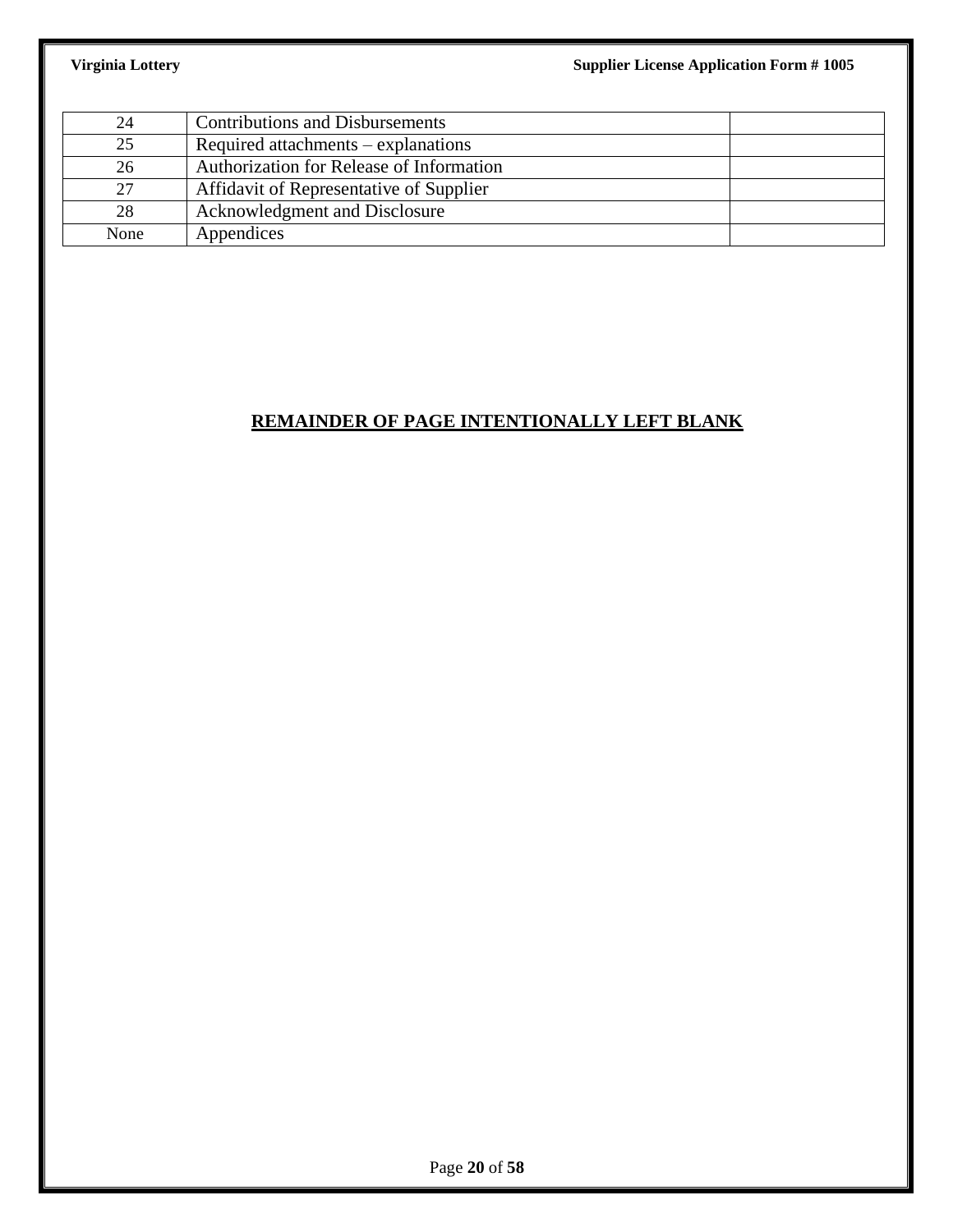| | | |
|---|---|---|
| 24 | Contributions and Disbursements | |
| 25 | Required attachments – explanations | |
| 26 | Authorization for Release of Information | |
| 27 | Affidavit of Representative of Supplier | |
| 28 | Acknowledgment and Disclosure | |
| None | Appendices | |

**REMAINDER OF PAGE INTENTIONALLY LEFT BLANK**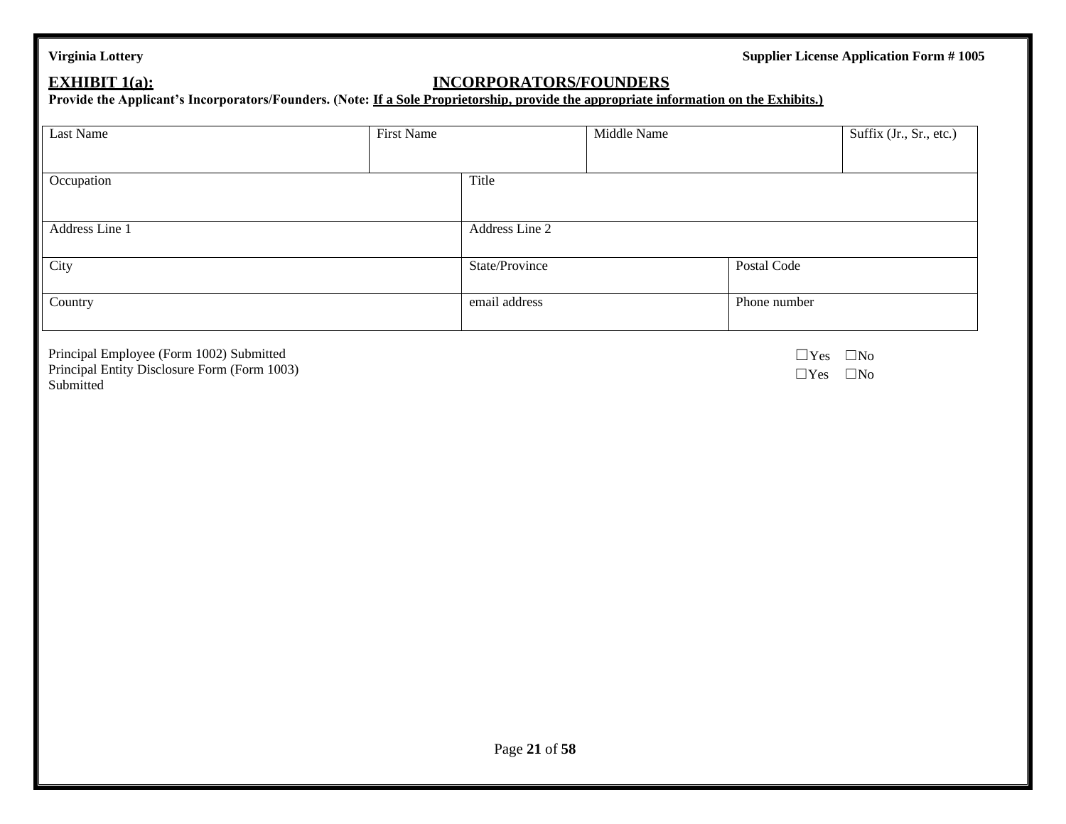**EXHIBIT 1(a): INCORPORATORS/FOUNDERS**

**Provide the Applicant's Incorporators/Founders. (Note: If a Sole Proprietorship, provide the appropriate information on the Exhibits.)**

| Last Name | First Name | Middle Name | Suffix (Jr., Sr., etc.) |
|---|---|---|---|
| | | | |

| Occupation | Title |
|---|---|
| | |

| Address Line 1 | Address Line 2 |
|---|---|
| | |

| City | State/Province | Postal Code |
|---|---|---|
| | | |

| Country | email address | Phone number |
|---|---|---|
| | | |

Principal Employee (Form 1002) Submitted ☐Yes ☐No

Principal Entity Disclosure Form (Form 1003) Submitted ☐Yes ☐No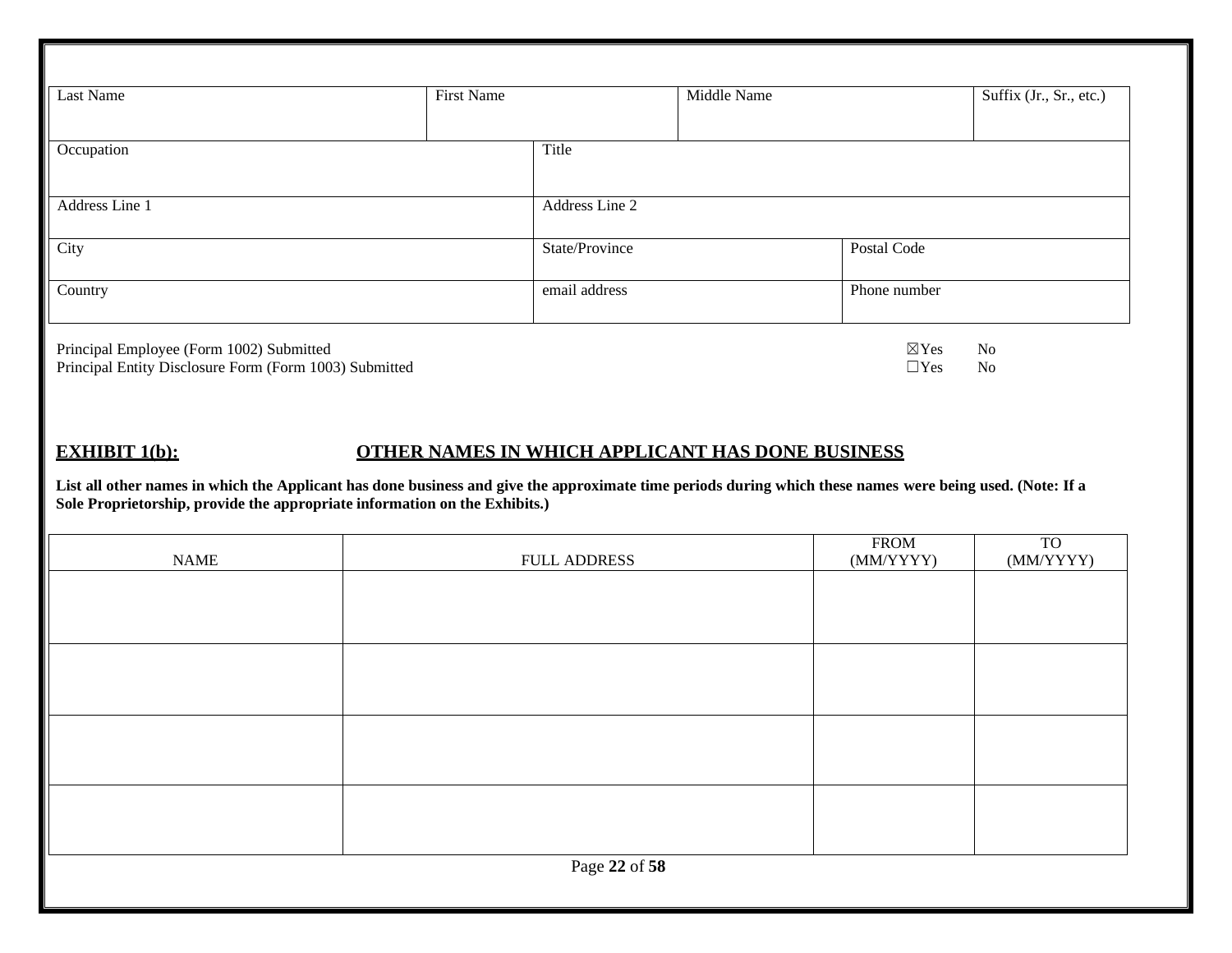| Last Name | First Name | | Middle Name | Suffix (Jr., Sr., etc.) |
|---|---|---|---|---|
| | | | | |

| Occupation | Title |
|---|---|
| | |

| Address Line 1 | Address Line 2 |
|---|---|
| | |

| City | State/Province | Postal Code |
|---|---|---|
| | | |

| Country | email address | Phone number |
|---|---|---|
| | | |

| | | |
|---|---|---|
| Principal Employee (Form 1002) Submitted | ☒Yes | No |
| Principal Entity Disclosure Form (Form 1003) Submitted | ☐Yes | No |

## EXHIBIT 1(b): OTHER NAMES IN WHICH APPLICANT HAS DONE BUSINESS

**List all other names in which the Applicant has done business and give the approximate time periods during which these names were being used. (Note: If a Sole Proprietorship, provide the appropriate information on the Exhibits.)**

| NAME | FULL ADDRESS | FROM (MM/YYYY) | TO (MM/YYYY) |
|---|---|---|---|
| | | | |
| | | | |
| | | | |
| | | | |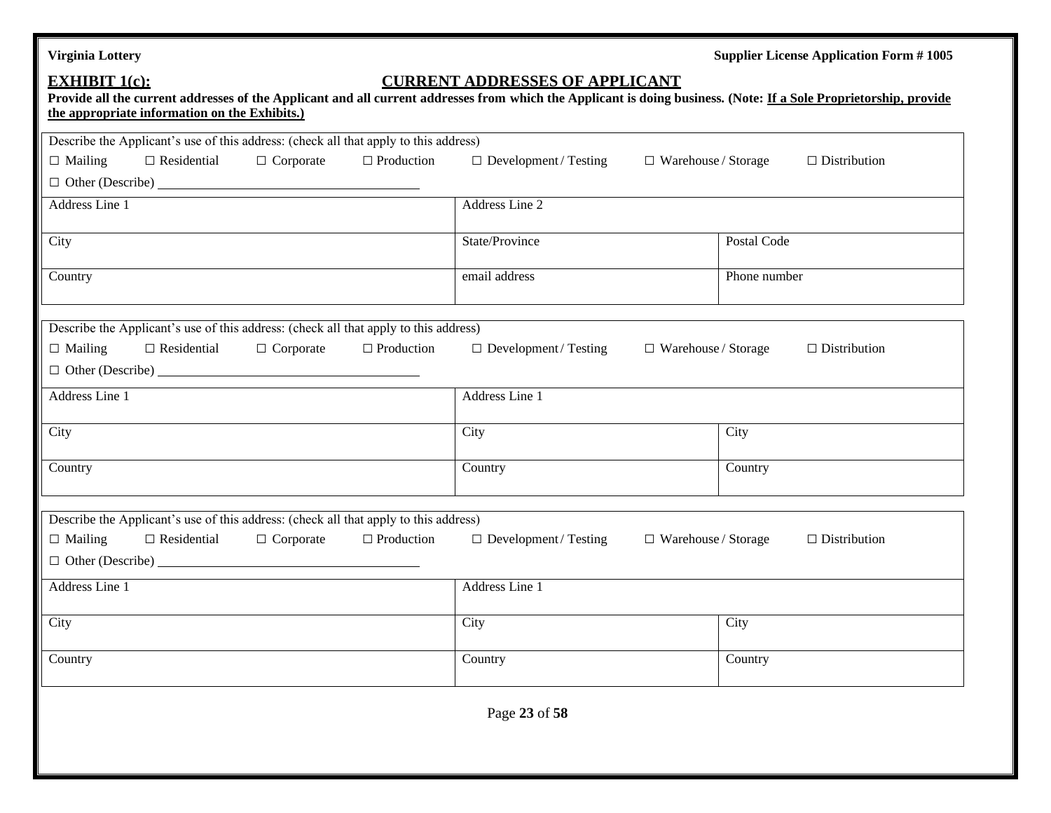## EXHIBIT 1(c): CURRENT ADDRESSES OF APPLICANT

**Provide all the current addresses of the Applicant and all current addresses from which the Applicant is doing business. (Note: If a Sole Proprietorship, provide the appropriate information on the Exhibits.)**

| Describe the Applicant's use of this address: (check all that apply to this address)<br>☐ Mailing ☐ Residential ☐ Corporate ☐ Production ☐ Development / Testing ☐ Warehouse / Storage ☐ Distribution<br>☐ Other (Describe) ______________________ | | |
|---|---|---|
| Address Line 1 | Address Line 2 | |
| City | State/Province | Postal Code |
| Country | email address | Phone number |

| Describe the Applicant's use of this address: (check all that apply to this address)<br>☐ Mailing ☐ Residential ☐ Corporate ☐ Production ☐ Development / Testing ☐ Warehouse / Storage ☐ Distribution<br>☐ Other (Describe) ______________________ | | |
|---|---|---|
| Address Line 1 | Address Line 1 | |
| City | City | City |
| Country | Country | Country |

| Describe the Applicant's use of this address: (check all that apply to this address)<br>☐ Mailing ☐ Residential ☐ Corporate ☐ Production ☐ Development / Testing ☐ Warehouse / Storage ☐ Distribution<br>☐ Other (Describe) ______________________ | | |
|---|---|---|
| Address Line 1 | Address Line 1 | |
| City | City | City |
| Country | Country | Country |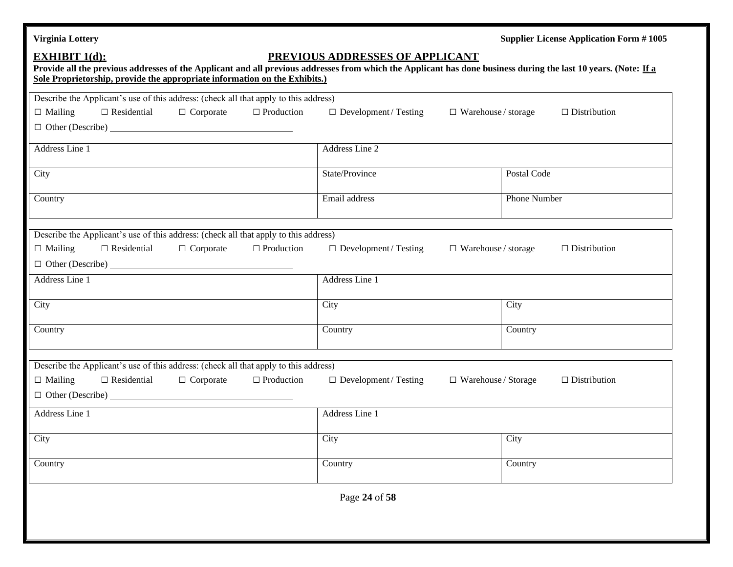## EXHIBIT 1(d): PREVIOUS ADDRESSES OF APPLICANT

**Provide all the previous addresses of the Applicant and all previous addresses from which the Applicant has done business during the last 10 years. (Note: <u>If a Sole Proprietorship, provide the appropriate information on the Exhibits.)</u>**

| Describe the Applicant's use of this address: (check all that apply to this address)<br>☐ Mailing ☐ Residential ☐ Corporate ☐ Production ☐ Development / Testing ☐ Warehouse / storage ☐ Distribution<br>☐ Other (Describe) ____________________ | | |
|---|---|---|
| Address Line 1 | Address Line 2 | |
| City | State/Province | Postal Code |
| Country | Email address | Phone Number |

| Describe the Applicant's use of this address: (check all that apply to this address)<br>☐ Mailing ☐ Residential ☐ Corporate ☐ Production ☐ Development / Testing ☐ Warehouse / storage ☐ Distribution<br>☐ Other (Describe) ____________________ | | |
|---|---|---|
| Address Line 1 | Address Line 1 | |
| City | City | City |
| Country | Country | Country |

| Describe the Applicant's use of this address: (check all that apply to this address)<br>☐ Mailing ☐ Residential ☐ Corporate ☐ Production ☐ Development / Testing ☐ Warehouse / Storage ☐ Distribution<br>☐ Other (Describe) ____________________ | | |
|---|---|---|
| Address Line 1 | Address Line 1 | |
| City | City | City |
| Country | Country | Country |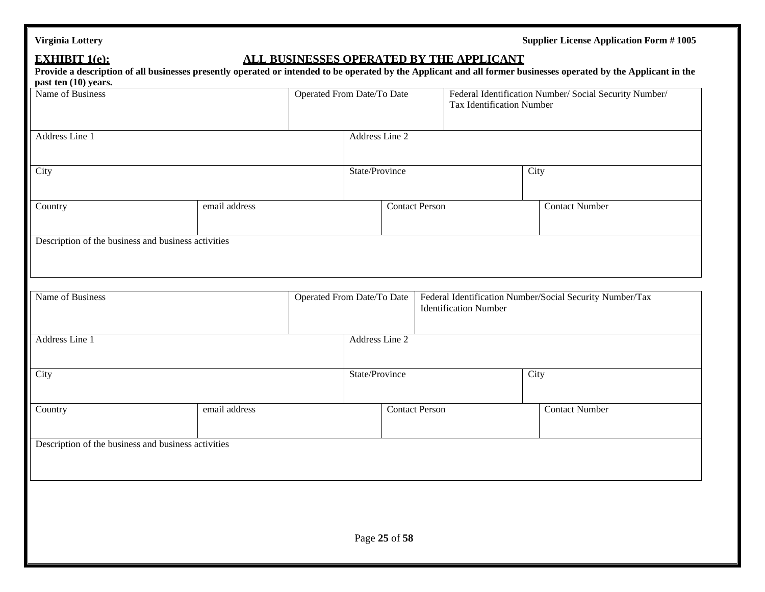**EXHIBIT 1(e):** **ALL BUSINESSES OPERATED BY THE APPLICANT**

**Provide a description of all businesses presently operated or intended to be operated by the Applicant and all former businesses operated by the Applicant in the past ten (10) years.**

| Name of Business | Operated From Date/To Date | Federal Identification Number/ Social Security Number/ Tax Identification Number |
|---|---|---|
| | | |

| Address Line 1 | Address Line 2 |
|---|---|
| | |

| City | State/Province | City |
|---|---|---|
| | | |

| Country | email address | Contact Person | Contact Number |
|---|---|---|---|
| | | | |

| Description of the business and business activities |
|---|
| |

| Name of Business | Operated From Date/To Date | Federal Identification Number/Social Security Number/Tax Identification Number |
|---|---|---|
| | | |

| Address Line 1 | Address Line 2 |
|---|---|
| | |

| City | State/Province | City |
|---|---|---|
| | | |

| Country | email address | Contact Person | Contact Number |
|---|---|---|---|
| | | | |

| Description of the business and business activities |
|---|
| |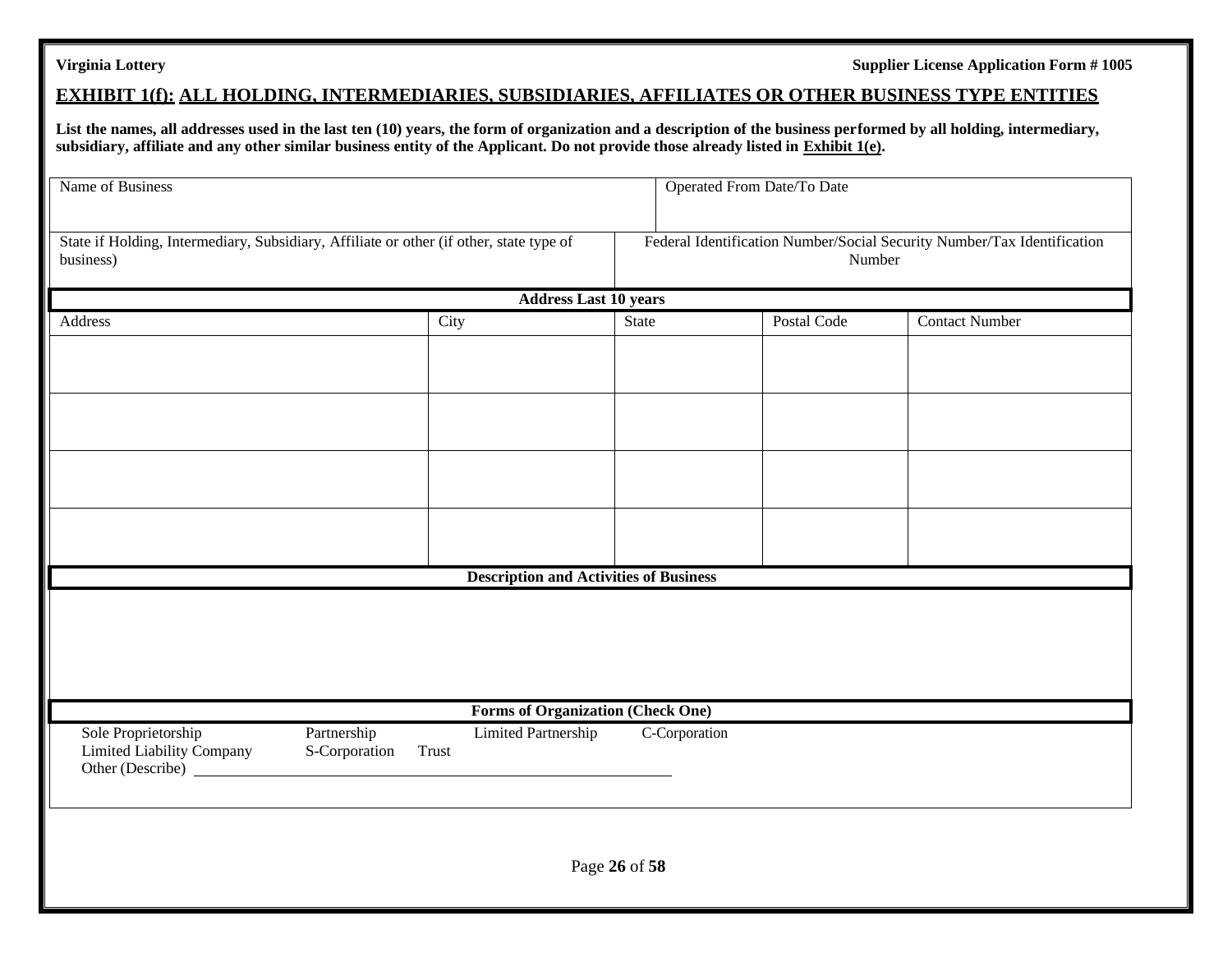## EXHIBIT 1(f): ALL HOLDING, INTERMEDIARIES, SUBSIDIARIES, AFFILIATES OR OTHER BUSINESS TYPE ENTITIES

**List the names, all addresses used in the last ten (10) years, the form of organization and a description of the business performed by all holding, intermediary, subsidiary, affiliate and any other similar business entity of the Applicant. Do not provide those already listed in Exhibit 1(e).**

| Name of Business | Operated From Date/To Date |
|---|---|
| | |

| State if Holding, Intermediary, Subsidiary, Affiliate or other (if other, state type of business) | Federal Identification Number/Social Security Number/Tax Identification Number |
|---|---|
| | |

**Address Last 10 years**

| Address | City | State | Postal Code | Contact Number |
|---|---|---|---|---|
| | | | | |
| | | | | |
| | | | | |
| | | | | |

**Description and Activities of Business**

&nbsp;

**Forms of Organization (Check One)**

Sole Proprietorship Partnership Limited Partnership C-Corporation
Limited Liability Company S-Corporation Trust
Other (Describe) ______________________________________________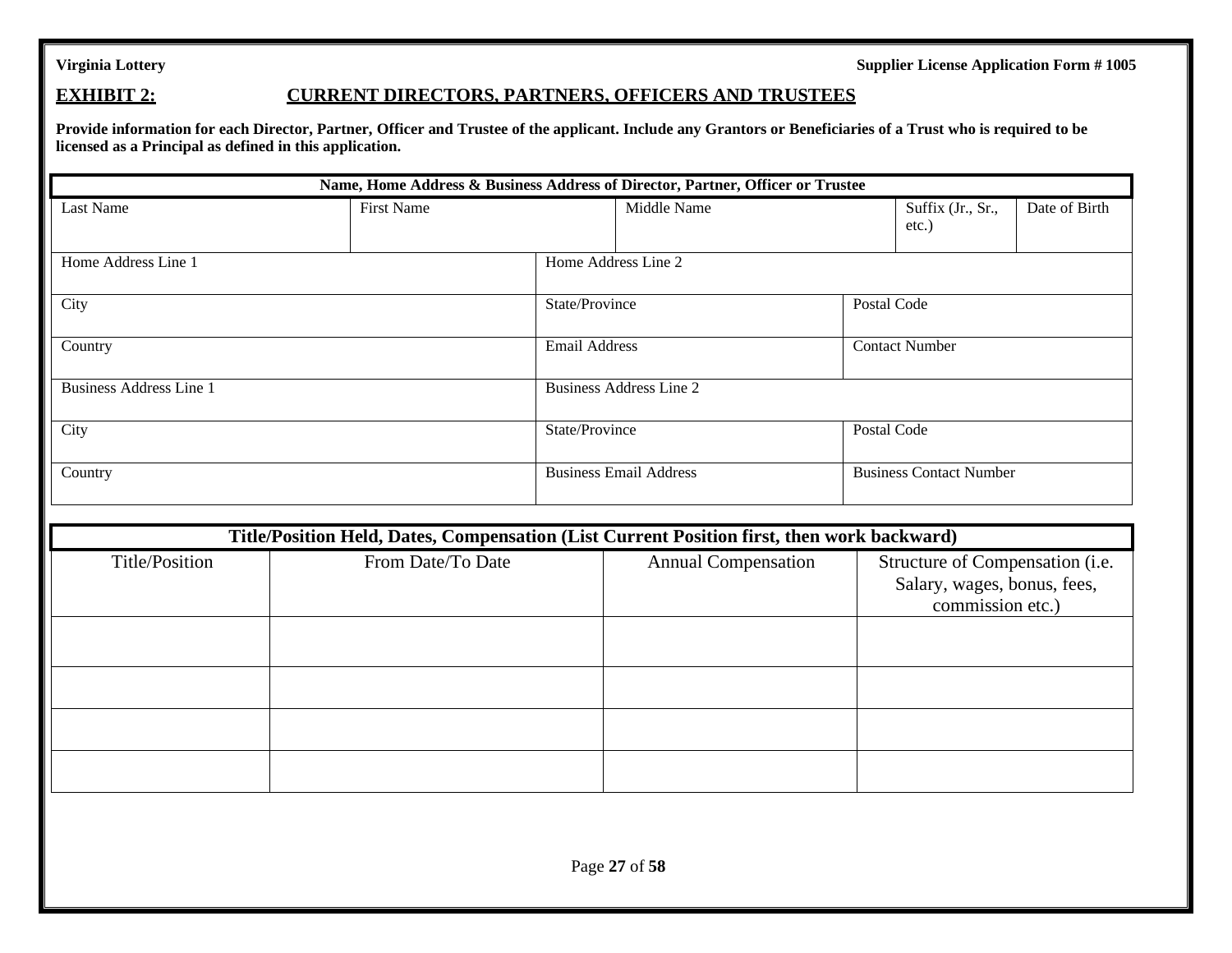**Virginia Lottery** **Supplier License Application Form # 1005**

## EXHIBIT 2: CURRENT DIRECTORS, PARTNERS, OFFICERS AND TRUSTEES

**Provide information for each Director, Partner, Officer and Trustee of the applicant. Include any Grantors or Beneficiaries of a Trust who is required to be licensed as a Principal as defined in this application.**

| **Name, Home Address & Business Address of Director, Partner, Officer or Trustee** | | | | |
|---|---|---|---|---|
| Last Name | First Name | Middle Name | Suffix (Jr., Sr., etc.) | Date of Birth |
| Home Address Line 1 | Home Address Line 2 | | | |
| City | State/Province | Postal Code | | |
| Country | Email Address | Contact Number | | |
| Business Address Line 1 | Business Address Line 2 | | | |
| City | State/Province | Postal Code | | |
| Country | Business Email Address | Business Contact Number | | |

| **Title/Position Held, Dates, Compensation (List Current Position first, then work backward)** | | | |
|---|---|---|---|
| Title/Position | From Date/To Date | Annual Compensation | Structure of Compensation (i.e. Salary, wages, bonus, fees, commission etc.) |
| | | | |
| | | | |
| | | | |
| | | | |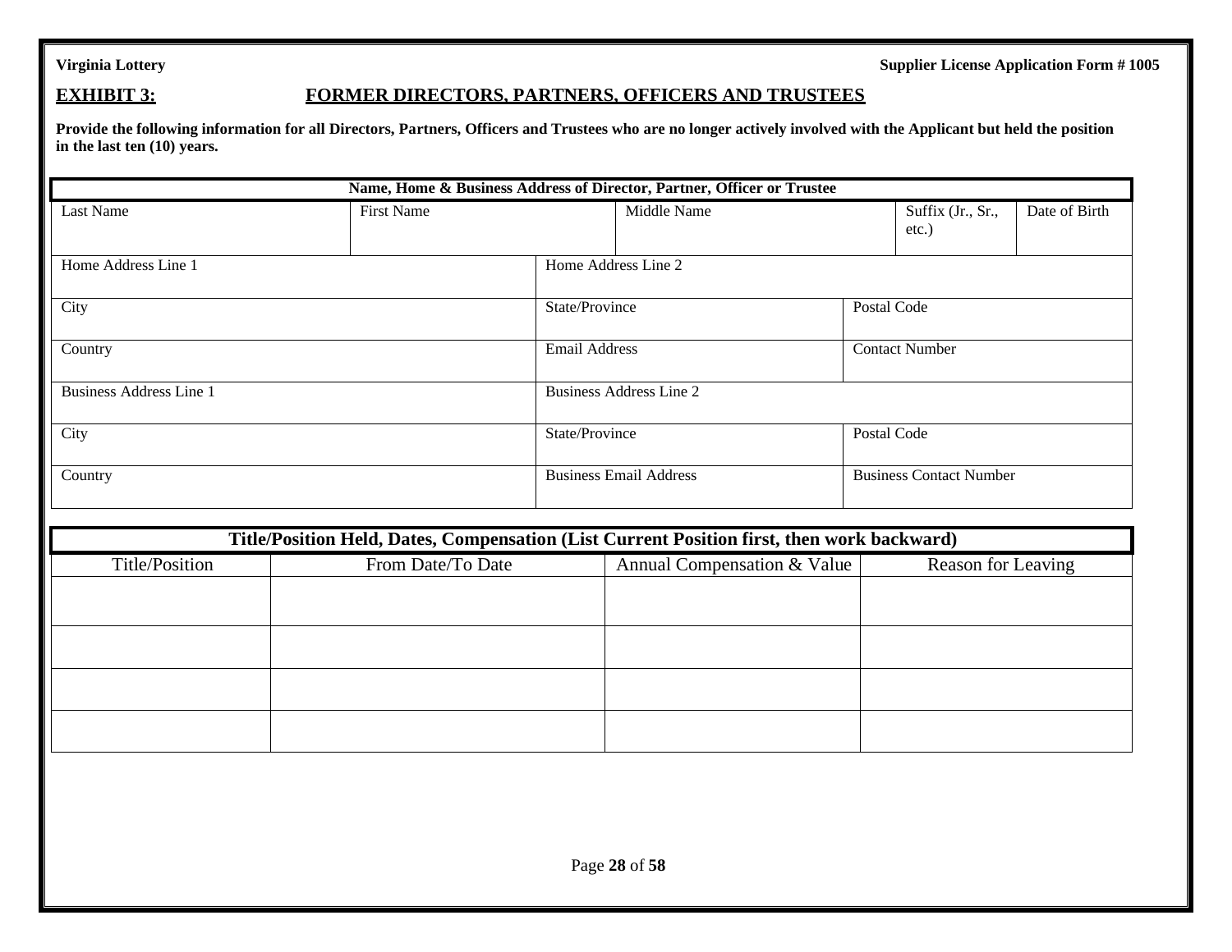## EXHIBIT 3: FORMER DIRECTORS, PARTNERS, OFFICERS AND TRUSTEES

**Provide the following information for all Directors, Partners, Officers and Trustees who are no longer actively involved with the Applicant but held the position in the last ten (10) years.**

| Name, Home & Business Address of Director, Partner, Officer or Trustee | | | | |
|---|---|---|---|---|
| Last Name | First Name | Middle Name | Suffix (Jr., Sr., etc.) | Date of Birth |
| Home Address Line 1 | | Home Address Line 2 | | |
| City | | State/Province | Postal Code | |
| Country | | Email Address | Contact Number | |
| Business Address Line 1 | | Business Address Line 2 | | |
| City | | State/Province | Postal Code | |
| Country | | Business Email Address | Business Contact Number | |

| Title/Position Held, Dates, Compensation (List Current Position first, then work backward) | | | |
|---|---|---|---|
| Title/Position | From Date/To Date | Annual Compensation & Value | Reason for Leaving |
| | | | |
| | | | |
| | | | |
| | | | |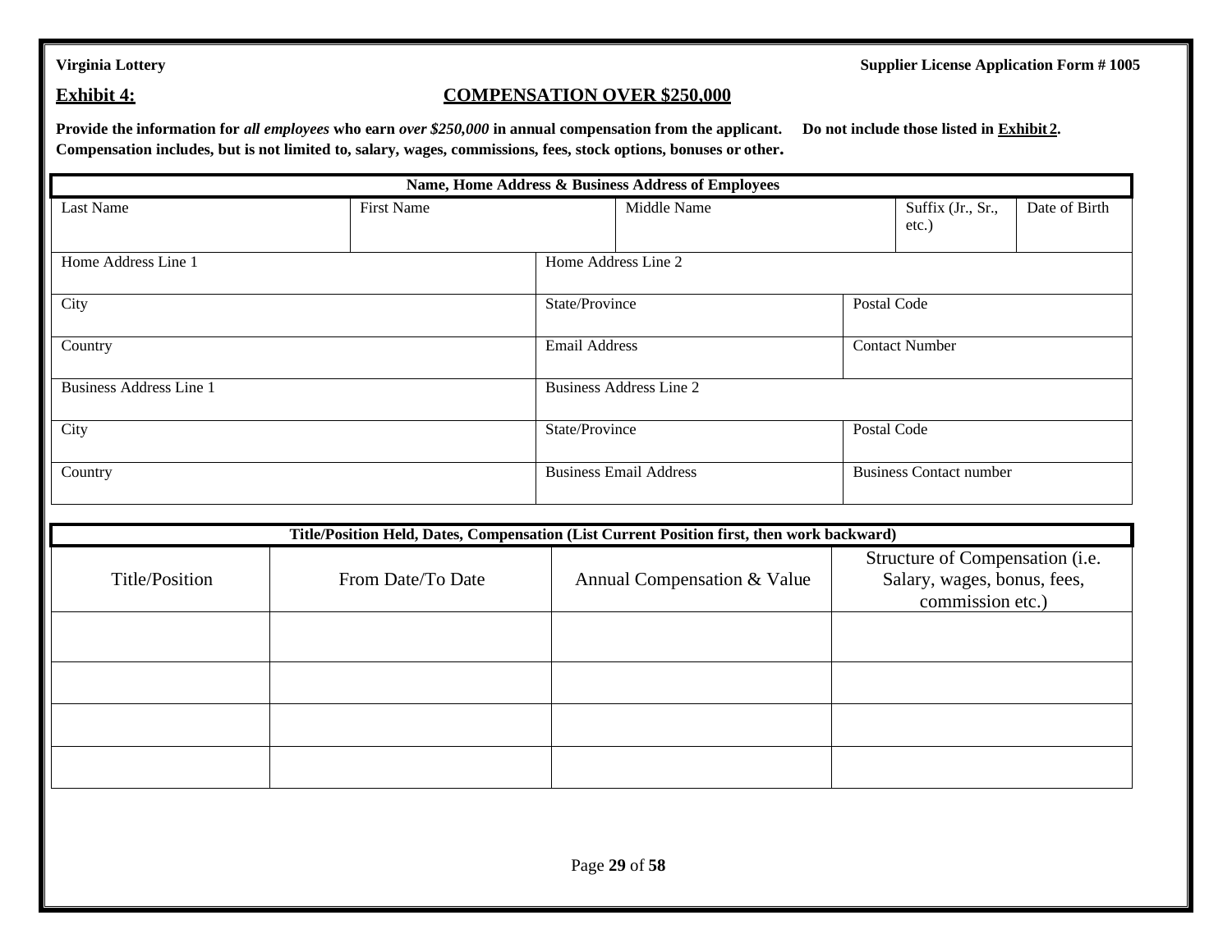**Virginia Lottery** **Supplier License Application Form # 1005**

## Exhibit 4: COMPENSATION OVER $250,000

**Provide the information for *all employees* who earn *over $250,000* in annual compensation from the applicant. Do not include those listed in Exhibit 2. Compensation includes, but is not limited to, salary, wages, commissions, fees, stock options, bonuses or other.**

| Name, Home Address & Business Address of Employees | | | | |
|---|---|---|---|---|
| Last Name | First Name | Middle Name | Suffix (Jr., Sr., etc.) | Date of Birth |
| Home Address Line 1 | | Home Address Line 2 | | |
| City | | State/Province | Postal Code | |
| Country | | Email Address | Contact Number | |
| Business Address Line 1 | | Business Address Line 2 | | |
| City | | State/Province | Postal Code | |
| Country | | Business Email Address | Business Contact number | |

| Title/Position Held, Dates, Compensation (List Current Position first, then work backward) | | | |
|---|---|---|---|
| Title/Position | From Date/To Date | Annual Compensation & Value | Structure of Compensation (i.e. Salary, wages, bonus, fees, commission etc.) |
| | | | |
| | | | |
| | | | |
| | | | |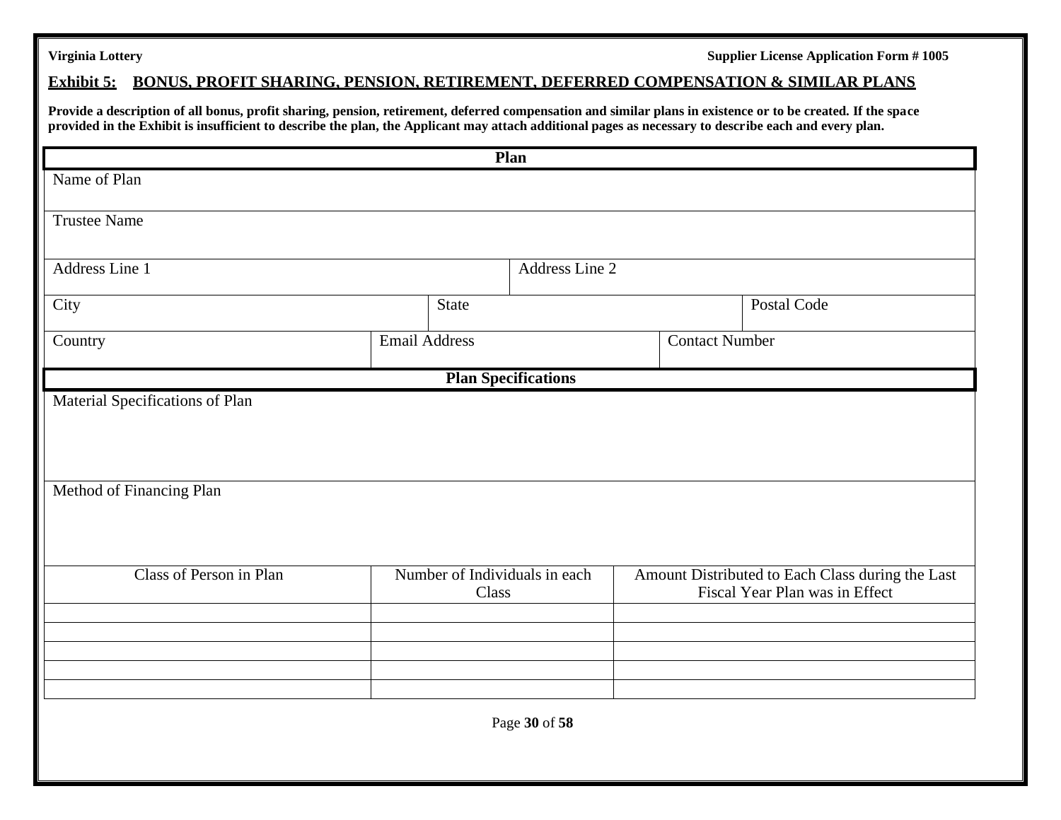## Exhibit 5: BONUS, PROFIT SHARING, PENSION, RETIREMENT, DEFERRED COMPENSATION & SIMILAR PLANS

**Provide a description of all bonus, profit sharing, pension, retirement, deferred compensation and similar plans in existence or to be created. If the space provided in the Exhibit is insufficient to describe the plan, the Applicant may attach additional pages as necessary to describe each and every plan.**

| **Plan** | | | |
|---|---|---|---|
| Name of Plan | | | |
| Trustee Name | | | |
| Address Line 1 | | Address Line 2 | |
| City | State | | Postal Code |
| Country | Email Address | Contact Number | |

| **Plan Specifications** |
|---|
| Material Specifications of Plan |
| Method of Financing Plan |

| Class of Person in Plan | Number of Individuals in each Class | Amount Distributed to Each Class during the Last Fiscal Year Plan was in Effect |
|---|---|---|
| | | |
| | | |
| | | |
| | | |
| | | |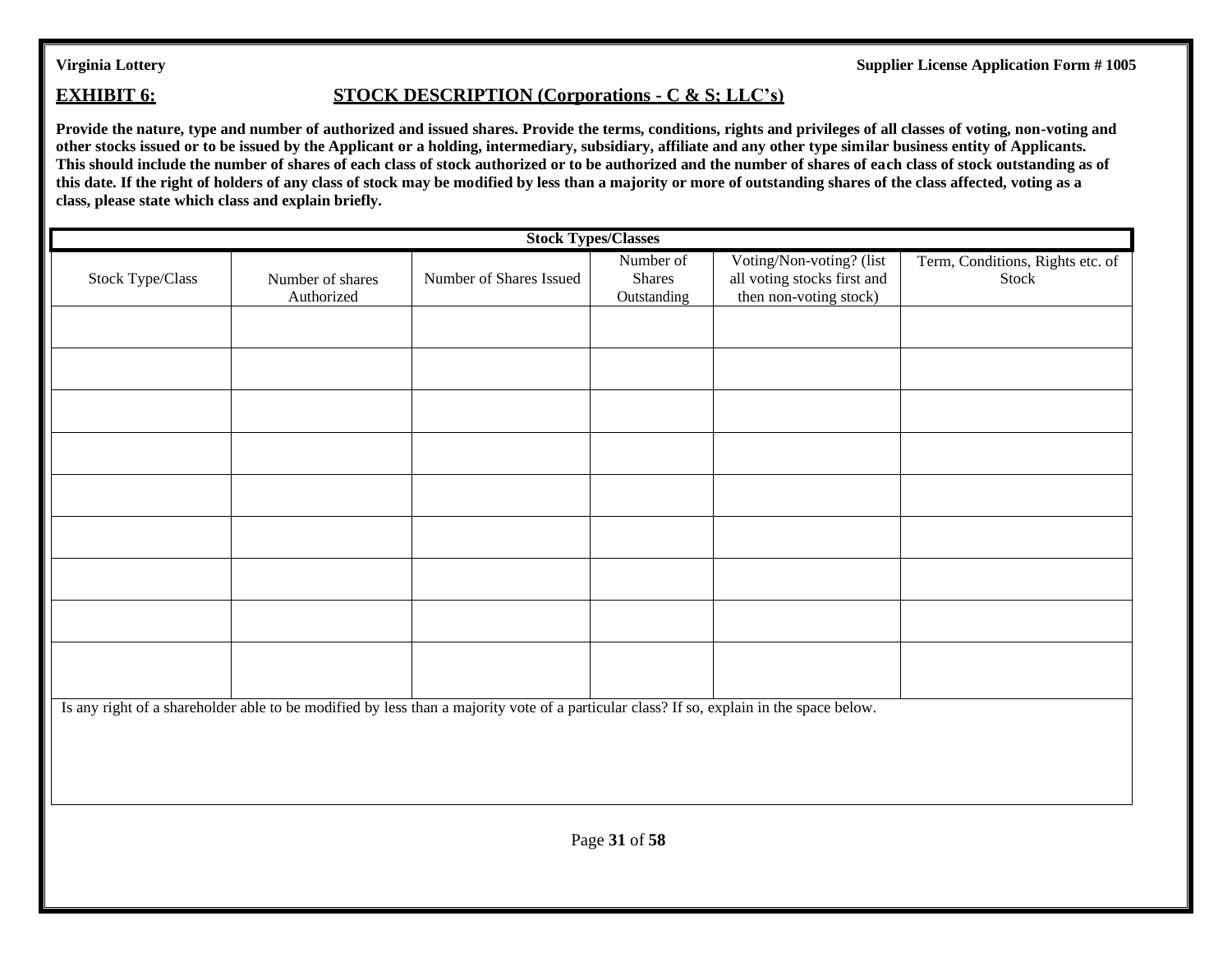**EXHIBIT 6:** **STOCK DESCRIPTION (Corporations - C & S; LLC's)**

**Provide the nature, type and number of authorized and issued shares. Provide the terms, conditions, rights and privileges of all classes of voting, non-voting and other stocks issued or to be issued by the Applicant or a holding, intermediary, subsidiary, affiliate and any other type similar business entity of Applicants. This should include the number of shares of each class of stock authorized or to be authorized and the number of shares of each class of stock outstanding as of this date. If the right of holders of any class of stock may be modified by less than a majority or more of outstanding shares of the class affected, voting as a class, please state which class and explain briefly.**

| **Stock Types/Classes** | | | | | |
|---|---|---|---|---|---|
| Stock Type/Class | Number of shares Authorized | Number of Shares Issued | Number of Shares Outstanding | Voting/Non-voting? (list all voting stocks first and then non-voting stock) | Term, Conditions, Rights etc. of Stock |
| | | | | | |
| | | | | | |
| | | | | | |
| | | | | | |
| | | | | | |
| | | | | | |
| | | | | | |
| | | | | | |
| | | | | | |

Is any right of a shareholder able to be modified by less than a majority vote of a particular class? If so, explain in the space below.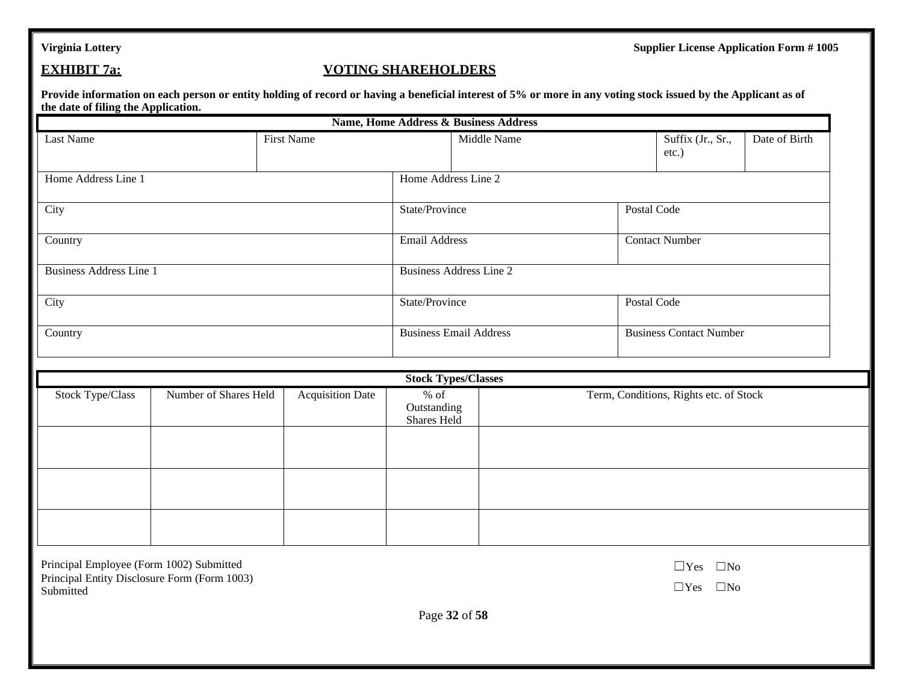## EXHIBIT 7a: VOTING SHAREHOLDERS

**Provide information on each person or entity holding of record or having a beneficial interest of 5% or more in any voting stock issued by the Applicant as of the date of filing the Application.**

| Name, Home Address & Business Address | | | | |
|---|---|---|---|---|
| Last Name | First Name | Middle Name | Suffix (Jr., Sr., etc.) | Date of Birth |
| Home Address Line 1 | Home Address Line 2 | | | |
| City | State/Province | Postal Code | | |
| Country | Email Address | Contact Number | | |
| Business Address Line 1 | Business Address Line 2 | | | |
| City | State/Province | Postal Code | | |
| Country | Business Email Address | Business Contact Number | | |

| Stock Types/Classes | | | | |
|---|---|---|---|---|
| Stock Type/Class | Number of Shares Held | Acquisition Date | % of Outstanding Shares Held | Term, Conditions, Rights etc. of Stock |
| | | | | |
| | | | | |
| | | | | |

Principal Employee (Form 1002) Submitted ☐Yes ☐No

Principal Entity Disclosure Form (Form 1003) Submitted ☐Yes ☐No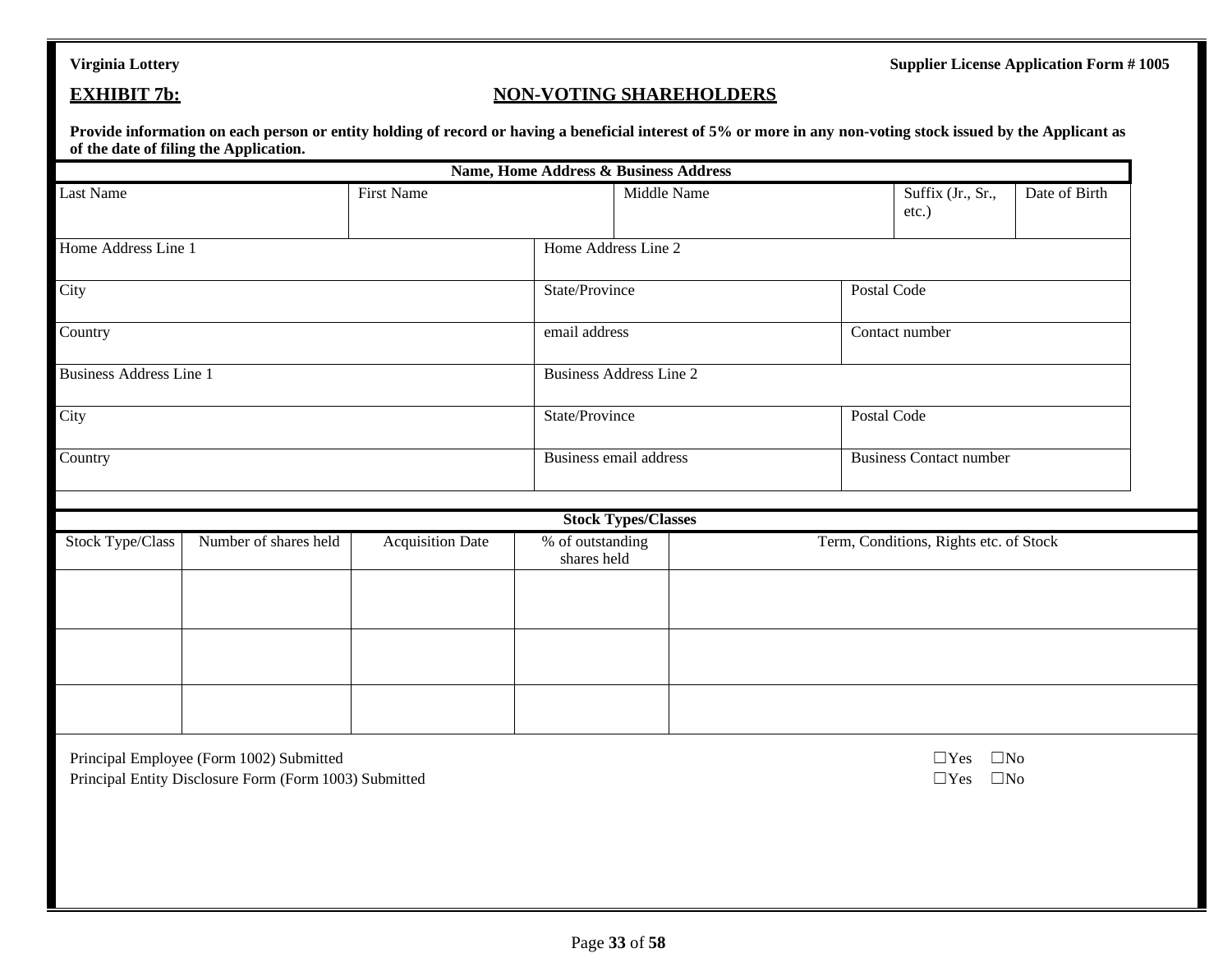**Virginia Lottery** **Supplier License Application Form # 1005**

## EXHIBIT 7b: NON-VOTING SHAREHOLDERS

**Provide information on each person or entity holding of record or having a beneficial interest of 5% or more in any non-voting stock issued by the Applicant as of the date of filing the Application.**

| Name, Home Address & Business Address | | | | |
|---|---|---|---|---|
| Last Name | First Name | Middle Name | Suffix (Jr., Sr., etc.) | Date of Birth |

| | | |
|---|---|---|
| Home Address Line 1 | Home Address Line 2 | |
| City | State/Province | Postal Code |
| Country | email address | Contact number |
| Business Address Line 1 | Business Address Line 2 | |
| City | State/Province | Postal Code |
| Country | Business email address | Business Contact number |

| Stock Types/Classes | | | | |
|---|---|---|---|---|
| Stock Type/Class | Number of shares held | Acquisition Date | % of outstanding shares held | Term, Conditions, Rights etc. of Stock |
| | | | | |
| | | | | |
| | | | | |

Principal Employee (Form 1002) Submitted ☐Yes ☐No

Principal Entity Disclosure Form (Form 1003) Submitted ☐Yes ☐No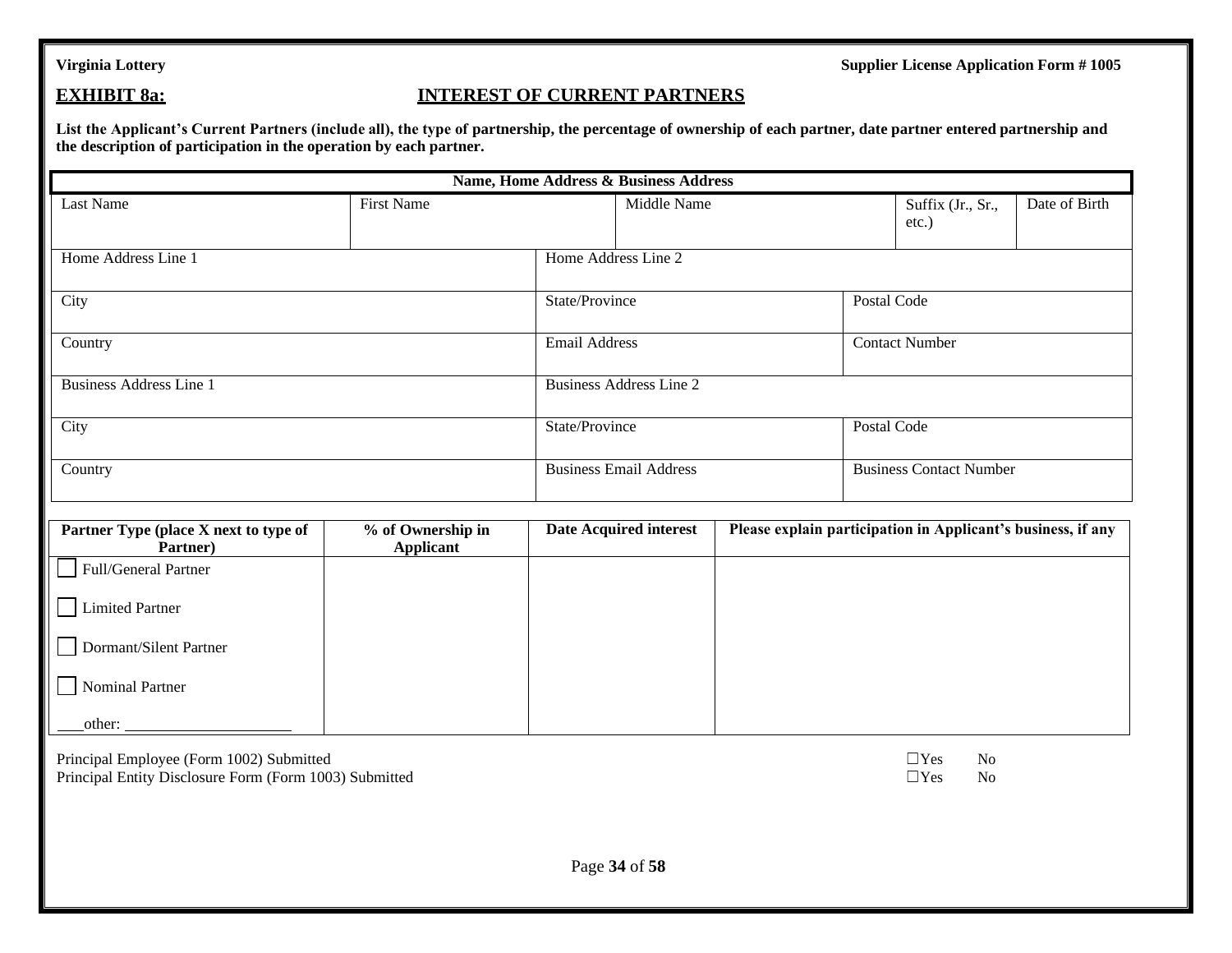**Virginia Lottery** **Supplier License Application Form # 1005**

## EXHIBIT 8a: INTEREST OF CURRENT PARTNERS

**List the Applicant's Current Partners (include all), the type of partnership, the percentage of ownership of each partner, date partner entered partnership and the description of participation in the operation by each partner.**

| **Name, Home Address & Business Address** | | | | |
|---|---|---|---|---|
| Last Name | First Name | Middle Name | Suffix (Jr., Sr., etc.) | Date of Birth |
| Home Address Line 1 | Home Address Line 2 | | | |
| City | State/Province | Postal Code | | |
| Country | Email Address | Contact Number | | |
| Business Address Line 1 | Business Address Line 2 | | | |
| City | State/Province | Postal Code | | |
| Country | Business Email Address | Business Contact Number | | |

| Partner Type (place X next to type of Partner) | % of Ownership in Applicant | Date Acquired interest | Please explain participation in Applicant's business, if any |
|---|---|---|---|
| ☐ Full/General Partner<br>☐ Limited Partner<br>☐ Dormant/Silent Partner<br>☐ Nominal Partner<br>\_\_\_other: \_\_\_\_\_\_\_\_\_\_\_\_\_\_\_\_\_\_\_\_ | | | |

Principal Employee (Form 1002) Submitted ☐Yes No

Principal Entity Disclosure Form (Form 1003) Submitted ☐Yes No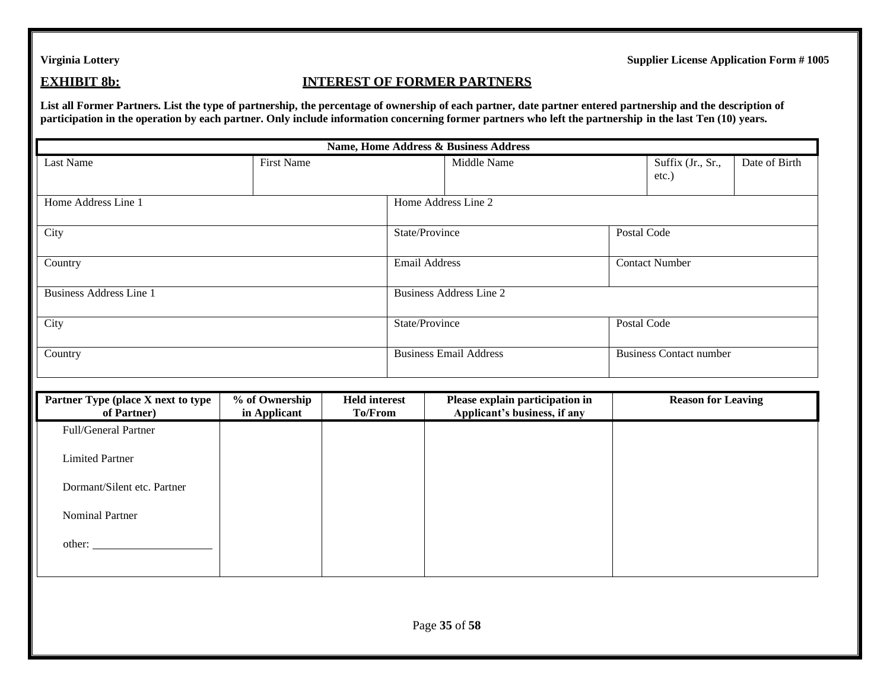**Virginia Lottery** **Supplier License Application Form # 1005**

## EXHIBIT 8b: INTEREST OF FORMER PARTNERS

**List all Former Partners. List the type of partnership, the percentage of ownership of each partner, date partner entered partnership and the description of participation in the operation by each partner. Only include information concerning former partners who left the partnership in the last Ten (10) years.**

| **Name, Home Address & Business Address** | | | | |
|---|---|---|---|---|
| Last Name | First Name | Middle Name | Suffix (Jr., Sr., etc.) | Date of Birth |
| Home Address Line 1 | Home Address Line 2 | | | |
| City | State/Province | Postal Code | | |
| Country | Email Address | Contact Number | | |
| Business Address Line 1 | Business Address Line 2 | | | |
| City | State/Province | Postal Code | | |
| Country | Business Email Address | Business Contact number | | |

| Partner Type (place X next to type of Partner) | % of Ownership in Applicant | Held interest To/From | Please explain participation in Applicant's business, if any | Reason for Leaving |
|---|---|---|---|---|
| Full/General Partner<br><br>Limited Partner<br><br>Dormant/Silent etc. Partner<br><br>Nominal Partner<br><br>other: ____________________ | | | | |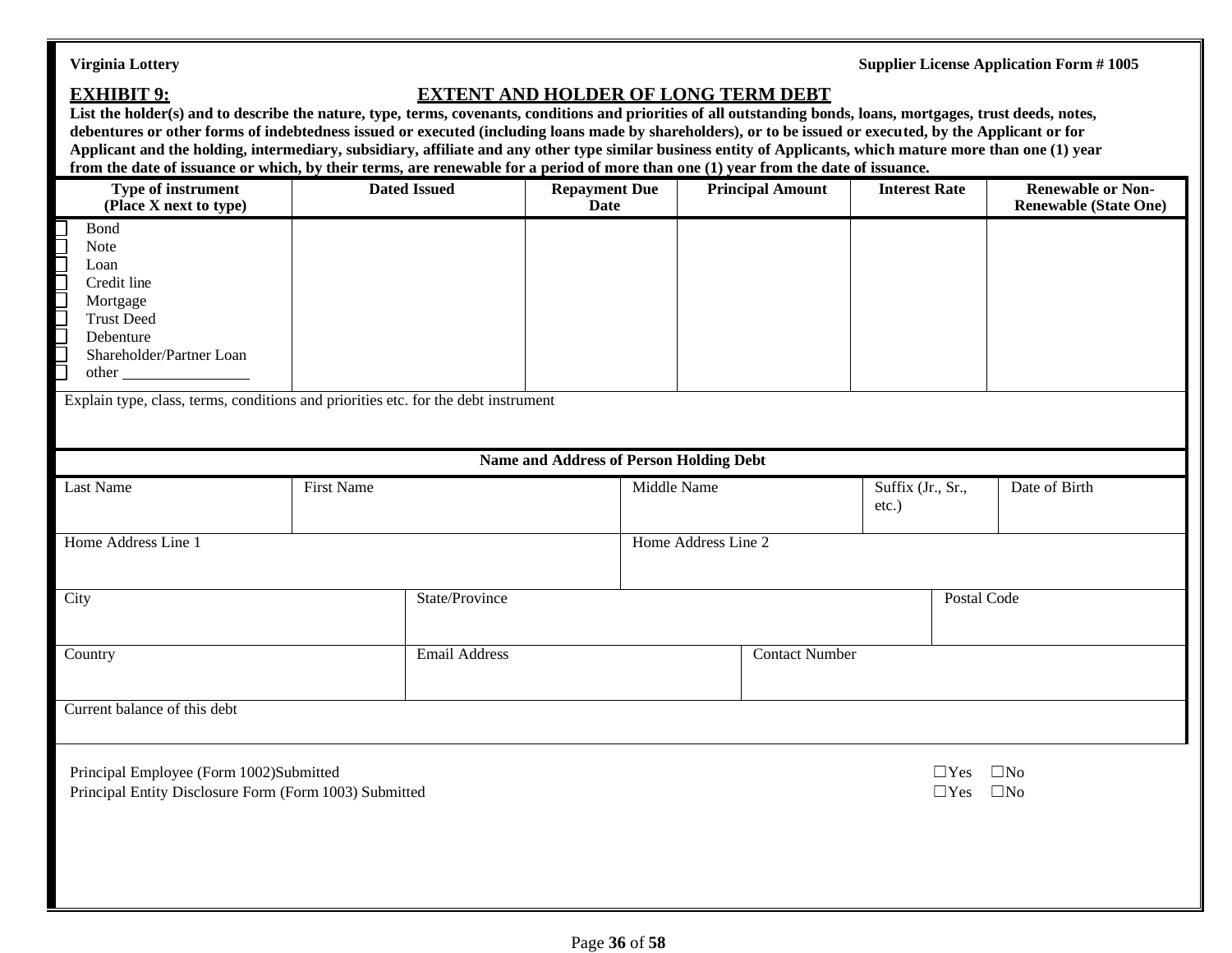**Virginia Lottery** **Supplier License Application Form # 1005**

## EXHIBIT 9: EXTENT AND HOLDER OF LONG TERM DEBT

**List the holder(s) and to describe the nature, type, terms, covenants, conditions and priorities of all outstanding bonds, loans, mortgages, trust deeds, notes, debentures or other forms of indebtedness issued or executed (including loans made by shareholders), or to be issued or executed, by the Applicant or for Applicant and the holding, intermediary, subsidiary, affiliate and any other type similar business entity of Applicants, which mature more than one (1) year from the date of issuance or which, by their terms, are renewable for a period of more than one (1) year from the date of issuance.**

| Type of instrument (Place X next to type) | Dated Issued | Repayment Due Date | Principal Amount | Interest Rate | Renewable or Non-Renewable (State One) |
|---|---|---|---|---|---|
| ☐ Bond<br>☐ Note<br>☐ Loan<br>☐ Credit line<br>☐ Mortgage<br>☐ Trust Deed<br>☐ Debenture<br>☐ Shareholder/Partner Loan<br>☐ other ________________ | | | | | |

Explain type, class, terms, conditions and priorities etc. for the debt instrument

**Name and Address of Person Holding Debt**

| Last Name | First Name | Middle Name | Suffix (Jr., Sr., etc.) | Date of Birth |
|---|---|---|---|---|
| | | | | |

| Home Address Line 1 | Home Address Line 2 |
|---|---|
| | |

| City | State/Province | Postal Code |
|---|---|---|
| | | |

| Country | Email Address | Contact Number |
|---|---|---|
| | | |

Current balance of this debt

Principal Employee (Form 1002)Submitted ☐Yes ☐No

Principal Entity Disclosure Form (Form 1003) Submitted ☐Yes ☐No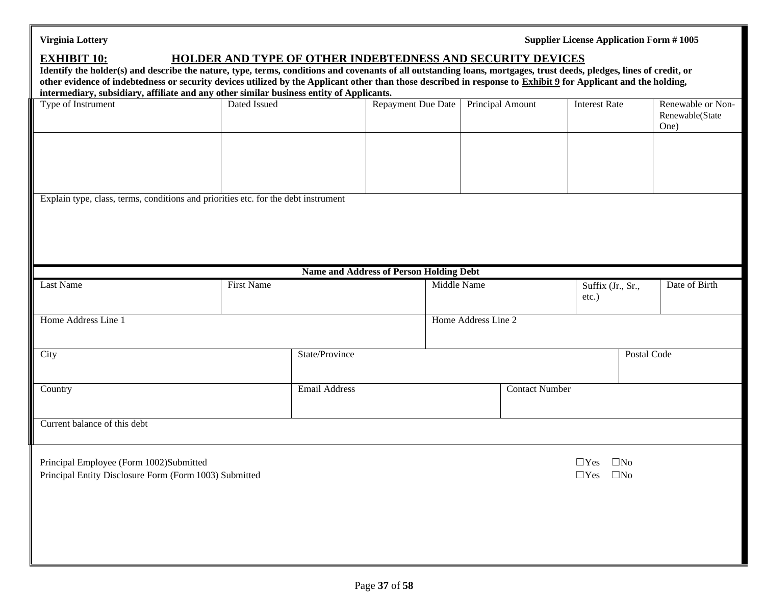Virginia Lottery　　　　　　　　　　　　　　　　　　　　　　　　　　　　　　　Supplier License Application Form # 1005

## EXHIBIT 10: HOLDER AND TYPE OF OTHER INDEBTEDNESS AND SECURITY DEVICES

**Identify the holder(s) and describe the nature, type, terms, conditions and covenants of all outstanding loans, mortgages, trust deeds, pledges, lines of credit, or other evidence of indebtedness or security devices utilized by the Applicant other than those described in response to Exhibit 9 for Applicant and the holding, intermediary, subsidiary, affiliate and any other similar business entity of Applicants.**

| Type of Instrument | Dated Issued | Repayment Due Date | Principal Amount | Interest Rate | Renewable or Non-Renewable(State One) |
|---|---|---|---|---|---|
| | | | | | |

Explain type, class, terms, conditions and priorities etc. for the debt instrument

**Name and Address of Person Holding Debt**

| Last Name | First Name | Middle Name | Suffix (Jr., Sr., etc.) | Date of Birth |
|---|---|---|---|---|
| | | | | |

| Home Address Line 1 | Home Address Line 2 |
|---|---|
| | |

| City | State/Province | Postal Code |
|---|---|---|
| | | |

| Country | Email Address | Contact Number |
|---|---|---|
| | | |

| Current balance of this debt |
|---|
| |

Principal Employee (Form 1002)Submitted ☐Yes ☐No

Principal Entity Disclosure Form (Form 1003) Submitted ☐Yes ☐No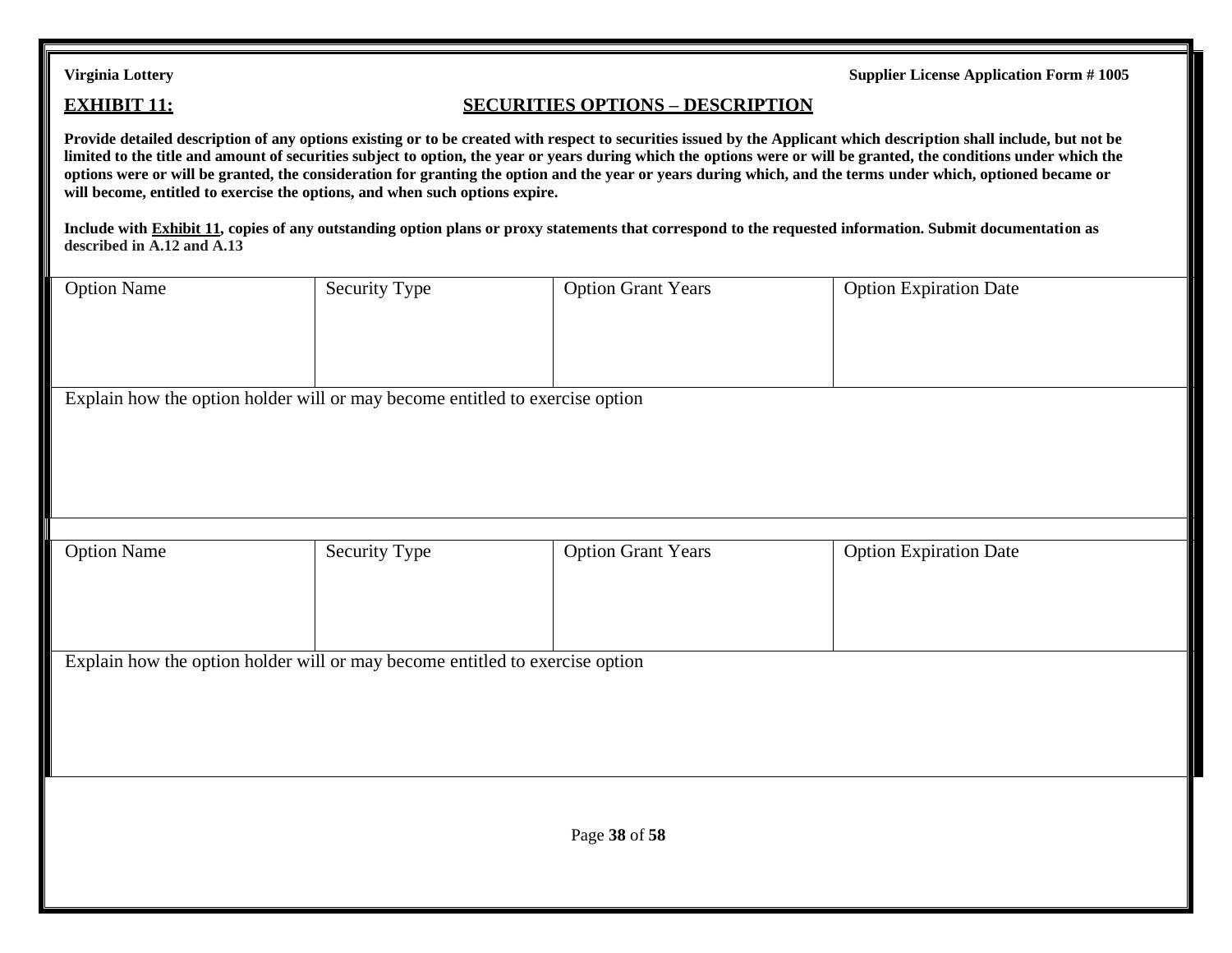## EXHIBIT 11: SECURITIES OPTIONS – DESCRIPTION

**Provide detailed description of any options existing or to be created with respect to securities issued by the Applicant which description shall include, but not be limited to the title and amount of securities subject to option, the year or years during which the options were or will be granted, the conditions under which the options were or will be granted, the consideration for granting the option and the year or years during which, and the terms under which, optioned became or will become, entitled to exercise the options, and when such options expire.**

**Include with <u>Exhibit 11</u>, copies of any outstanding option plans or proxy statements that correspond to the requested information. Submit documentation as described in A.12 and A.13**

| Option Name | Security Type | Option Grant Years | Option Expiration Date |
|---|---|---|---|
| | | | |
| Explain how the option holder will or may become entitled to exercise option | | | |
| | | | |

| Option Name | Security Type | Option Grant Years | Option Expiration Date |
|---|---|---|---|
| | | | |
| Explain how the option holder will or may become entitled to exercise option | | | |
| | | | |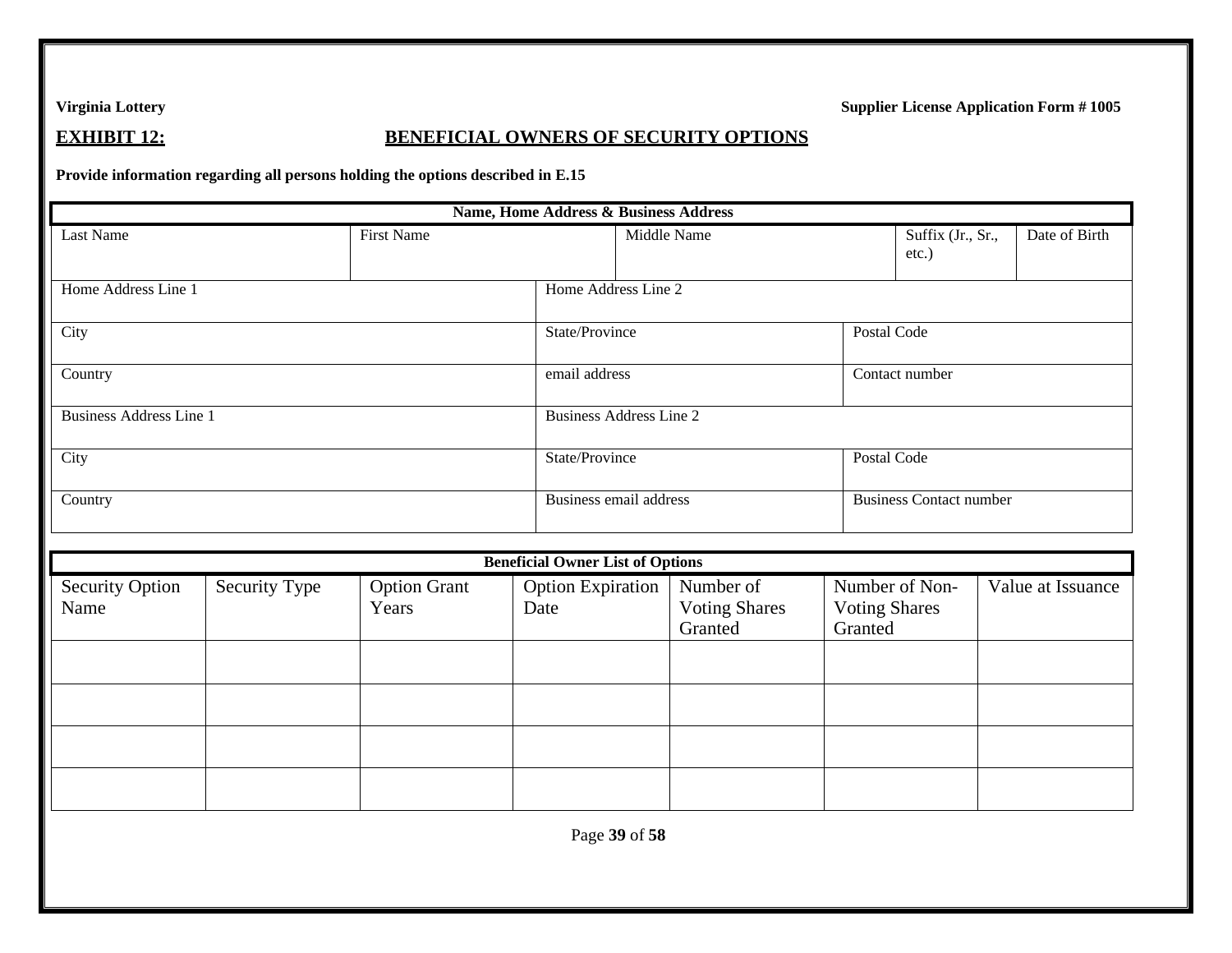**Virginia Lottery** **Supplier License Application Form # 1005**

## EXHIBIT 12: BENEFICIAL OWNERS OF SECURITY OPTIONS

**Provide information regarding all persons holding the options described in E.15**

| **Name, Home Address & Business Address** | | | | |
|---|---|---|---|---|
| Last Name | First Name | Middle Name | Suffix (Jr., Sr., etc.) | Date of Birth |
| Home Address Line 1 | | Home Address Line 2 | | |
| City | | State/Province | Postal Code | |
| Country | | email address | Contact number | |
| Business Address Line 1 | | Business Address Line 2 | | |
| City | | State/Province | Postal Code | |
| Country | | Business email address | Business Contact number | |

| **Beneficial Owner List of Options** | | | | | | |
|---|---|---|---|---|---|---|
| Security Option Name | Security Type | Option Grant Years | Option Expiration Date | Number of Voting Shares Granted | Number of Non-Voting Shares Granted | Value at Issuance |
| | | | | | | |
| | | | | | | |
| | | | | | | |
| | | | | | | |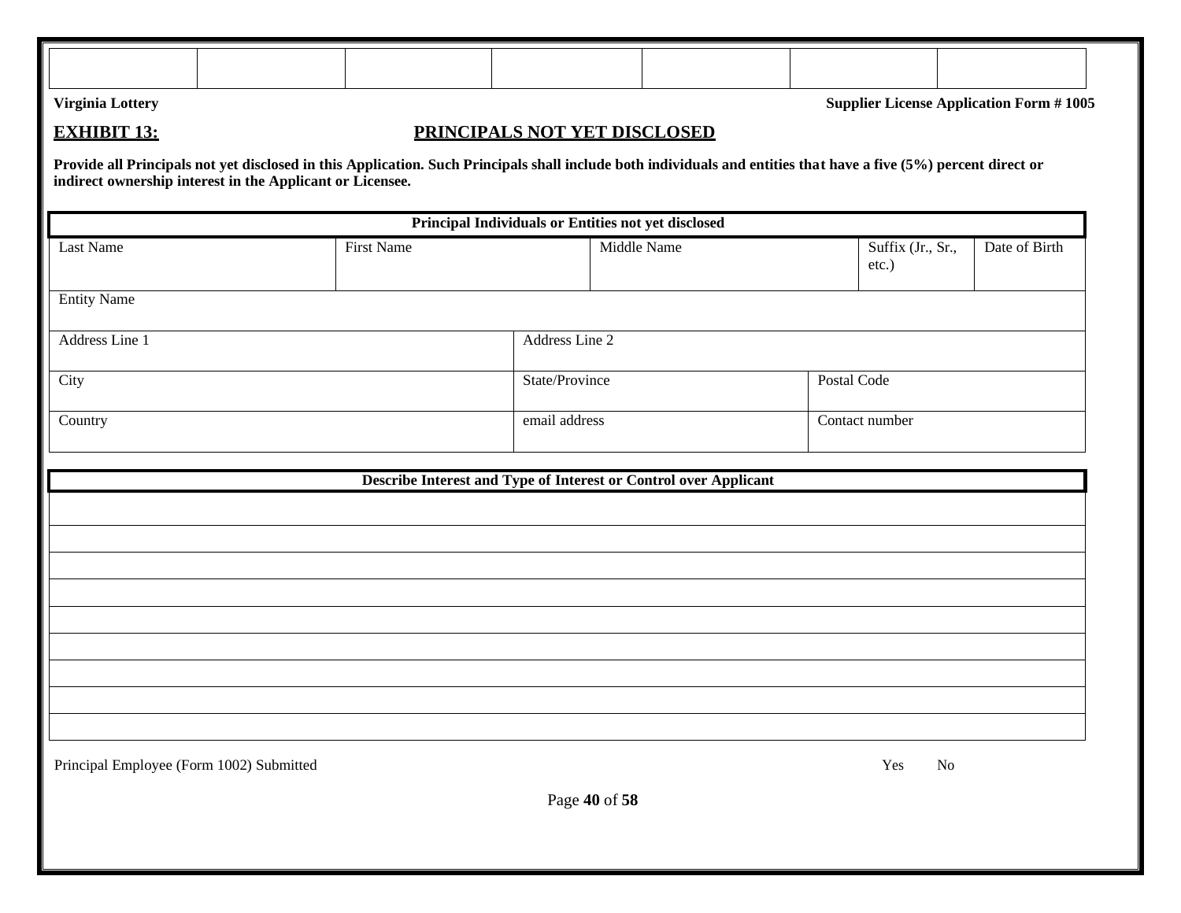|  |  |  |  |  |  |  |
|---|---|---|---|---|---|---|
|  |  |  |  |  |  |  |

**Virginia Lottery** **Supplier License Application Form # 1005**

## EXHIBIT 13: PRINCIPALS NOT YET DISCLOSED

**Provide all Principals not yet disclosed in this Application. Such Principals shall include both individuals and entities that have a five (5%) percent direct or indirect ownership interest in the Applicant or Licensee.**

| Principal Individuals or Entities not yet disclosed | | | | |
|---|---|---|---|---|
| Last Name | First Name | Middle Name | Suffix (Jr., Sr., etc.) | Date of Birth |
| Entity Name | | | | |
| Address Line 1 | Address Line 2 | | | |
| City | State/Province | Postal Code | | |
| Country | email address | Contact number | | |

| Describe Interest and Type of Interest or Control over Applicant |
|---|
|  |
|  |
|  |
|  |
|  |
|  |
|  |
|  |
|  |

Principal Employee (Form 1002) Submitted Yes No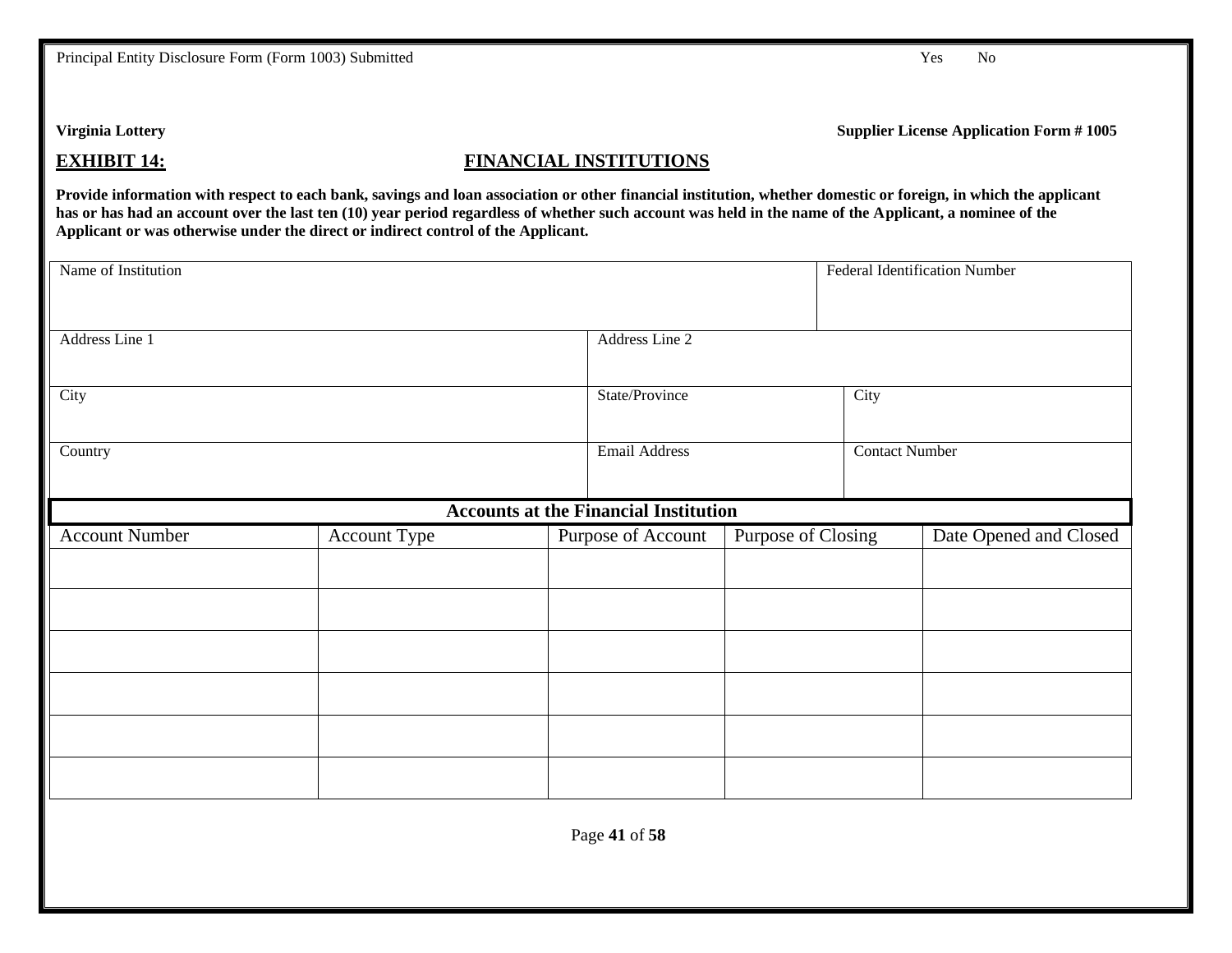Principal Entity Disclosure Form (Form 1003) Submitted Yes No

**Virginia Lottery** **Supplier License Application Form # 1005**

## EXHIBIT 14: FINANCIAL INSTITUTIONS

**Provide information with respect to each bank, savings and loan association or other financial institution, whether domestic or foreign, in which the applicant has or has had an account over the last ten (10) year period regardless of whether such account was held in the name of the Applicant, a nominee of the Applicant or was otherwise under the direct or indirect control of the Applicant.**

| Name of Institution | | Federal Identification Number |
|---|---|---|
| | | |

| Address Line 1 | Address Line 2 | |
|---|---|---|
| | | |
| City | State/Province | City |
| | | |
| Country | Email Address | Contact Number |
| | | |

**Accounts at the Financial Institution**

| Account Number | Account Type | Purpose of Account | Purpose of Closing | Date Opened and Closed |
|---|---|---|---|---|
| | | | | |
| | | | | |
| | | | | |
| | | | | |
| | | | | |
| | | | | |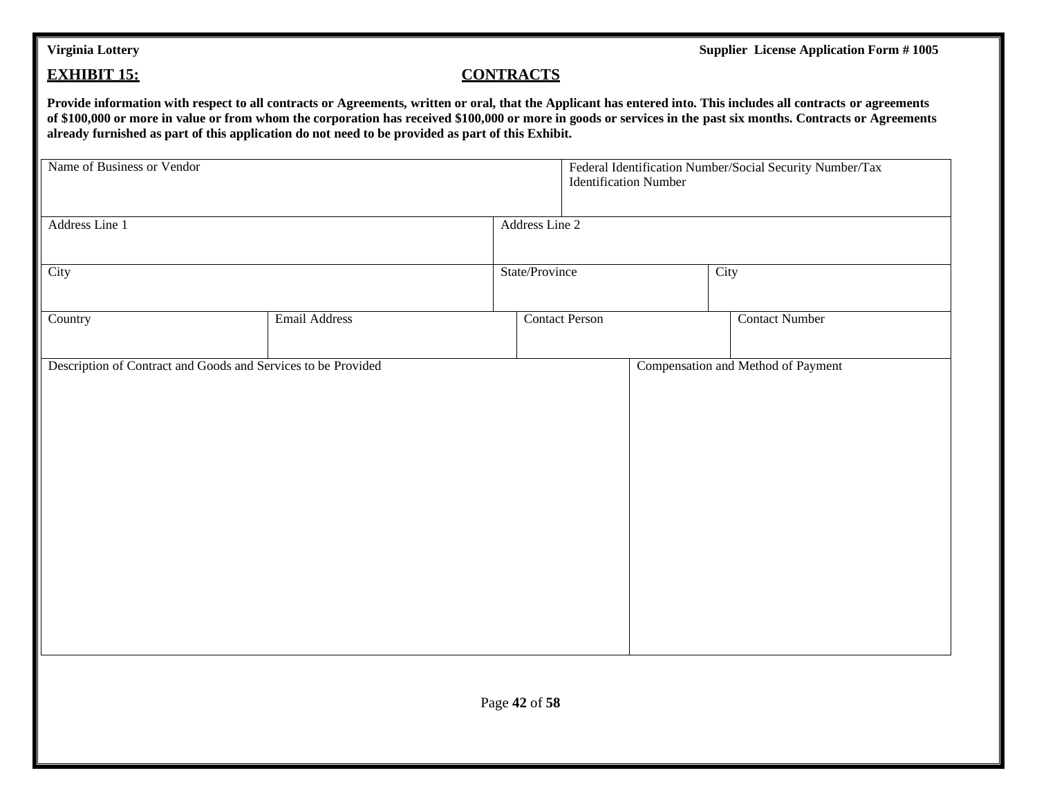**Virginia Lottery** **Supplier License Application Form # 1005**

## EXHIBIT 15: CONTRACTS

**Provide information with respect to all contracts or Agreements, written or oral, that the Applicant has entered into. This includes all contracts or agreements of $100,000 or more in value or from whom the corporation has received $100,000 or more in goods or services in the past six months. Contracts or Agreements already furnished as part of this application do not need to be provided as part of this Exhibit.**

| Name of Business or Vendor | Federal Identification Number/Social Security Number/Tax Identification Number |
|---|---|
| | |

| Address Line 1 | Address Line 2 |
|---|---|
| | |

| City | State/Province | City |
|---|---|---|
| | | |

| Country | Email Address | Contact Person | Contact Number |
|---|---|---|---|
| | | | |

| Description of Contract and Goods and Services to be Provided | Compensation and Method of Payment |
|---|---|
| | |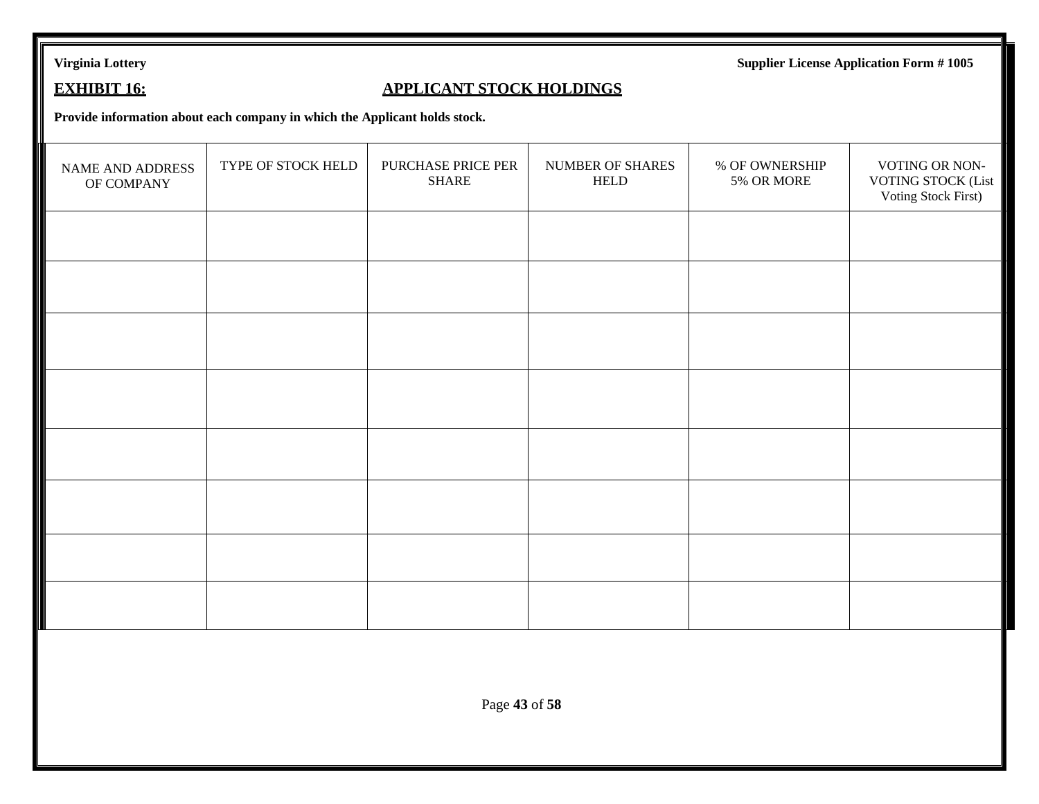## EXHIBIT 16: APPLICANT STOCK HOLDINGS

**Provide information about each company in which the Applicant holds stock.**

| NAME AND ADDRESS OF COMPANY | TYPE OF STOCK HELD | PURCHASE PRICE PER SHARE | NUMBER OF SHARES HELD | % OF OWNERSHIP 5% OR MORE | VOTING OR NON-VOTING STOCK (List Voting Stock First) |
| --- | --- | --- | --- | --- | --- |
| | | | | | |
| | | | | | |
| | | | | | |
| | | | | | |
| | | | | | |
| | | | | | |
| | | | | | |
| | | | | | |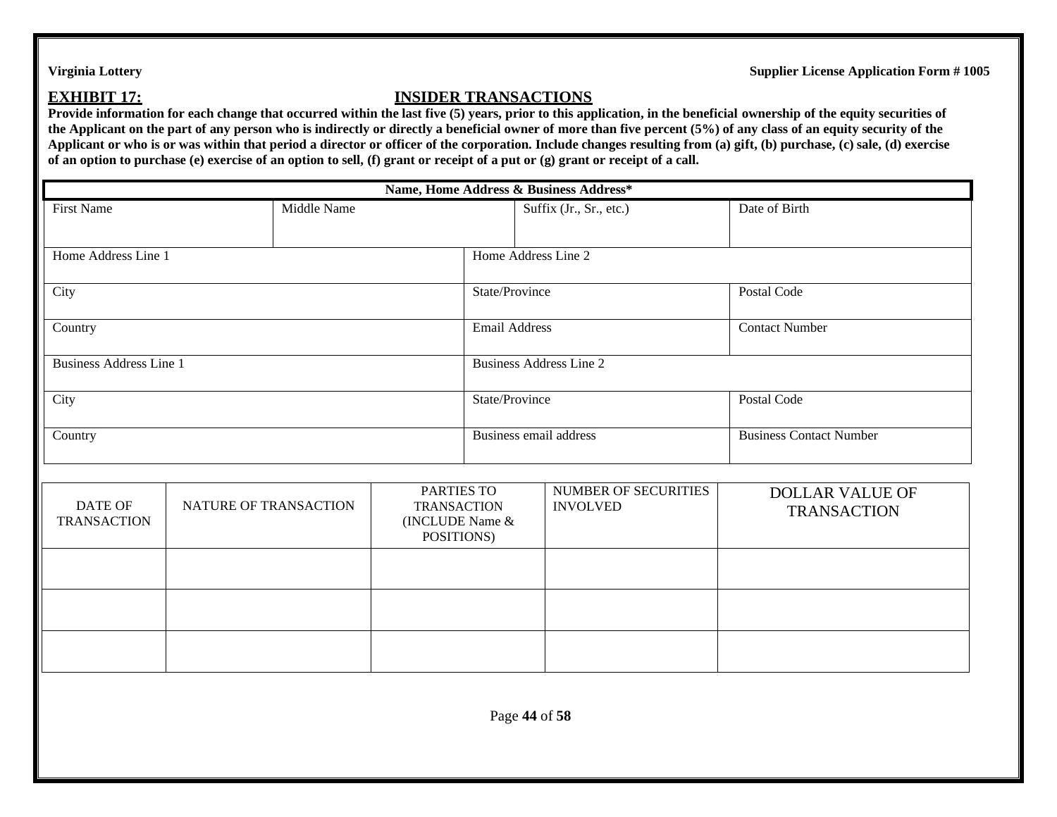## EXHIBIT 17: INSIDER TRANSACTIONS

**Provide information for each change that occurred within the last five (5) years, prior to this application, in the beneficial ownership of the equity securities of the Applicant on the part of any person who is indirectly or directly a beneficial owner of more than five percent (5%) of any class of an equity security of the Applicant or who is or was within that period a director or officer of the corporation. Include changes resulting from (a) gift, (b) purchase, (c) sale, (d) exercise of an option to purchase (e) exercise of an option to sell, (f) grant or receipt of a put or (g) grant or receipt of a call.**

| **Name, Home Address & Business Address*** | | | |
|---|---|---|---|
| First Name | Middle Name | Suffix (Jr., Sr., etc.) | Date of Birth |
| Home Address Line 1 | | Home Address Line 2 | |
| City | | State/Province | Postal Code |
| Country | | Email Address | Contact Number |
| Business Address Line 1 | | Business Address Line 2 | |
| City | | State/Province | Postal Code |
| Country | | Business email address | Business Contact Number |

| DATE OF TRANSACTION | NATURE OF TRANSACTION | PARTIES TO TRANSACTION (INCLUDE Name & POSITIONS) | NUMBER OF SECURITIES INVOLVED | DOLLAR VALUE OF TRANSACTION |
|---|---|---|---|---|
| | | | | |
| | | | | |
| | | | | |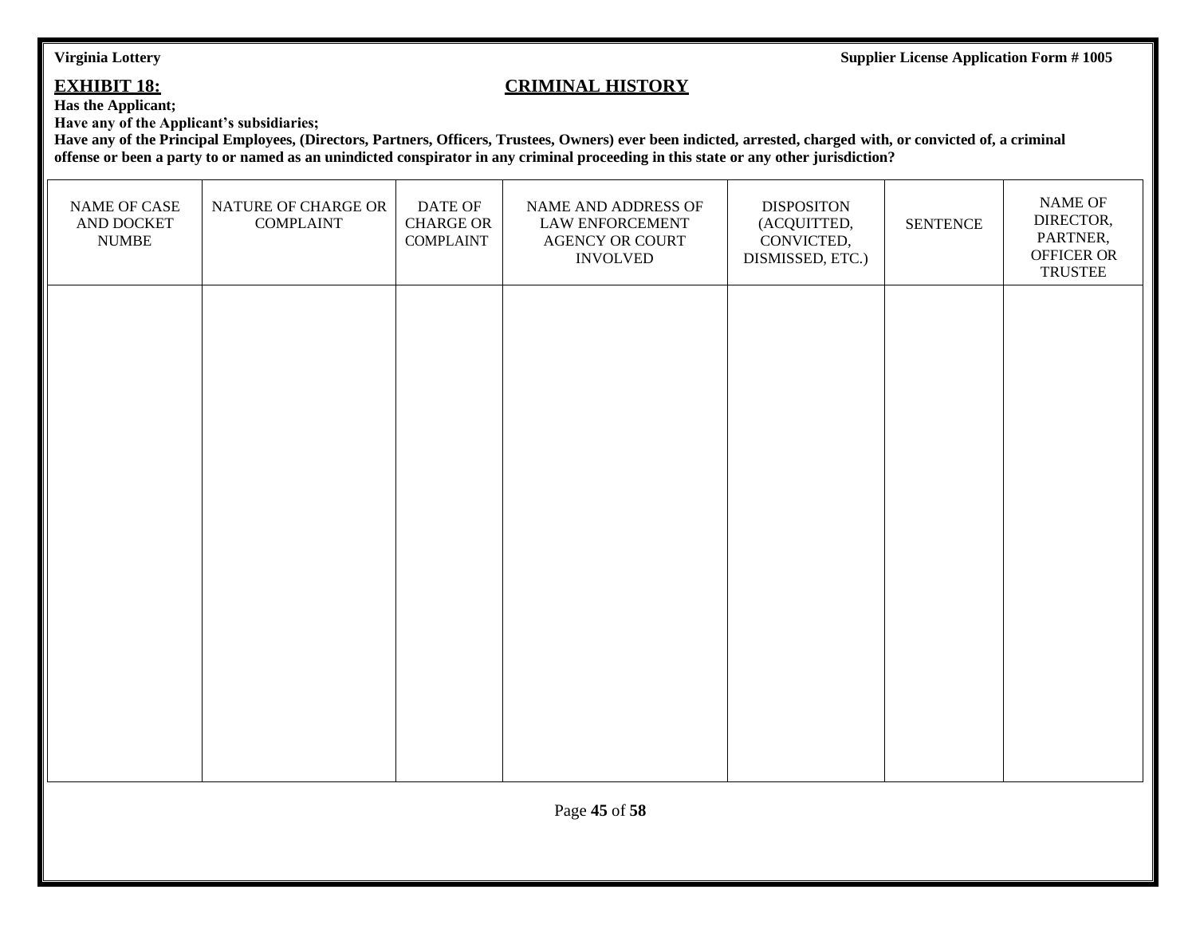## EXHIBIT 18: CRIMINAL HISTORY

**Has the Applicant;**
**Have any of the Applicant's subsidiaries;**
**Have any of the Principal Employees, (Directors, Partners, Officers, Trustees, Owners) ever been indicted, arrested, charged with, or convicted of, a criminal offense or been a party to or named as an unindicted conspirator in any criminal proceeding in this state or any other jurisdiction?**

| NAME OF CASE AND DOCKET NUMBE | NATURE OF CHARGE OR COMPLAINT | DATE OF CHARGE OR COMPLAINT | NAME AND ADDRESS OF LAW ENFORCEMENT AGENCY OR COURT INVOLVED | DISPOSITON (ACQUITTED, CONVICTED, DISMISSED, ETC.) | SENTENCE | NAME OF DIRECTOR, PARTNER, OFFICER OR TRUSTEE |
|---|---|---|---|---|---|---|
| | | | | | | |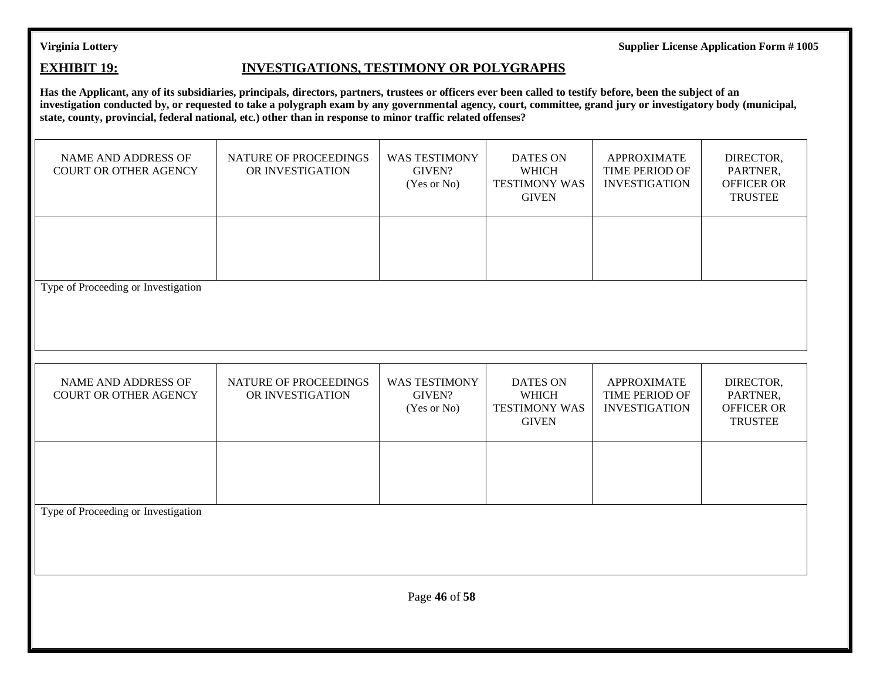## EXHIBIT 19: INVESTIGATIONS, TESTIMONY OR POLYGRAPHS

**Has the Applicant, any of its subsidiaries, principals, directors, partners, trustees or officers ever been called to testify before, been the subject of an investigation conducted by, or requested to take a polygraph exam by any governmental agency, court, committee, grand jury or investigatory body (municipal, state, county, provincial, federal national, etc.) other than in response to minor traffic related offenses?**

| NAME AND ADDRESS OF COURT OR OTHER AGENCY | NATURE OF PROCEEDINGS OR INVESTIGATION | WAS TESTIMONY GIVEN? (Yes or No) | DATES ON WHICH TESTIMONY WAS GIVEN | APPROXIMATE TIME PERIOD OF INVESTIGATION | DIRECTOR, PARTNER, OFFICER OR TRUSTEE |
|---|---|---|---|---|---|
| | | | | | |
| Type of Proceeding or Investigation | | | | | |

| NAME AND ADDRESS OF COURT OR OTHER AGENCY | NATURE OF PROCEEDINGS OR INVESTIGATION | WAS TESTIMONY GIVEN? (Yes or No) | DATES ON WHICH TESTIMONY WAS GIVEN | APPROXIMATE TIME PERIOD OF INVESTIGATION | DIRECTOR, PARTNER, OFFICER OR TRUSTEE |
|---|---|---|---|---|---|
| | | | | | |
| Type of Proceeding or Investigation | | | | | |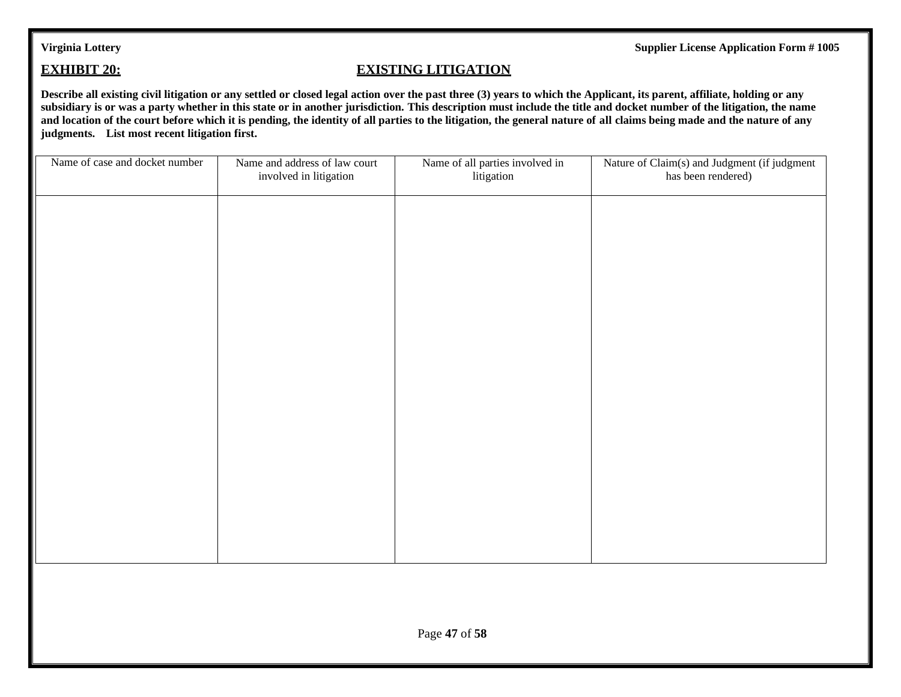## EXHIBIT 20: EXISTING LITIGATION

**Describe all existing civil litigation or any settled or closed legal action over the past three (3) years to which the Applicant, its parent, affiliate, holding or any subsidiary is or was a party whether in this state or in another jurisdiction. This description must include the title and docket number of the litigation, the name and location of the court before which it is pending, the identity of all parties to the litigation, the general nature of all claims being made and the nature of any judgments. List most recent litigation first.**

| Name of case and docket number | Name and address of law court involved in litigation | Name of all parties involved in litigation | Nature of Claim(s) and Judgment (if judgment has been rendered) |
|---|---|---|---|
| | | | |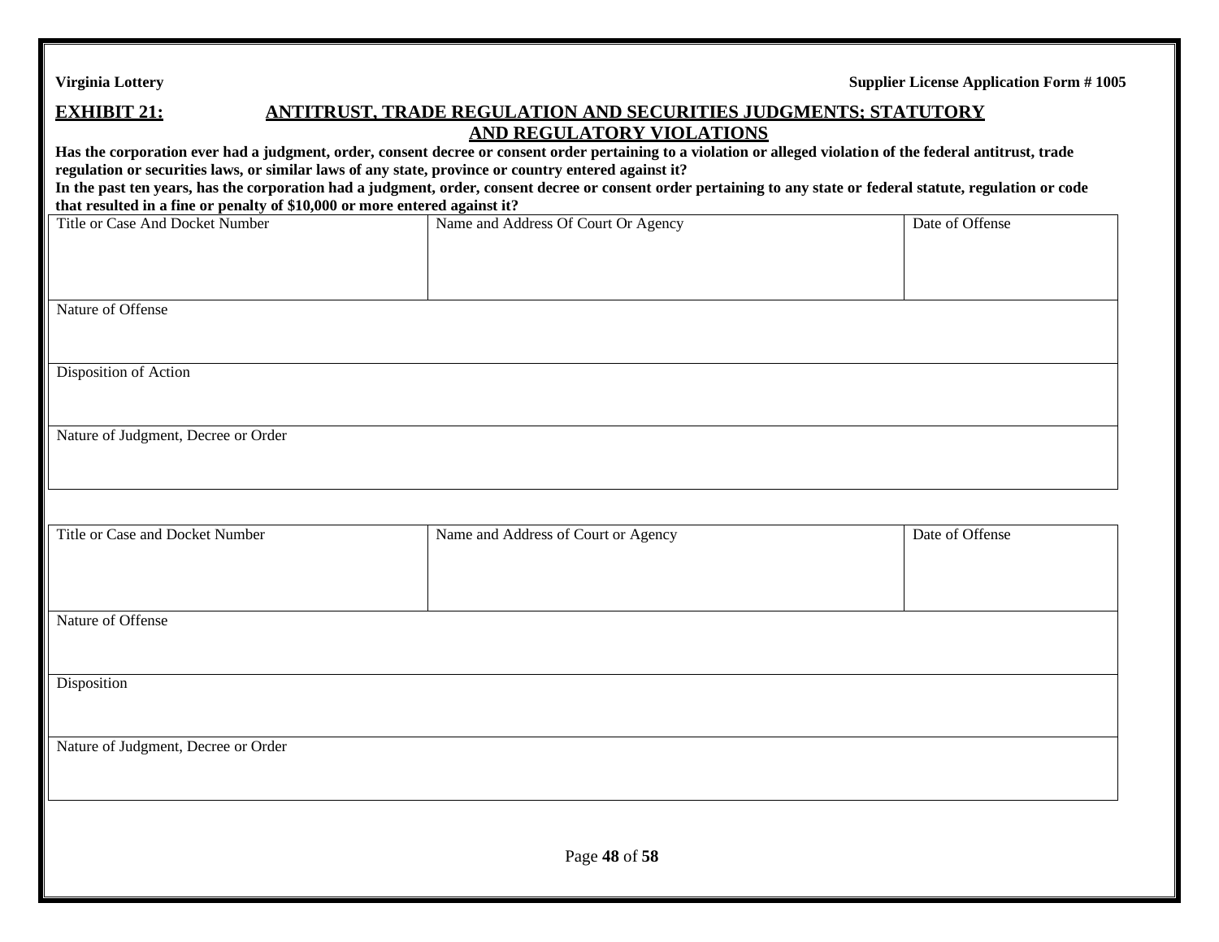**EXHIBIT 21:** **ANTITRUST, TRADE REGULATION AND SECURITIES JUDGMENTS; STATUTORY AND REGULATORY VIOLATIONS**

**Has the corporation ever had a judgment, order, consent decree or consent order pertaining to a violation or alleged violation of the federal antitrust, trade regulation or securities laws, or similar laws of any state, province or country entered against it?**

**In the past ten years, has the corporation had a judgment, order, consent decree or consent order pertaining to any state or federal statute, regulation or code that resulted in a fine or penalty of $10,000 or more entered against it?**

| Title or Case And Docket Number | Name and Address Of Court Or Agency | Date of Offense |
|---|---|---|
| | | |
| Nature of Offense | | |
| Disposition of Action | | |
| Nature of Judgment, Decree or Order | | |

| Title or Case and Docket Number | Name and Address of Court or Agency | Date of Offense |
|---|---|---|
| | | |
| Nature of Offense | | |
| Disposition | | |
| Nature of Judgment, Decree or Order | | |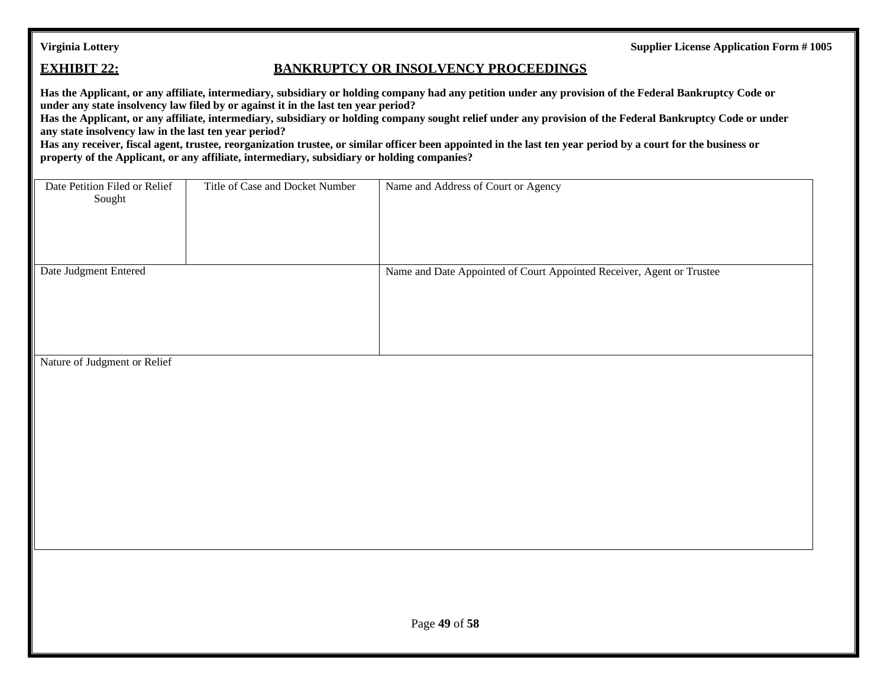**EXHIBIT 22:** **BANKRUPTCY OR INSOLVENCY PROCEEDINGS**

**Has the Applicant, or any affiliate, intermediary, subsidiary or holding company had any petition under any provision of the Federal Bankruptcy Code or under any state insolvency law filed by or against it in the last ten year period?**
**Has the Applicant, or any affiliate, intermediary, subsidiary or holding company sought relief under any provision of the Federal Bankruptcy Code or under any state insolvency law in the last ten year period?**
**Has any receiver, fiscal agent, trustee, reorganization trustee, or similar officer been appointed in the last ten year period by a court for the business or property of the Applicant, or any affiliate, intermediary, subsidiary or holding companies?**

| Date Petition Filed or Relief Sought | Title of Case and Docket Number | Name and Address of Court or Agency |
|---|---|---|
| | | |
| Date Judgment Entered | | Name and Date Appointed of Court Appointed Receiver, Agent or Trustee |
| | | |
| Nature of Judgment or Relief | | |
| | | |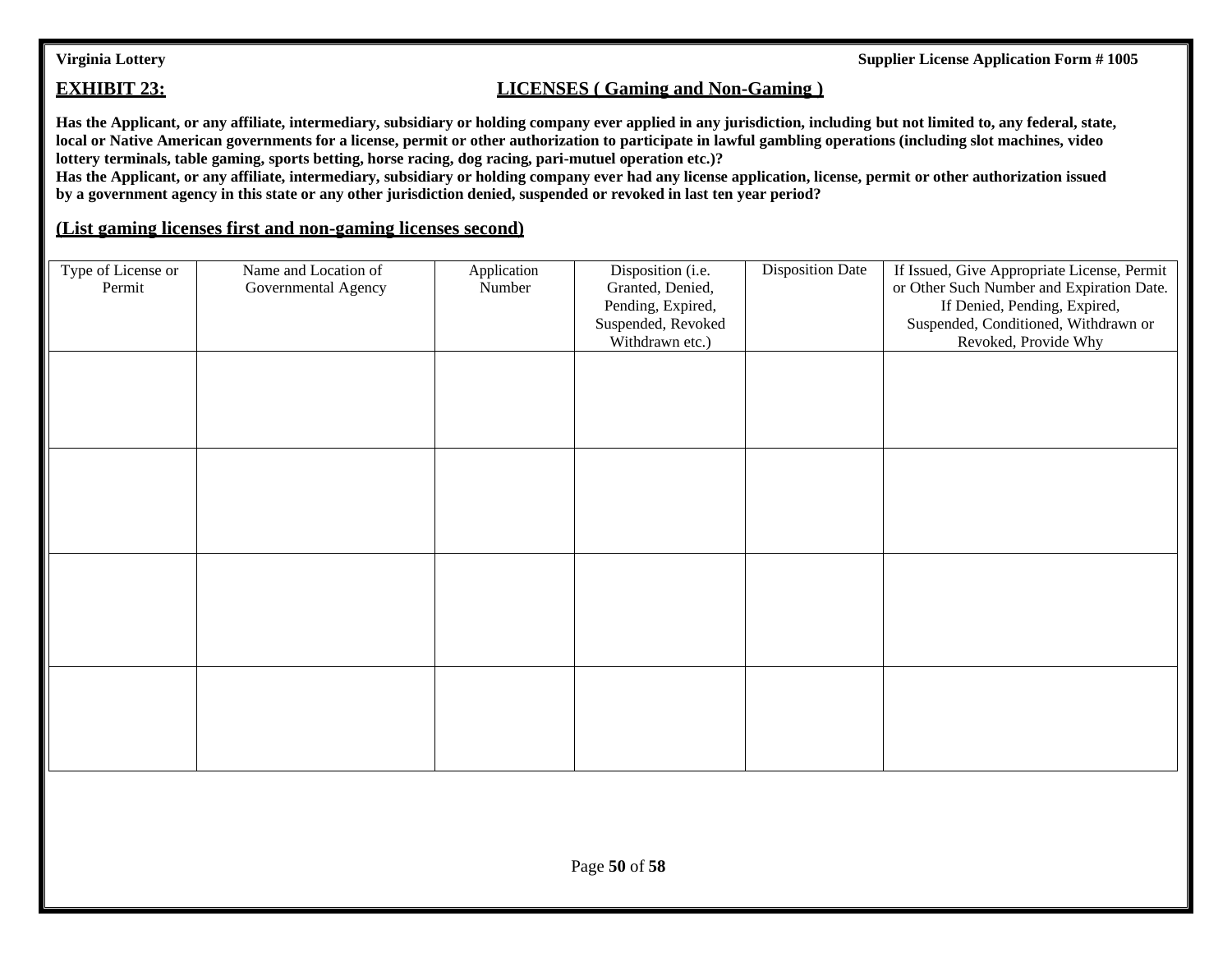## EXHIBIT 23: LICENSES ( Gaming and Non-Gaming )

**Has the Applicant, or any affiliate, intermediary, subsidiary or holding company ever applied in any jurisdiction, including but not limited to, any federal, state, local or Native American governments for a license, permit or other authorization to participate in lawful gambling operations (including slot machines, video lottery terminals, table gaming, sports betting, horse racing, dog racing, pari-mutuel operation etc.)?**
**Has the Applicant, or any affiliate, intermediary, subsidiary or holding company ever had any license application, license, permit or other authorization issued by a government agency in this state or any other jurisdiction denied, suspended or revoked in last ten year period?**

**(List gaming licenses first and non-gaming licenses second)**

| Type of License or Permit | Name and Location of Governmental Agency | Application Number | Disposition (i.e. Granted, Denied, Pending, Expired, Suspended, Revoked Withdrawn etc.) | Disposition Date | If Issued, Give Appropriate License, Permit or Other Such Number and Expiration Date. If Denied, Pending, Expired, Suspended, Conditioned, Withdrawn or Revoked, Provide Why |
|---|---|---|---|---|---|
| | | | | | |
| | | | | | |
| | | | | | |
| | | | | | |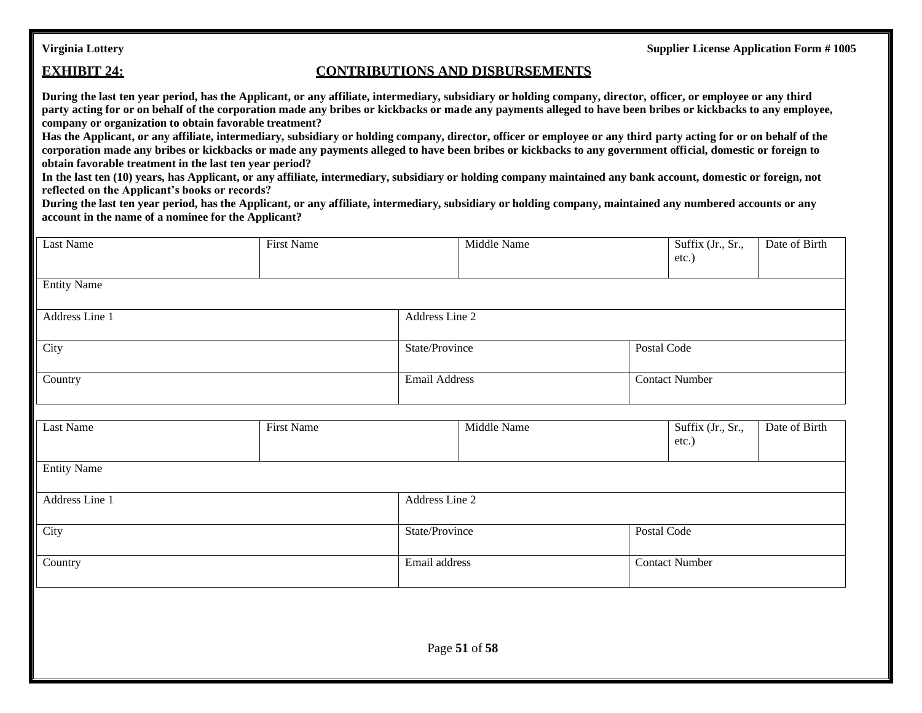**EXHIBIT 24:** **CONTRIBUTIONS AND DISBURSEMENTS**

**During the last ten year period, has the Applicant, or any affiliate, intermediary, subsidiary or holding company, director, officer, or employee or any third party acting for or on behalf of the corporation made any bribes or kickbacks or made any payments alleged to have been bribes or kickbacks to any employee, company or organization to obtain favorable treatment?**

**Has the Applicant, or any affiliate, intermediary, subsidiary or holding company, director, officer or employee or any third party acting for or on behalf of the corporation made any bribes or kickbacks or made any payments alleged to have been bribes or kickbacks to any government official, domestic or foreign to obtain favorable treatment in the last ten year period?**

**In the last ten (10) years, has Applicant, or any affiliate, intermediary, subsidiary or holding company maintained any bank account, domestic or foreign, not reflected on the Applicant's books or records?**

**During the last ten year period, has the Applicant, or any affiliate, intermediary, subsidiary or holding company, maintained any numbered accounts or any account in the name of a nominee for the Applicant?**

| Last Name | First Name | Middle Name | Suffix (Jr., Sr., etc.) | Date of Birth |
|---|---|---|---|---|
| Entity Name | | | | |
| Address Line 1 | Address Line 2 | | | |
| City | State/Province | Postal Code | | |
| Country | Email Address | Contact Number | | |

| Last Name | First Name | Middle Name | Suffix (Jr., Sr., etc.) | Date of Birth |
|---|---|---|---|---|
| Entity Name | | | | |
| Address Line 1 | Address Line 2 | | | |
| City | State/Province | Postal Code | | |
| Country | Email address | Contact Number | | |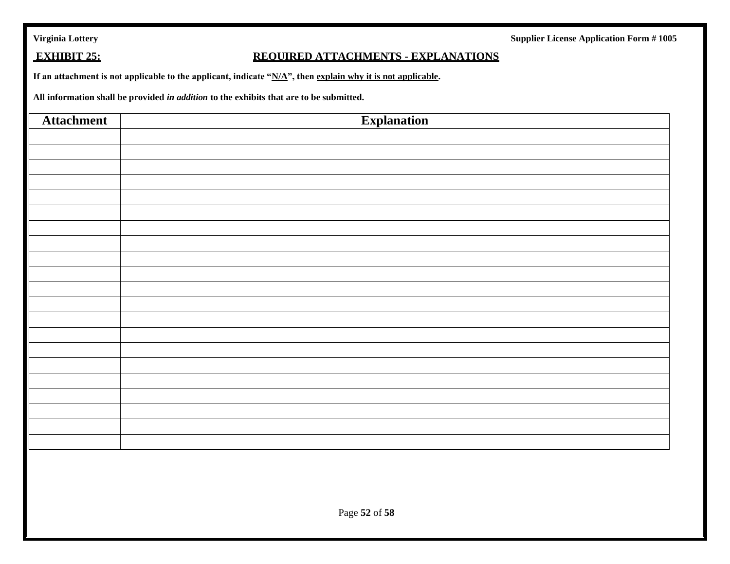## EXHIBIT 25: REQUIRED ATTACHMENTS - EXPLANATIONS

**If an attachment is not applicable to the applicant, indicate "N/A", then explain why it is not applicable.**

**All information shall be provided *in addition* to the exhibits that are to be submitted.**

| Attachment | Explanation |
|---|---|
| | |
| | |
| | |
| | |
| | |
| | |
| | |
| | |
| | |
| | |
| | |
| | |
| | |
| | |
| | |
| | |
| | |
| | |
| | |
| | |
| | |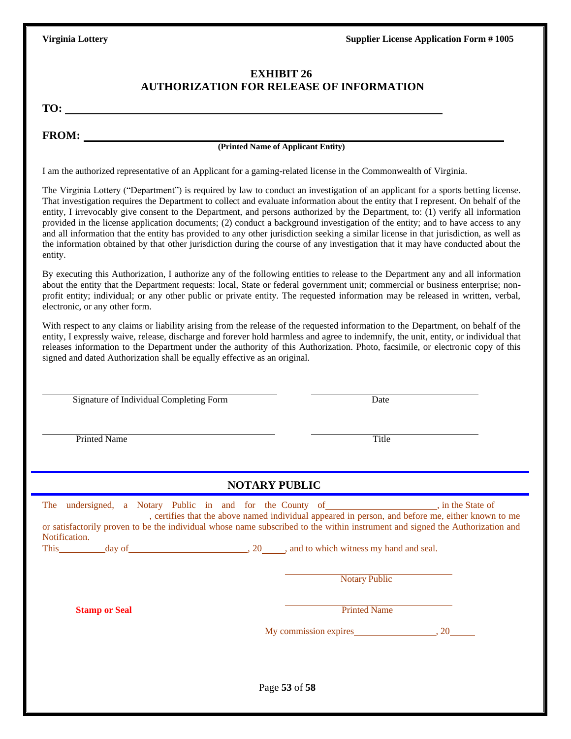Virginia Lottery  Supplier License Application Form # 1005

## EXHIBIT 26
## AUTHORIZATION FOR RELEASE OF INFORMATION

**TO:** ______________________________________________

**FROM:** ______________________________________________
**(Printed Name of Applicant Entity)**

I am the authorized representative of an Applicant for a gaming-related license in the Commonwealth of Virginia.

The Virginia Lottery ("Department") is required by law to conduct an investigation of an applicant for a sports betting license. That investigation requires the Department to collect and evaluate information about the entity that I represent. On behalf of the entity, I irrevocably give consent to the Department, and persons authorized by the Department, to: (1) verify all information provided in the license application documents; (2) conduct a background investigation of the entity; and to have access to any and all information that the entity has provided to any other jurisdiction seeking a similar license in that jurisdiction, as well as the information obtained by that other jurisdiction during the course of any investigation that it may have conducted about the entity.

By executing this Authorization, I authorize any of the following entities to release to the Department any and all information about the entity that the Department requests: local, State or federal government unit; commercial or business enterprise; non-profit entity; individual; or any other public or private entity. The requested information may be released in written, verbal, electronic, or any other form.

With respect to any claims or liability arising from the release of the requested information to the Department, on behalf of the entity, I expressly waive, release, discharge and forever hold harmless and agree to indemnify, the unit, entity, or individual that releases information to the Department under the authority of this Authorization. Photo, facsimile, or electronic copy of this signed and dated Authorization shall be equally effective as an original.

______________________________  ______________________________
Signature of Individual Completing Form  Date

______________________________  ______________________________
Printed Name  Title

## NOTARY PUBLIC

The undersigned, a Notary Public in and for the County of______________________, in the State of ______________________, certifies that the above named individual appeared in person, and before me, either known to me or satisfactorily proven to be the individual whose name subscribed to the within instrument and signed the Authorization and Notification.

This_________day of________________________, 20_____, and to which witness my hand and seal.

______________________________
Notary Public

**Stamp or Seal**

______________________________
Printed Name

My commission expires_________________, 20_____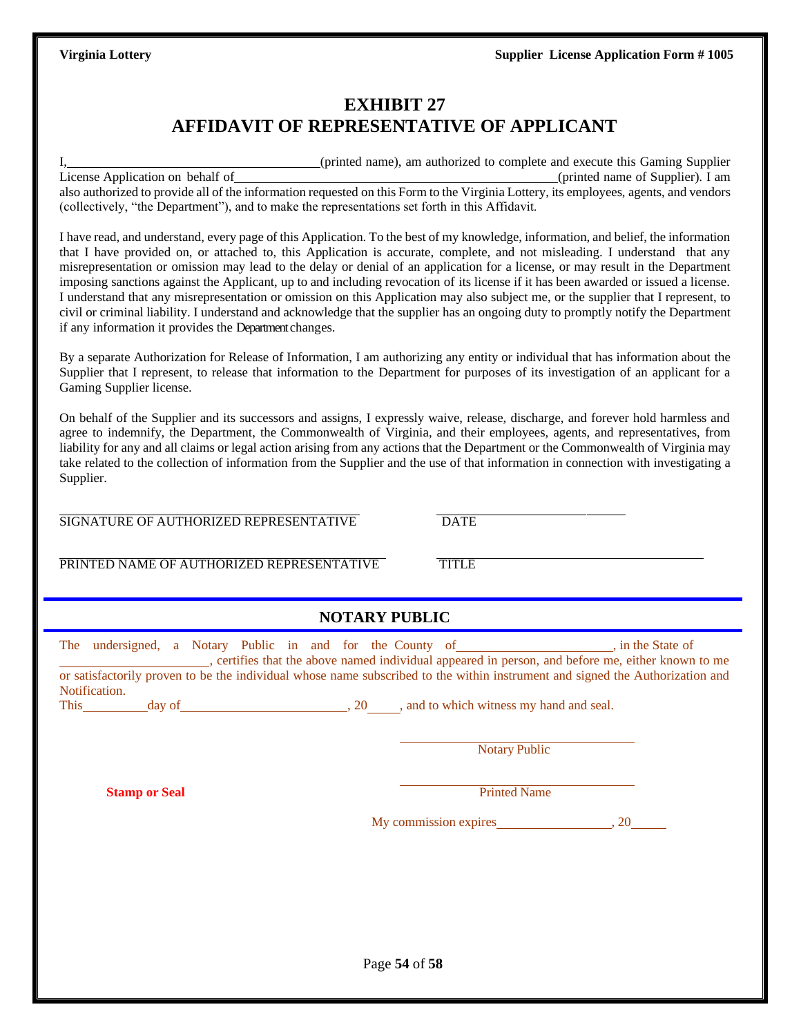# EXHIBIT 27
# AFFIDAVIT OF REPRESENTATIVE OF APPLICANT

I,\_\_\_\_\_\_\_\_\_\_\_\_\_\_\_\_\_\_\_\_\_\_\_\_\_\_\_\_\_\_\_\_\_\_\_\_(printed name), am authorized to complete and execute this Gaming Supplier License Application on behalf of\_\_\_\_\_\_\_\_\_\_\_\_\_\_\_\_\_\_\_\_\_\_\_\_\_\_\_\_\_\_\_\_\_\_\_\_\_\_\_\_\_\_\_\_\_\_(printed name of Supplier). I am also authorized to provide all of the information requested on this Form to the Virginia Lottery, its employees, agents, and vendors (collectively, "the Department"), and to make the representations set forth in this Affidavit.

I have read, and understand, every page of this Application. To the best of my knowledge, information, and belief, the information that I have provided on, or attached to, this Application is accurate, complete, and not misleading. I understand that any misrepresentation or omission may lead to the delay or denial of an application for a license, or may result in the Department imposing sanctions against the Applicant, up to and including revocation of its license if it has been awarded or issued a license. I understand that any misrepresentation or omission on this Application may also subject me, or the supplier that I represent, to civil or criminal liability. I understand and acknowledge that the supplier has an ongoing duty to promptly notify the Department if any information it provides the Department changes.

By a separate Authorization for Release of Information, I am authorizing any entity or individual that has information about the Supplier that I represent, to release that information to the Department for purposes of its investigation of an applicant for a Gaming Supplier license.

On behalf of the Supplier and its successors and assigns, I expressly waive, release, discharge, and forever hold harmless and agree to indemnify, the Department, the Commonwealth of Virginia, and their employees, agents, and representatives, from liability for any and all claims or legal action arising from any actions that the Department or the Commonwealth of Virginia may take related to the collection of information from the Supplier and the use of that information in connection with investigating a Supplier.

\_\_\_\_\_\_\_\_\_\_\_\_\_\_\_\_\_\_\_\_\_\_\_\_\_\_\_\_\_\_\_\_\_\_\_\_\_\_\_\_\_\_ \_\_\_\_\_\_\_\_\_\_\_\_\_\_\_\_\_\_\_\_\_\_\_\_\_\_
SIGNATURE OF AUTHORIZED REPRESENTATIVE DATE

\_\_\_\_\_\_\_\_\_\_\_\_\_\_\_\_\_\_\_\_\_\_\_\_\_\_\_\_\_\_\_\_\_\_\_\_\_\_\_\_\_\_ \_\_\_\_\_\_\_\_\_\_\_\_\_\_\_\_\_\_\_\_\_\_\_\_\_\_\_\_\_\_\_\_\_\_\_\_
PRINTED NAME OF AUTHORIZED REPRESENTATIVE TITLE

## NOTARY PUBLIC

The undersigned, a Notary Public in and for the County of\_\_\_\_\_\_\_\_\_\_\_\_\_\_\_\_\_\_\_\_\_\_, in the State of \_\_\_\_\_\_\_\_\_\_\_\_\_\_\_\_\_\_\_\_\_\_, certifies that the above named individual appeared in person, and before me, either known to me or satisfactorily proven to be the individual whose name subscribed to the within instrument and signed the Authorization and Notification.

This\_\_\_\_\_\_\_\_\_\_day of\_\_\_\_\_\_\_\_\_\_\_\_\_\_\_\_\_\_\_\_\_\_\_\_\_, 20\_\_\_\_\_, and to which witness my hand and seal.

\_\_\_\_\_\_\_\_\_\_\_\_\_\_\_\_\_\_\_\_\_\_\_\_\_\_\_\_\_\_\_\_\_\_
Notary Public

**Stamp or Seal**

\_\_\_\_\_\_\_\_\_\_\_\_\_\_\_\_\_\_\_\_\_\_\_\_\_\_\_\_\_\_\_\_\_\_
Printed Name

My commission expires\_\_\_\_\_\_\_\_\_\_\_\_\_\_\_\_\_, 20\_\_\_\_\_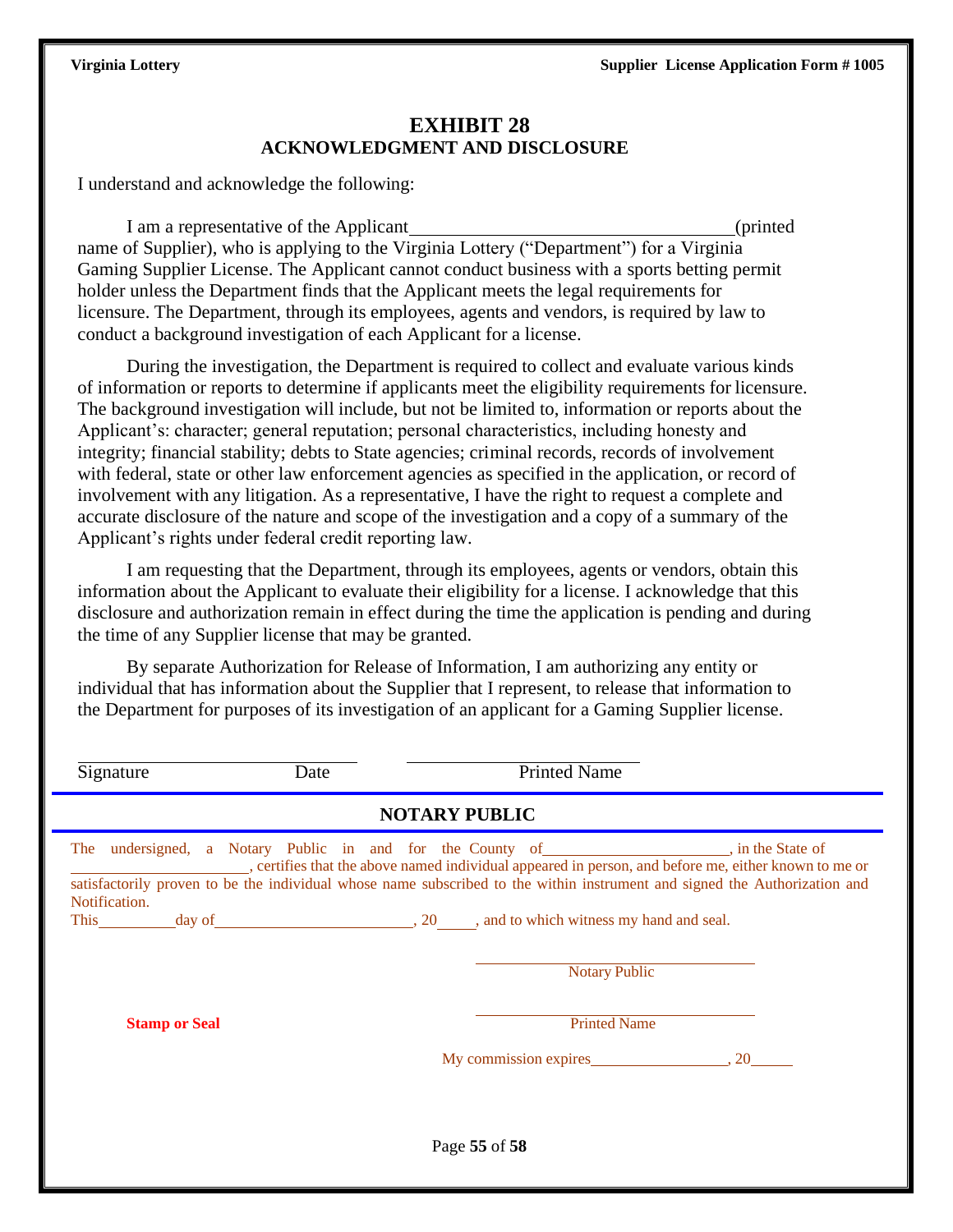# EXHIBIT 28
## ACKNOWLEDGMENT AND DISCLOSURE

I understand and acknowledge the following:

I am a representative of the Applicant____________________________________(printed name of Supplier), who is applying to the Virginia Lottery ("Department") for a Virginia Gaming Supplier License. The Applicant cannot conduct business with a sports betting permit holder unless the Department finds that the Applicant meets the legal requirements for licensure. The Department, through its employees, agents and vendors, is required by law to conduct a background investigation of each Applicant for a license.

During the investigation, the Department is required to collect and evaluate various kinds of information or reports to determine if applicants meet the eligibility requirements for licensure. The background investigation will include, but not be limited to, information or reports about the Applicant's: character; general reputation; personal characteristics, including honesty and integrity; financial stability; debts to State agencies; criminal records, records of involvement with federal, state or other law enforcement agencies as specified in the application, or record of involvement with any litigation. As a representative, I have the right to request a complete and accurate disclosure of the nature and scope of the investigation and a copy of a summary of the Applicant's rights under federal credit reporting law.

I am requesting that the Department, through its employees, agents or vendors, obtain this information about the Applicant to evaluate their eligibility for a license. I acknowledge that this disclosure and authorization remain in effect during the time the application is pending and during the time of any Supplier license that may be granted.

By separate Authorization for Release of Information, I am authorizing any entity or individual that has information about the Supplier that I represent, to release that information to the Department for purposes of its investigation of an applicant for a Gaming Supplier license.

______________________________ ______________________________

Signature Date Printed Name

## NOTARY PUBLIC

The undersigned, a Notary Public in and for the County of________________________, in the State of ________________________, certifies that the above named individual appeared in person, and before me, either known to me or satisfactorily proven to be the individual whose name subscribed to the within instrument and signed the Authorization and Notification.

This__________day of__________________________, 20_____, and to which witness my hand and seal.

____________________________________

Notary Public

____________________________________

**Stamp or Seal** Printed Name

My commission expires__________________, 20_____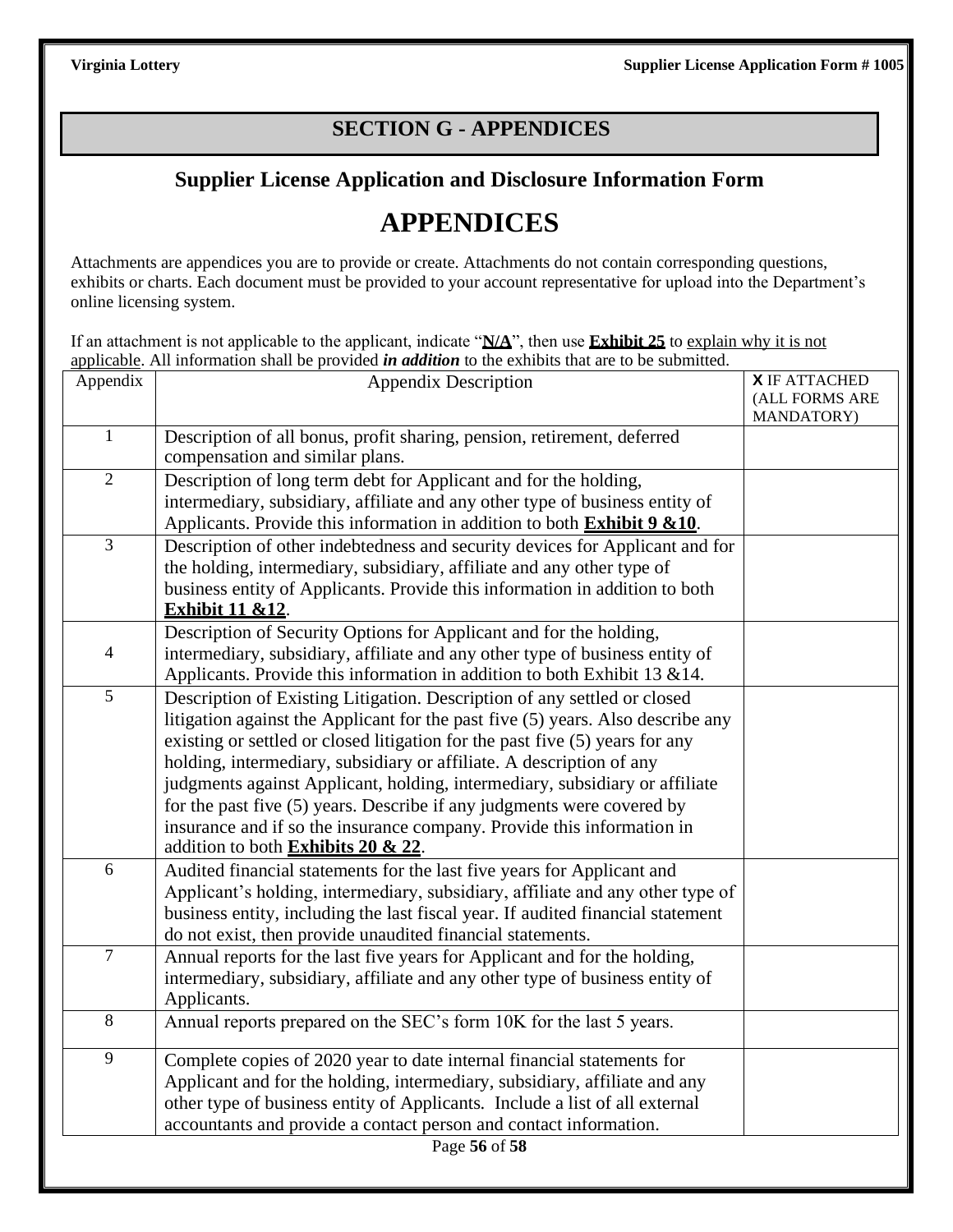## SECTION G - APPENDICES

### Supplier License Application and Disclosure Information Form

# APPENDICES

Attachments are appendices you are to provide or create. Attachments do not contain corresponding questions, exhibits or charts. Each document must be provided to your account representative for upload into the Department's online licensing system.

If an attachment is not applicable to the applicant, indicate "**N/A**", then use **Exhibit 25** to explain why it is not applicable. All information shall be provided ***in addition*** to the exhibits that are to be submitted.

| Appendix | Appendix Description | **X** IF ATTACHED (ALL FORMS ARE MANDATORY) |
|---|---|---|
| 1 | Description of all bonus, profit sharing, pension, retirement, deferred compensation and similar plans. | |
| 2 | Description of long term debt for Applicant and for the holding, intermediary, subsidiary, affiliate and any other type of business entity of Applicants. Provide this information in addition to both **Exhibit 9 &10**. | |
| 3 | Description of other indebtedness and security devices for Applicant and for the holding, intermediary, subsidiary, affiliate and any other type of business entity of Applicants. Provide this information in addition to both **Exhibit 11 &12**. | |
| 4 | Description of Security Options for Applicant and for the holding, intermediary, subsidiary, affiliate and any other type of business entity of Applicants. Provide this information in addition to both Exhibit 13 &14. | |
| 5 | Description of Existing Litigation. Description of any settled or closed litigation against the Applicant for the past five (5) years. Also describe any existing or settled or closed litigation for the past five (5) years for any holding, intermediary, subsidiary or affiliate. A description of any judgments against Applicant, holding, intermediary, subsidiary or affiliate for the past five (5) years. Describe if any judgments were covered by insurance and if so the insurance company. Provide this information in addition to both **Exhibits 20 & 22**. | |
| 6 | Audited financial statements for the last five years for Applicant and Applicant's holding, intermediary, subsidiary, affiliate and any other type of business entity, including the last fiscal year. If audited financial statement do not exist, then provide unaudited financial statements. | |
| 7 | Annual reports for the last five years for Applicant and for the holding, intermediary, subsidiary, affiliate and any other type of business entity of Applicants. | |
| 8 | Annual reports prepared on the SEC's form 10K for the last 5 years. | |
| 9 | Complete copies of 2020 year to date internal financial statements for Applicant and for the holding, intermediary, subsidiary, affiliate and any other type of business entity of Applicants. Include a list of all external accountants and provide a contact person and contact information. | |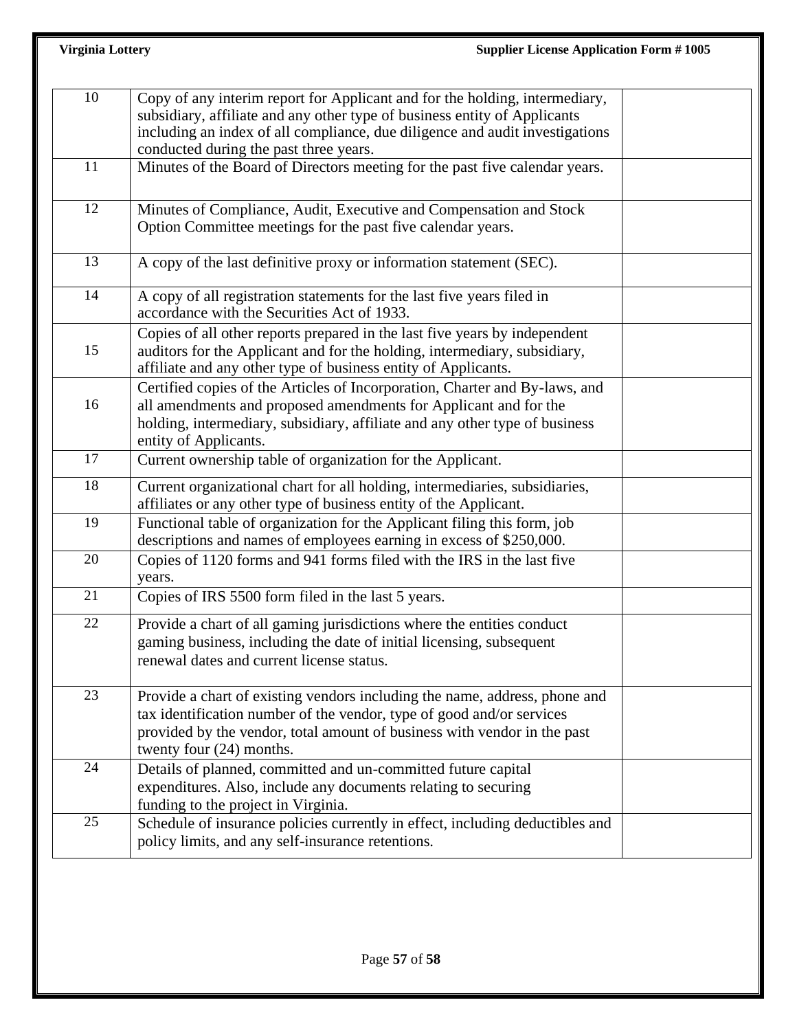| | | |
|---|---|---|
| 10 | Copy of any interim report for Applicant and for the holding, intermediary, subsidiary, affiliate and any other type of business entity of Applicants including an index of all compliance, due diligence and audit investigations conducted during the past three years. | |
| 11 | Minutes of the Board of Directors meeting for the past five calendar years. | |
| 12 | Minutes of Compliance, Audit, Executive and Compensation and Stock Option Committee meetings for the past five calendar years. | |
| 13 | A copy of the last definitive proxy or information statement (SEC). | |
| 14 | A copy of all registration statements for the last five years filed in accordance with the Securities Act of 1933. | |
| 15 | Copies of all other reports prepared in the last five years by independent auditors for the Applicant and for the holding, intermediary, subsidiary, affiliate and any other type of business entity of Applicants. | |
| 16 | Certified copies of the Articles of Incorporation, Charter and By-laws, and all amendments and proposed amendments for Applicant and for the holding, intermediary, subsidiary, affiliate and any other type of business entity of Applicants. | |
| 17 | Current ownership table of organization for the Applicant. | |
| 18 | Current organizational chart for all holding, intermediaries, subsidiaries, affiliates or any other type of business entity of the Applicant. | |
| 19 | Functional table of organization for the Applicant filing this form, job descriptions and names of employees earning in excess of $250,000. | |
| 20 | Copies of 1120 forms and 941 forms filed with the IRS in the last five years. | |
| 21 | Copies of IRS 5500 form filed in the last 5 years. | |
| 22 | Provide a chart of all gaming jurisdictions where the entities conduct gaming business, including the date of initial licensing, subsequent renewal dates and current license status. | |
| 23 | Provide a chart of existing vendors including the name, address, phone and tax identification number of the vendor, type of good and/or services provided by the vendor, total amount of business with vendor in the past twenty four (24) months. | |
| 24 | Details of planned, committed and un-committed future capital expenditures. Also, include any documents relating to securing funding to the project in Virginia. | |
| 25 | Schedule of insurance policies currently in effect, including deductibles and policy limits, and any self-insurance retentions. | |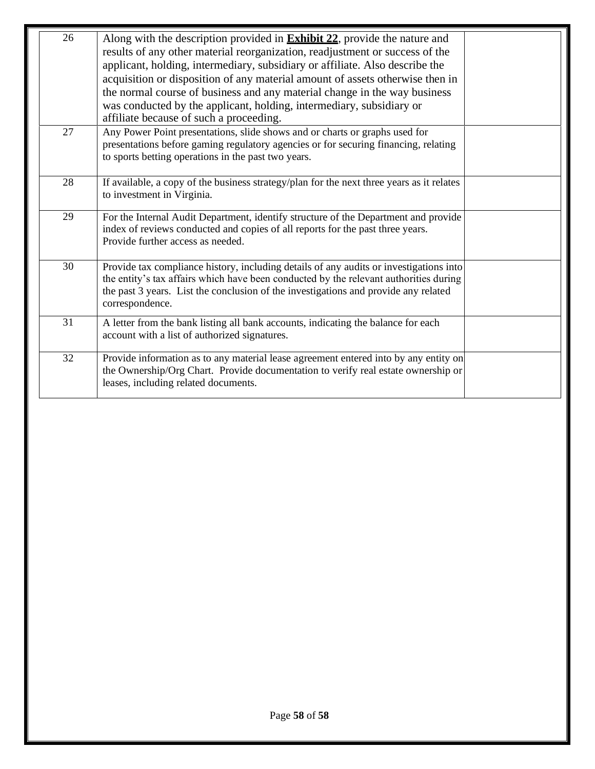| | | |
|---|---|---|
| 26 | Along with the description provided in **Exhibit 22**, provide the nature and results of any other material reorganization, readjustment or success of the applicant, holding, intermediary, subsidiary or affiliate. Also describe the acquisition or disposition of any material amount of assets otherwise then in the normal course of business and any material change in the way business was conducted by the applicant, holding, intermediary, subsidiary or affiliate because of such a proceeding. | |
| 27 | Any Power Point presentations, slide shows and or charts or graphs used for presentations before gaming regulatory agencies or for securing financing, relating to sports betting operations in the past two years. | |
| 28 | If available, a copy of the business strategy/plan for the next three years as it relates to investment in Virginia. | |
| 29 | For the Internal Audit Department, identify structure of the Department and provide index of reviews conducted and copies of all reports for the past three years. Provide further access as needed. | |
| 30 | Provide tax compliance history, including details of any audits or investigations into the entity's tax affairs which have been conducted by the relevant authorities during the past 3 years. List the conclusion of the investigations and provide any related correspondence. | |
| 31 | A letter from the bank listing all bank accounts, indicating the balance for each account with a list of authorized signatures. | |
| 32 | Provide information as to any material lease agreement entered into by any entity on the Ownership/Org Chart. Provide documentation to verify real estate ownership or leases, including related documents. | |